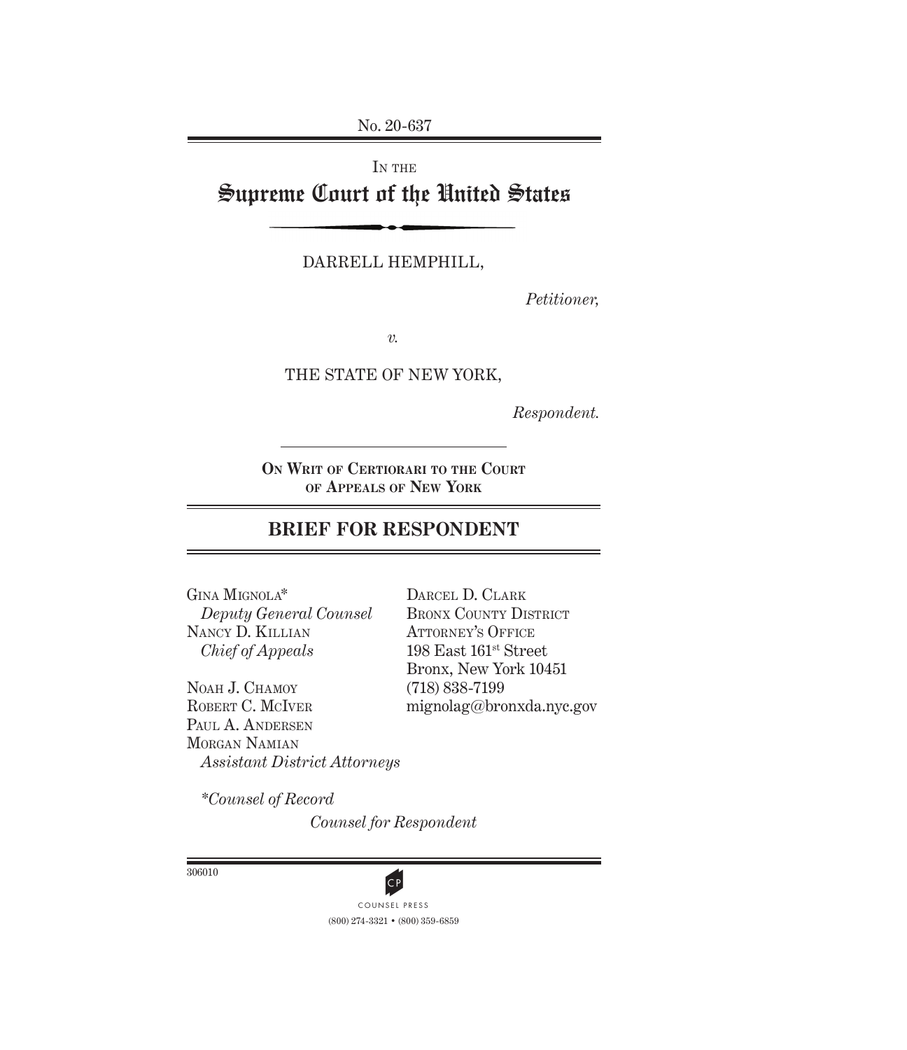No. 20-637

IN THE

# Supreme Court of the United States

DARRELL HEMPHILL,

*Petitioner,*

*v.*

THE STATE OF NEW YORK,

*Respondent.*

**ON WRIT OF CERTIORARI TO THE COURT OF APPEALS OF NEW YORK**

## BRIEF FOR RESPONDENT

GINA MIGNOLA*
*Deputy General Counsel*
NANCY D. KILLIAN
*Chief of Appeals*

NOAH J. CHAMOY
ROBERT C. MCIVER
PAUL A. ANDERSEN
MORGAN NAMIAN
*Assistant District Attorneys*

DARCEL D. CLARK
BRONX COUNTY DISTRICT ATTORNEY'S OFFICE
198 East 161st Street
Bronx, New York 10451
(718) 838-7199
mignolag@bronxda.nyc.gov

*\*Counsel of Record*

*Counsel for Respondent*

306010

COUNSEL PRESS
(800) 274-3321 • (800) 359-6859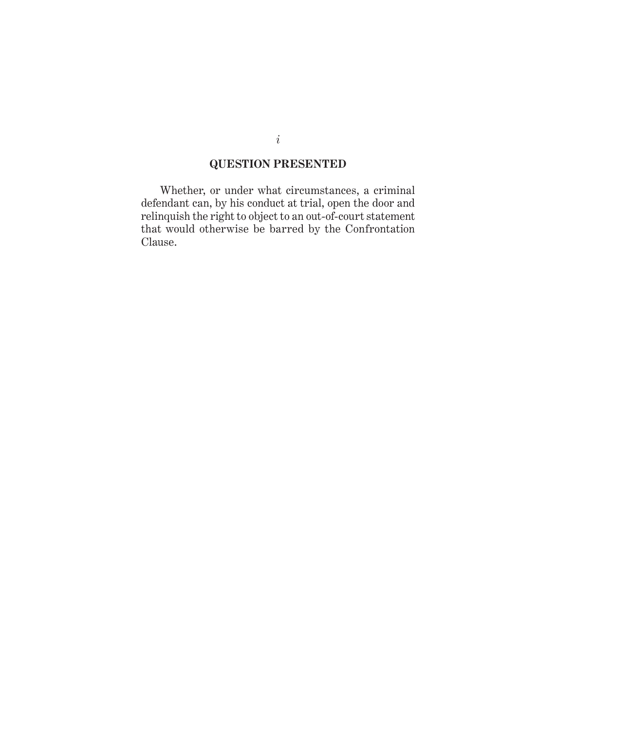## QUESTION PRESENTED

Whether, or under what circumstances, a criminal defendant can, by his conduct at trial, open the door and relinquish the right to object to an out-of-court statement that would otherwise be barred by the Confrontation Clause.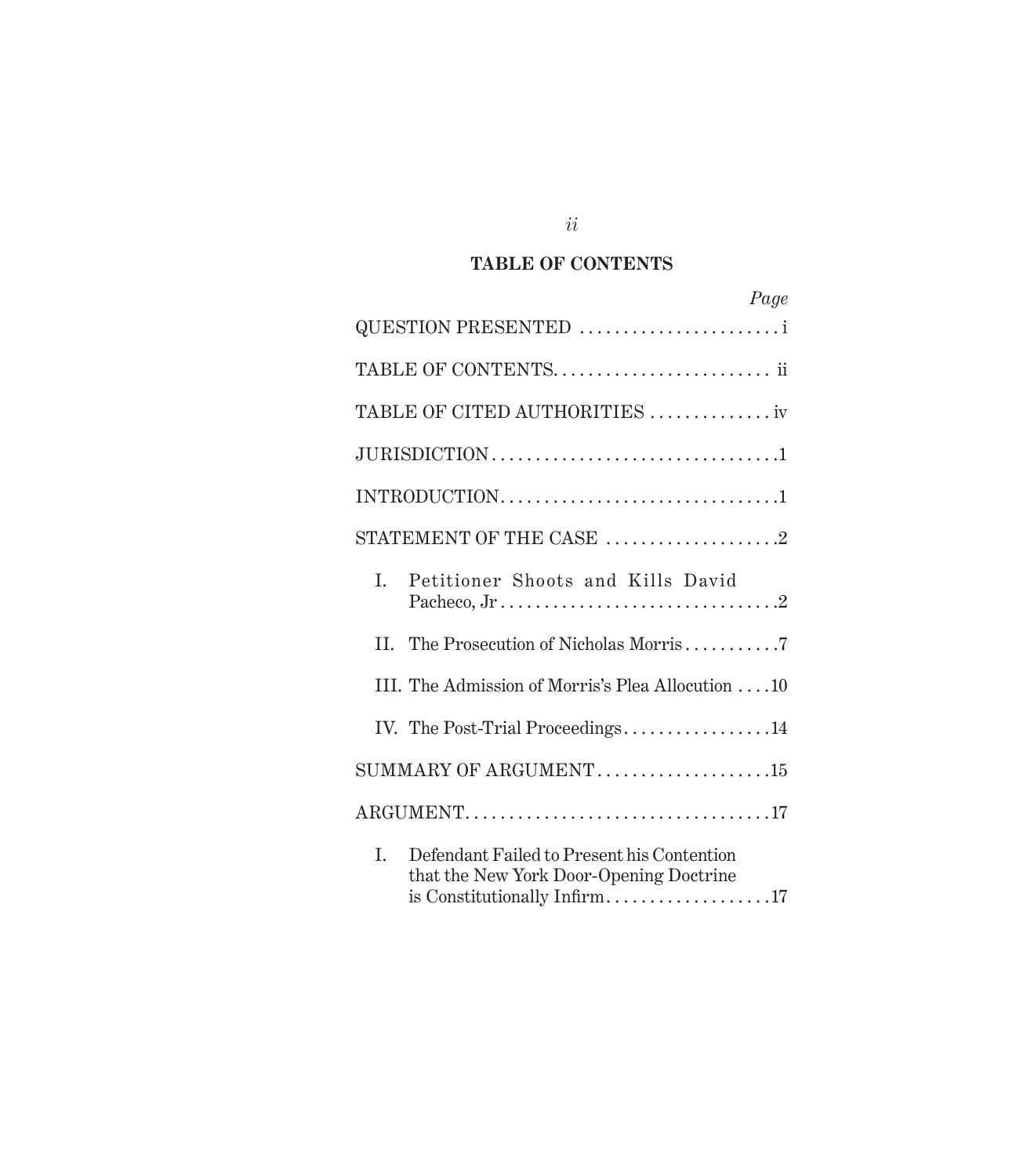## TABLE OF CONTENTS

*Page*

QUESTION PRESENTED . . . . . . . . . . . . . . . . . . . . . . . i

TABLE OF CONTENTS. . . . . . . . . . . . . . . . . . . . . . . . . ii

TABLE OF CITED AUTHORITIES . . . . . . . . . . . . . . iv

JURISDICTION . . . . . . . . . . . . . . . . . . . . . . . . . . . . . . . . .1

INTRODUCTION. . . . . . . . . . . . . . . . . . . . . . . . . . . . . . . .1

STATEMENT OF THE CASE . . . . . . . . . . . . . . . . . . . .2

I. Petitioner Shoots and Kills David Pacheco, Jr . . . . . . . . . . . . . . . . . . . . . . . . . . . . . . .2

II. The Prosecution of Nicholas Morris . . . . . . . . . . .7

III. The Admission of Morris's Plea Allocution . . . .10

IV. The Post-Trial Proceedings. . . . . . . . . . . . . . . . .14

SUMMARY OF ARGUMENT. . . . . . . . . . . . . . . . . . . .15

ARGUMENT. . . . . . . . . . . . . . . . . . . . . . . . . . . . . . . . . . .17

I. Defendant Failed to Present his Contention that the New York Door-Opening Doctrine is Constitutionally Infirm. . . . . . . . . . . . . . . . . . .17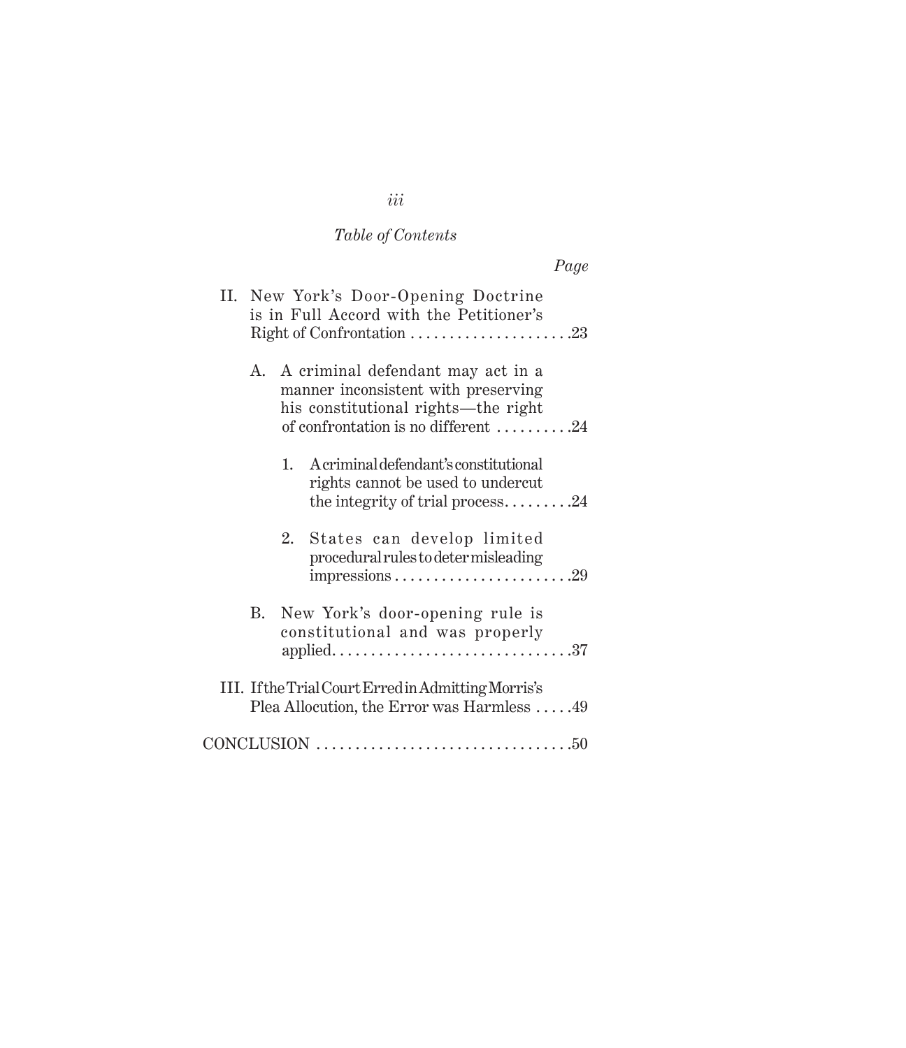*Table of Contents*

*Page*

II. New York's Door-Opening Doctrine is in Full Accord with the Petitioner's Right of Confrontation . . . . . . . . . . . . . . . . . . . . .23

A. A criminal defendant may act in a manner inconsistent with preserving his constitutional rights—the right of confrontation is no different . . . . . . . . . .24

1. A criminal defendant's constitutional rights cannot be used to undercut the integrity of trial process. . . . . . . . .24

2. States can develop limited procedural rules to deter misleading impressions . . . . . . . . . . . . . . . . . . . . . . .29

B. New York's door-opening rule is constitutional and was properly applied. . . . . . . . . . . . . . . . . . . . . . . . . . . . . .37

III. If the Trial Court Erred in Admitting Morris's Plea Allocution, the Error was Harmless . . . . .49

CONCLUSION . . . . . . . . . . . . . . . . . . . . . . . . . . . . . . . . .50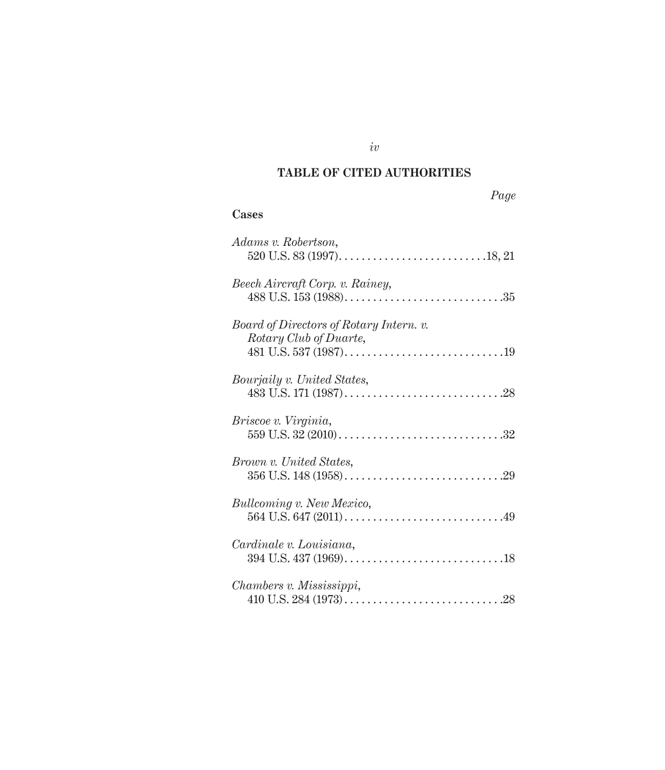## TABLE OF CITED AUTHORITIES

*Page*

**Cases**

*Adams v. Robertson*,
520 U.S. 83 (1997) . . . . . . . . . . . . . . . . . . . . . . . . . .18, 21

*Beech Aircraft Corp. v. Rainey*,
488 U.S. 153 (1988) . . . . . . . . . . . . . . . . . . . . . . . . . . . .35

*Board of Directors of Rotary Intern. v. Rotary Club of Duarte*,
481 U.S. 537 (1987) . . . . . . . . . . . . . . . . . . . . . . . . . . . .19

*Bourjaily v. United States*,
483 U.S. 171 (1987) . . . . . . . . . . . . . . . . . . . . . . . . . . . .28

*Briscoe v. Virginia*,
559 U.S. 32 (2010) . . . . . . . . . . . . . . . . . . . . . . . . . . . . .32

*Brown v. United States*,
356 U.S. 148 (1958) . . . . . . . . . . . . . . . . . . . . . . . . . . . .29

*Bullcoming v. New Mexico*,
564 U.S. 647 (2011) . . . . . . . . . . . . . . . . . . . . . . . . . . . .49

*Cardinale v. Louisiana*,
394 U.S. 437 (1969) . . . . . . . . . . . . . . . . . . . . . . . . . . . .18

*Chambers v. Mississippi*,
410 U.S. 284 (1973) . . . . . . . . . . . . . . . . . . . . . . . . . . . .28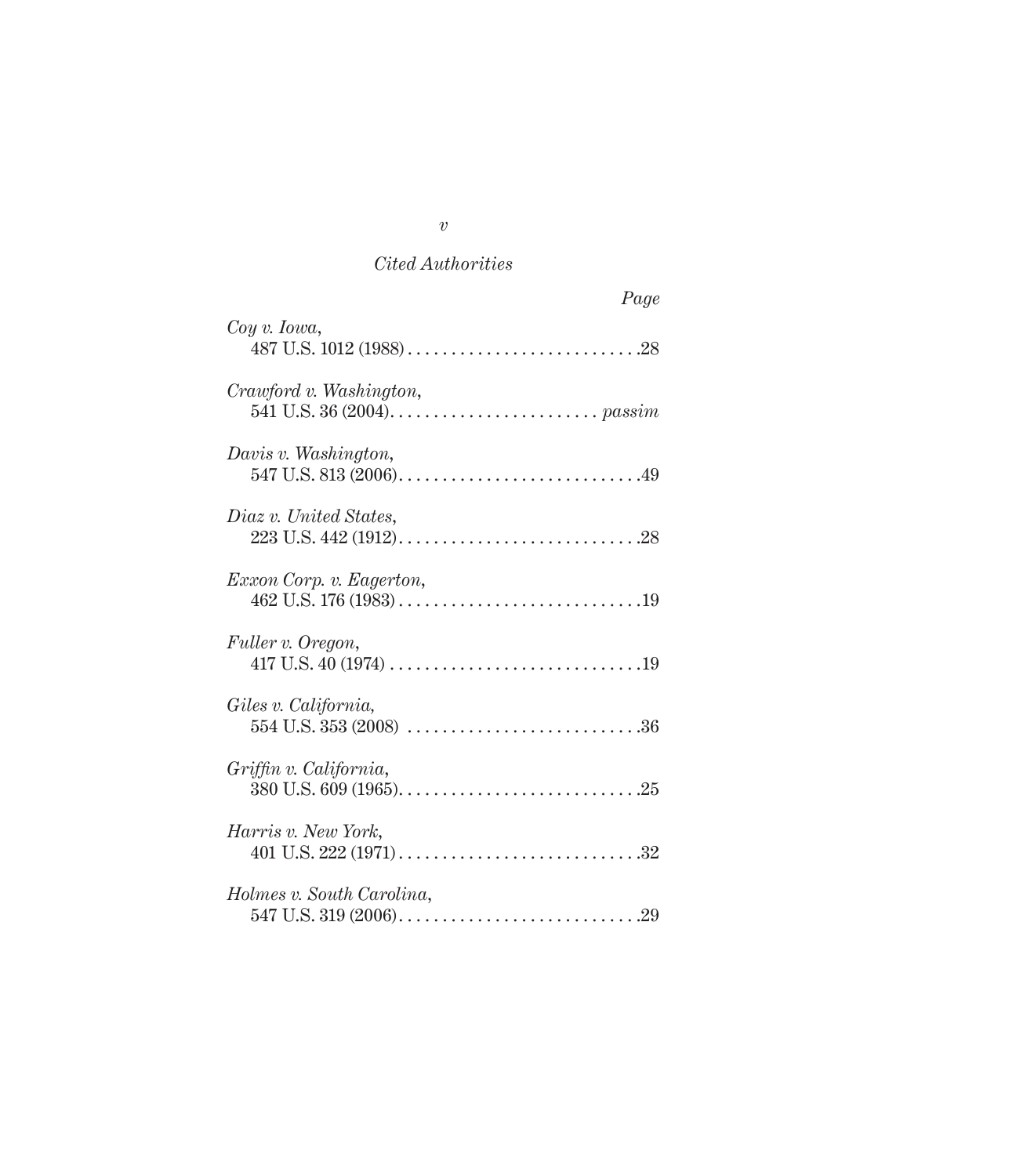*Cited Authorities*

*Page*

*Coy v. Iowa*,
487 U.S. 1012 (1988) . . . . . . . . . . . . . . . . . . . . . . . . . . .28

*Crawford v. Washington*,
541 U.S. 36 (2004). . . . . . . . . . . . . . . . . . . . . . . . *passim*

*Davis v. Washington*,
547 U.S. 813 (2006). . . . . . . . . . . . . . . . . . . . . . . . . . . .49

*Diaz v. United States*,
223 U.S. 442 (1912). . . . . . . . . . . . . . . . . . . . . . . . . . . .28

*Exxon Corp. v. Eagerton*,
462 U.S. 176 (1983) . . . . . . . . . . . . . . . . . . . . . . . . . . . .19

*Fuller v. Oregon*,
417 U.S. 40 (1974) . . . . . . . . . . . . . . . . . . . . . . . . . . . . .19

*Giles v. California*,
554 U.S. 353 (2008) . . . . . . . . . . . . . . . . . . . . . . . . . . .36

*Griffin v. California*,
380 U.S. 609 (1965). . . . . . . . . . . . . . . . . . . . . . . . . . . .25

*Harris v. New York*,
401 U.S. 222 (1971) . . . . . . . . . . . . . . . . . . . . . . . . . . . .32

*Holmes v. South Carolina*,
547 U.S. 319 (2006). . . . . . . . . . . . . . . . . . . . . . . . . . . .29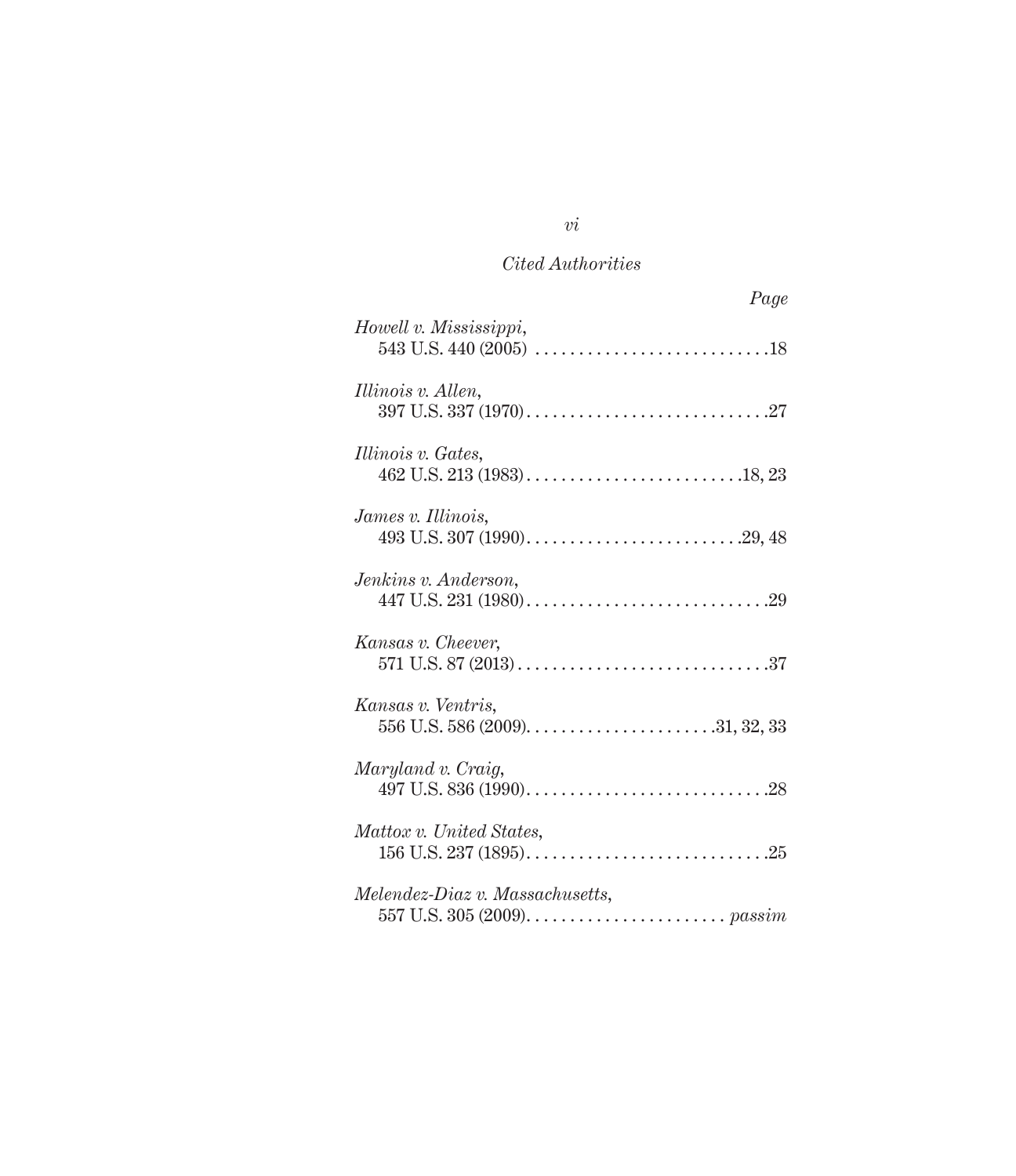*Cited Authorities*

*Page*

*Howell v. Mississippi*,
543 U.S. 440 (2005) . . . . . . . . . . . . . . . . . . . . . . . . . . .18

*Illinois v. Allen*,
397 U.S. 337 (1970) . . . . . . . . . . . . . . . . . . . . . . . . . . . .27

*Illinois v. Gates*,
462 U.S. 213 (1983) . . . . . . . . . . . . . . . . . . . . . . . . .18, 23

*James v. Illinois*,
493 U.S. 307 (1990). . . . . . . . . . . . . . . . . . . . . . . . .29, 48

*Jenkins v. Anderson*,
447 U.S. 231 (1980) . . . . . . . . . . . . . . . . . . . . . . . . . . . .29

*Kansas v. Cheever*,
571 U.S. 87 (2013) . . . . . . . . . . . . . . . . . . . . . . . . . . . . .37

*Kansas v. Ventris*,
556 U.S. 586 (2009). . . . . . . . . . . . . . . . . . . . . .31, 32, 33

*Maryland v. Craig*,
497 U.S. 836 (1990). . . . . . . . . . . . . . . . . . . . . . . . . . . .28

*Mattox v. United States*,
156 U.S. 237 (1895). . . . . . . . . . . . . . . . . . . . . . . . . . . .25

*Melendez-Diaz v. Massachusetts*,
557 U.S. 305 (2009). . . . . . . . . . . . . . . . . . . . . . . *passim*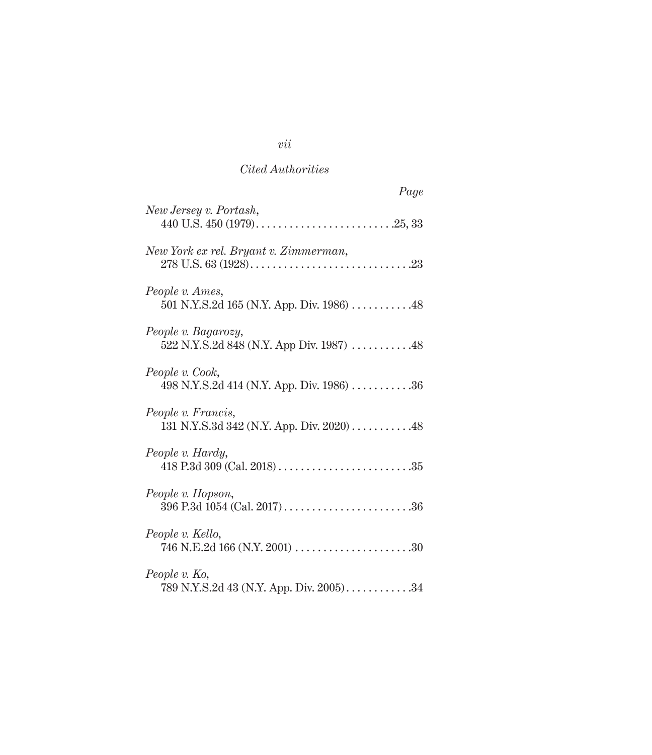*Cited Authorities*

*Page*

*New Jersey v. Portash*,
440 U.S. 450 (1979) . . . . . . . . . . . . . . . . . . . . . . . . .25, 33

*New York ex rel. Bryant v. Zimmerman*,
278 U.S. 63 (1928) . . . . . . . . . . . . . . . . . . . . . . . . . . . . .23

*People v. Ames*,
501 N.Y.S.2d 165 (N.Y. App. Div. 1986) . . . . . . . . . . .48

*People v. Bagarozy*,
522 N.Y.S.2d 848 (N.Y. App Div. 1987) . . . . . . . . . . .48

*People v. Cook*,
498 N.Y.S.2d 414 (N.Y. App. Div. 1986) . . . . . . . . . . .36

*People v. Francis*,
131 N.Y.S.3d 342 (N.Y. App. Div. 2020) . . . . . . . . . . .48

*People v. Hardy*,
418 P.3d 309 (Cal. 2018) . . . . . . . . . . . . . . . . . . . . . . . .35

*People v. Hopson*,
396 P.3d 1054 (Cal. 2017) . . . . . . . . . . . . . . . . . . . . . . .36

*People v. Kello*,
746 N.E.2d 166 (N.Y. 2001) . . . . . . . . . . . . . . . . . . . . .30

*People v. Ko*,
789 N.Y.S.2d 43 (N.Y. App. Div. 2005) . . . . . . . . . . . .34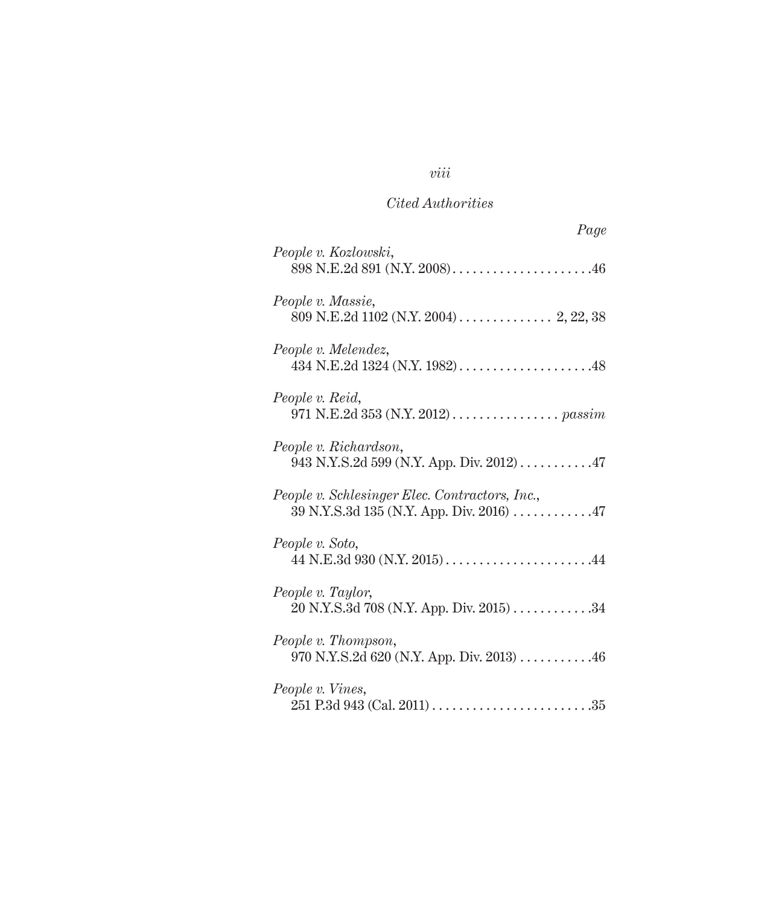*Cited Authorities*

*Page*

*People v. Kozlowski*,
898 N.E.2d 891 (N.Y. 2008) . . . . . . . . . . . . . . . . . . . . .46

*People v. Massie*,
809 N.E.2d 1102 (N.Y. 2004) . . . . . . . . . . . . . . 2, 22, 38

*People v. Melendez*,
434 N.E.2d 1324 (N.Y. 1982) . . . . . . . . . . . . . . . . . . . .48

*People v. Reid*,
971 N.E.2d 353 (N.Y. 2012) . . . . . . . . . . . . . . . . *passim*

*People v. Richardson*,
943 N.Y.S.2d 599 (N.Y. App. Div. 2012) . . . . . . . . . . .47

*People v. Schlesinger Elec. Contractors, Inc.*,
39 N.Y.S.3d 135 (N.Y. App. Div. 2016) . . . . . . . . . . . .47

*People v. Soto*,
44 N.E.3d 930 (N.Y. 2015) . . . . . . . . . . . . . . . . . . . . . .44

*People v. Taylor*,
20 N.Y.S.3d 708 (N.Y. App. Div. 2015) . . . . . . . . . . . .34

*People v. Thompson*,
970 N.Y.S.2d 620 (N.Y. App. Div. 2013) . . . . . . . . . . .46

*People v. Vines*,
251 P.3d 943 (Cal. 2011) . . . . . . . . . . . . . . . . . . . . . . . .35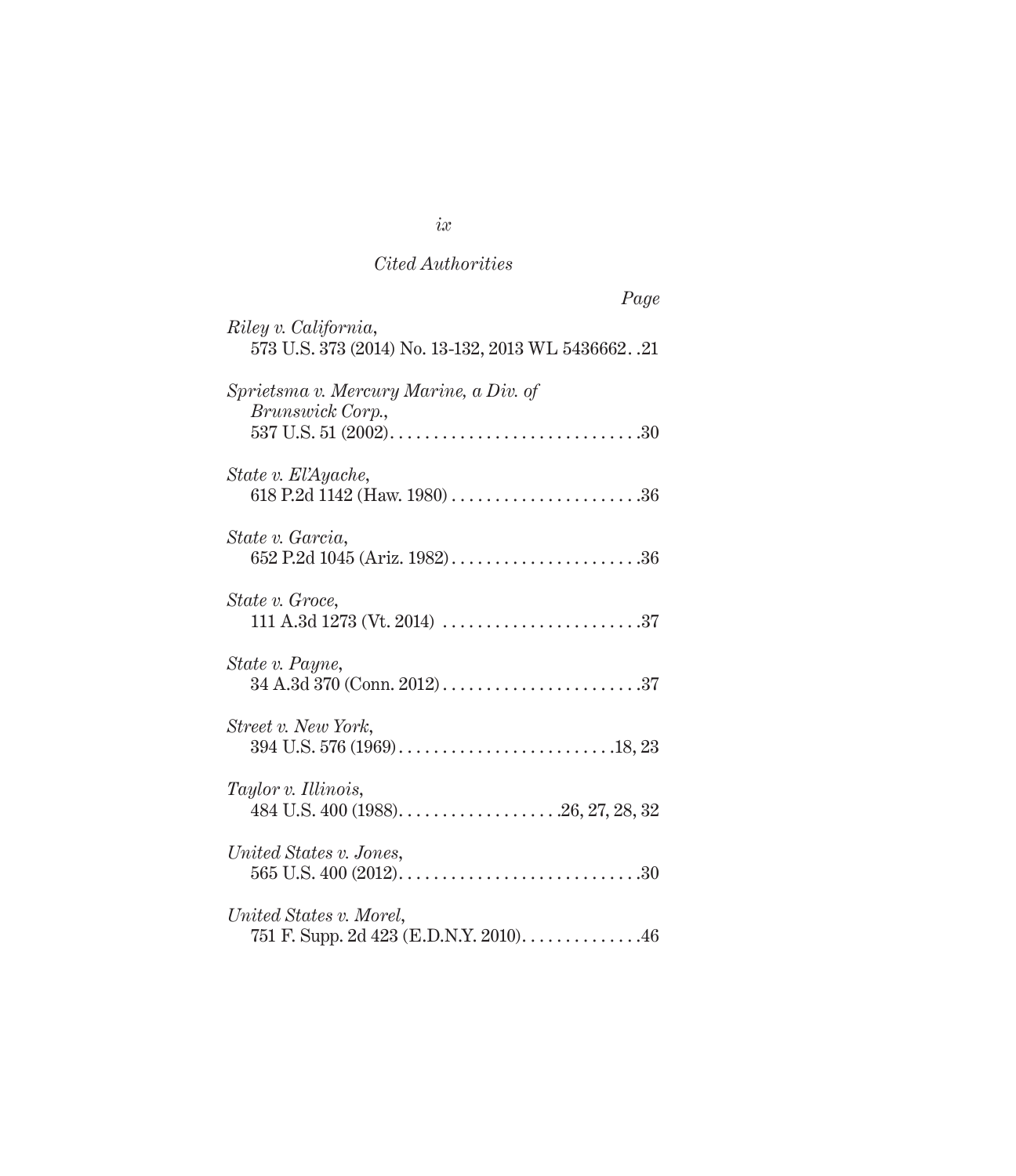*Cited Authorities*

*Page*

*Riley v. California*,
573 U.S. 373 (2014) No. 13-132, 2013 WL 5436662. . 21

*Sprietsma v. Mercury Marine, a Div. of Brunswick Corp.*,
537 U.S. 51 (2002). . . . . . . . . . . . . . . . . . . . . . . . . . . . . 30

*State v. El'Ayache*,
618 P.2d 1142 (Haw. 1980) . . . . . . . . . . . . . . . . . . . . . . 36

*State v. Garcia*,
652 P.2d 1045 (Ariz. 1982) . . . . . . . . . . . . . . . . . . . . . . 36

*State v. Groce*,
111 A.3d 1273 (Vt. 2014) . . . . . . . . . . . . . . . . . . . . . . . 37

*State v. Payne*,
34 A.3d 370 (Conn. 2012) . . . . . . . . . . . . . . . . . . . . . . . 37

*Street v. New York*,
394 U.S. 576 (1969) . . . . . . . . . . . . . . . . . . . . . . . . . 18, 23

*Taylor v. Illinois*,
484 U.S. 400 (1988) . . . . . . . . . . . . . . . . . . . 26, 27, 28, 32

*United States v. Jones*,
565 U.S. 400 (2012) . . . . . . . . . . . . . . . . . . . . . . . . . . . . 30

*United States v. Morel*,
751 F. Supp. 2d 423 (E.D.N.Y. 2010) . . . . . . . . . . . . . . 46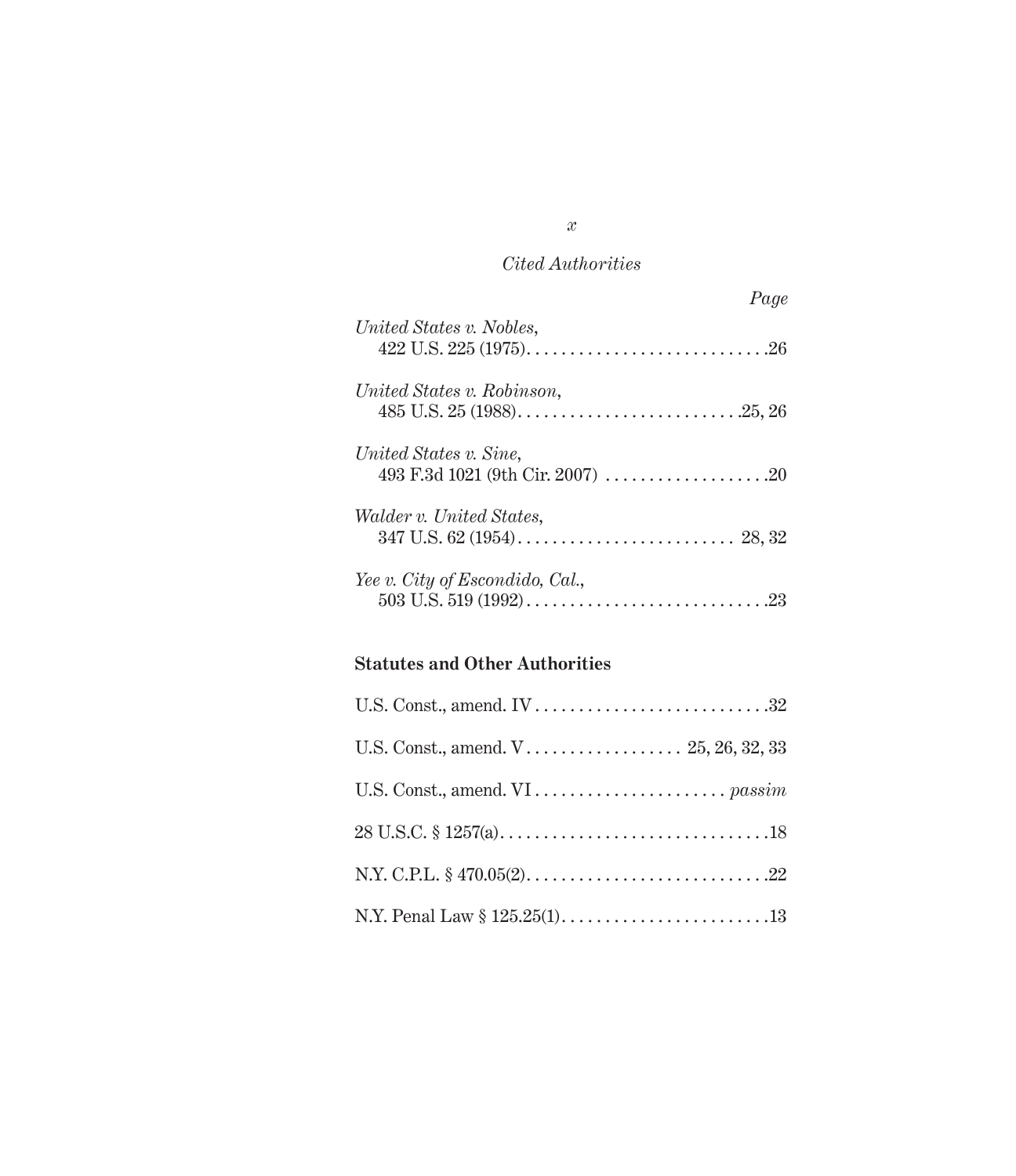*Cited Authorities*

Page

*United States v. Nobles*,
422 U.S. 225 (1975). . . . . . . . . . . . . . . . . . . . . . . . . . . .26

*United States v. Robinson*,
485 U.S. 25 (1988). . . . . . . . . . . . . . . . . . . . . . . . . .25, 26

*United States v. Sine*,
493 F.3d 1021 (9th Cir. 2007) . . . . . . . . . . . . . . . . . . .20

*Walder v. United States*,
347 U.S. 62 (1954). . . . . . . . . . . . . . . . . . . . . . . . . 28, 32

*Yee v. City of Escondido, Cal.*,
503 U.S. 519 (1992) . . . . . . . . . . . . . . . . . . . . . . . . . . . .23

**Statutes and Other Authorities**

U.S. Const., amend. IV . . . . . . . . . . . . . . . . . . . . . . . . . . .32

U.S. Const., amend. V . . . . . . . . . . . . . . . . . . 25, 26, 32, 33

U.S. Const., amend. VI . . . . . . . . . . . . . . . . . . . . . . *passim*

28 U.S.C. § 1257(a). . . . . . . . . . . . . . . . . . . . . . . . . . . . . . .18

N.Y. C.P.L. § 470.05(2). . . . . . . . . . . . . . . . . . . . . . . . . . . .22

N.Y. Penal Law § 125.25(1). . . . . . . . . . . . . . . . . . . . . . . .13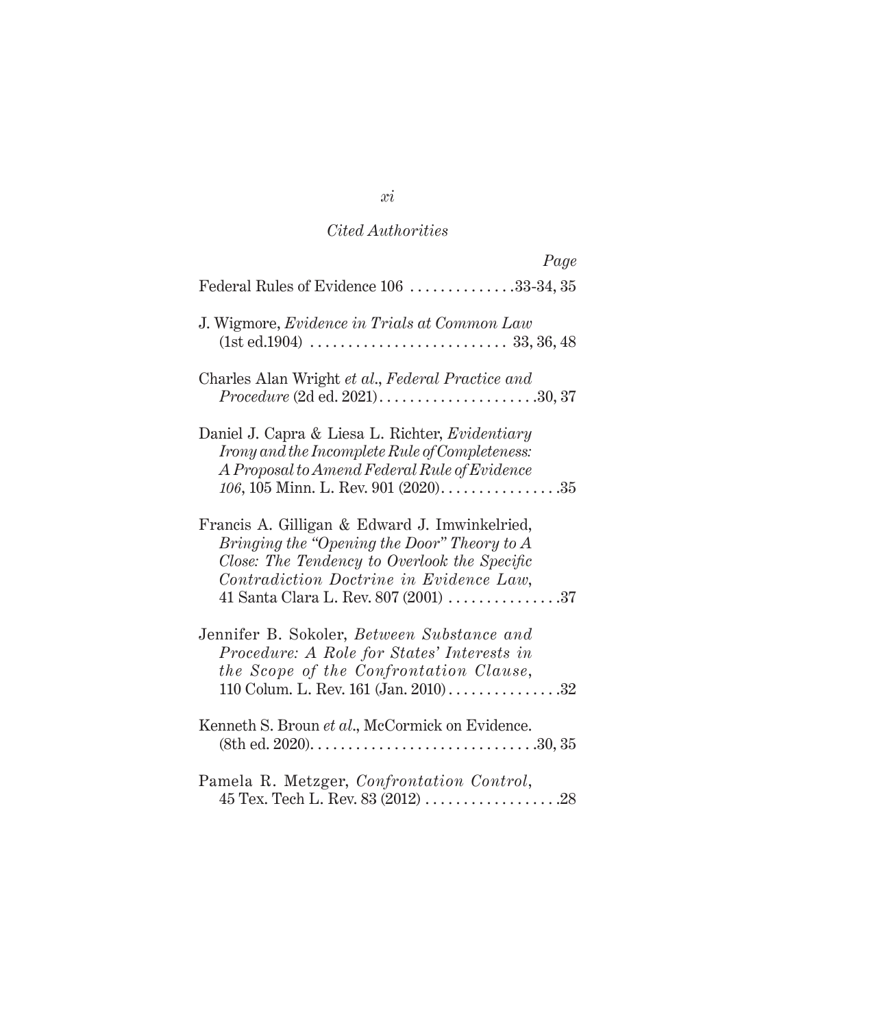*Cited Authorities*

*Page*

Federal Rules of Evidence 106 . . . . . . . . . . . . . .33-34, 35

J. Wigmore, *Evidence in Trials at Common Law* (1st ed.1904) . . . . . . . . . . . . . . . . . . . . . . . . . . 33, 36, 48

Charles Alan Wright *et al*., *Federal Practice and Procedure* (2d ed. 2021). . . . . . . . . . . . . . . . . . . . . .30, 37

Daniel J. Capra & Liesa L. Richter, *Evidentiary Irony and the Incomplete Rule of Completeness: A Proposal to Amend Federal Rule of Evidence 106*, 105 Minn. L. Rev. 901 (2020). . . . . . . . . . . . . . . . .35

Francis A. Gilligan & Edward J. Imwinkelried, *Bringing the "Opening the Door" Theory to A Close: The Tendency to Overlook the Specific Contradiction Doctrine in Evidence Law*, 41 Santa Clara L. Rev. 807 (2001) . . . . . . . . . . . . . . .37

Jennifer B. Sokoler, *Between Substance and Procedure: A Role for States' Interests in the Scope of the Confrontation Clause*, 110 Colum. L. Rev. 161 (Jan. 2010) . . . . . . . . . . . . . . .32

Kenneth S. Broun *et al*., McCormick on Evidence. (8th ed. 2020). . . . . . . . . . . . . . . . . . . . . . . . . . . . . .30, 35

Pamela R. Metzger, *Confrontation Control*, 45 Tex. Tech L. Rev. 83 (2012) . . . . . . . . . . . . . . . . . .28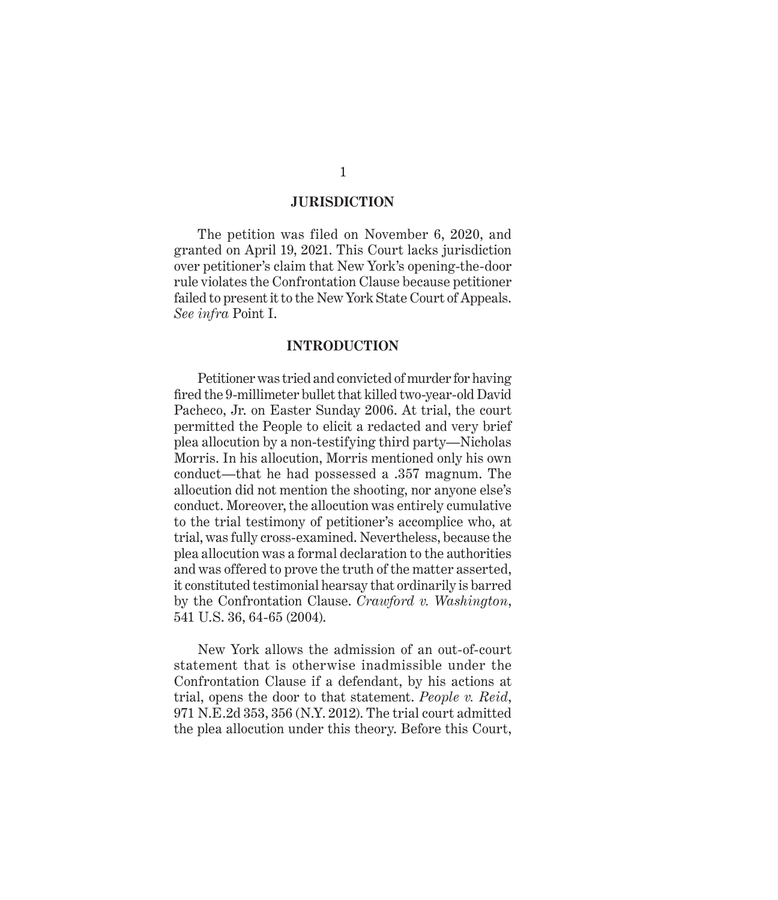## JURISDICTION

The petition was filed on November 6, 2020, and granted on April 19, 2021. This Court lacks jurisdiction over petitioner's claim that New York's opening-the-door rule violates the Confrontation Clause because petitioner failed to present it to the New York State Court of Appeals. *See infra* Point I.

## INTRODUCTION

Petitioner was tried and convicted of murder for having fired the 9-millimeter bullet that killed two-year-old David Pacheco, Jr. on Easter Sunday 2006. At trial, the court permitted the People to elicit a redacted and very brief plea allocution by a non-testifying third party—Nicholas Morris. In his allocution, Morris mentioned only his own conduct—that he had possessed a .357 magnum. The allocution did not mention the shooting, nor anyone else's conduct. Moreover, the allocution was entirely cumulative to the trial testimony of petitioner's accomplice who, at trial, was fully cross-examined. Nevertheless, because the plea allocution was a formal declaration to the authorities and was offered to prove the truth of the matter asserted, it constituted testimonial hearsay that ordinarily is barred by the Confrontation Clause. *Crawford v. Washington*, 541 U.S. 36, 64-65 (2004).

New York allows the admission of an out-of-court statement that is otherwise inadmissible under the Confrontation Clause if a defendant, by his actions at trial, opens the door to that statement. *People v. Reid*, 971 N.E.2d 353, 356 (N.Y. 2012). The trial court admitted the plea allocution under this theory. Before this Court,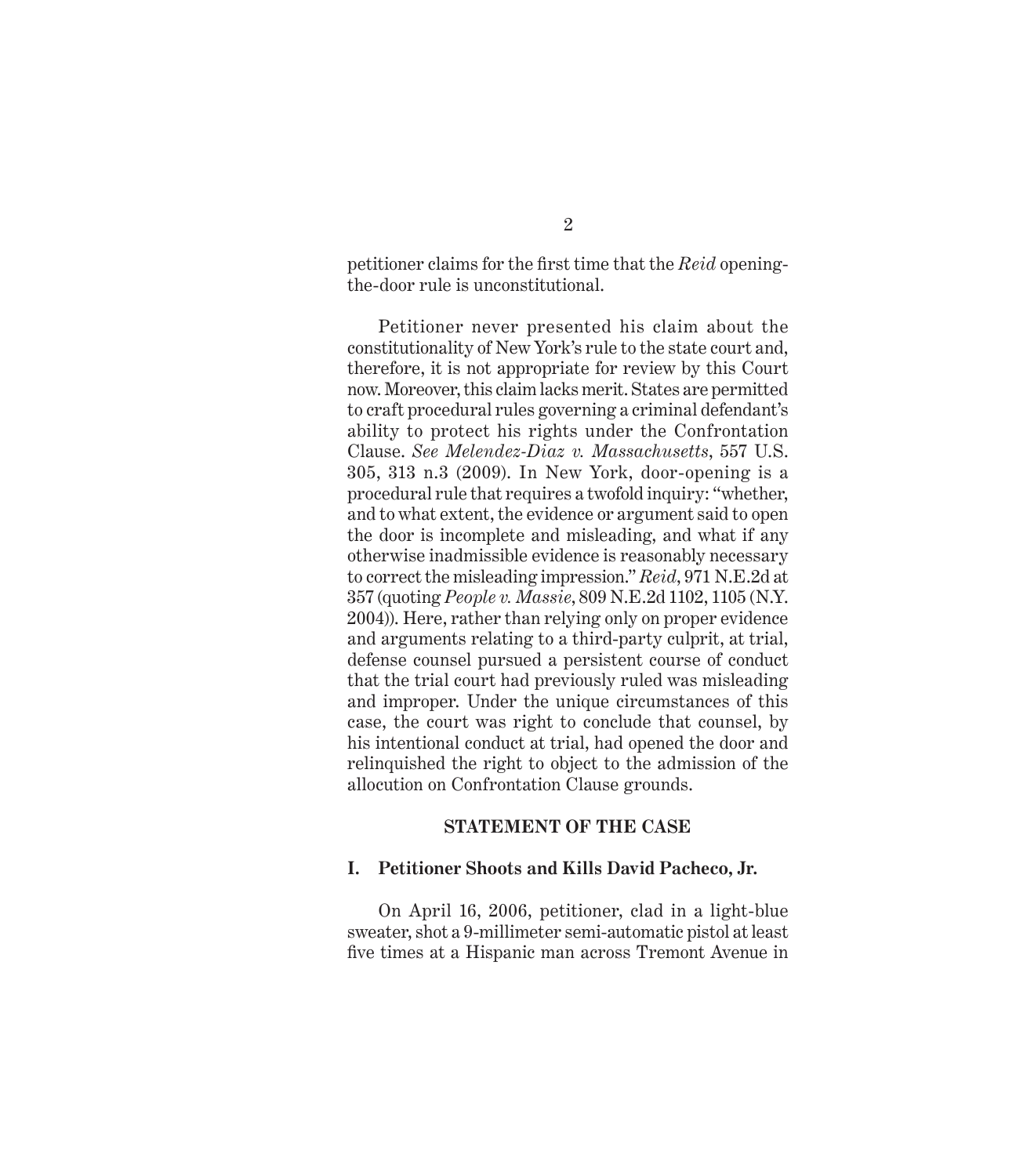petitioner claims for the first time that the *Reid* opening-the-door rule is unconstitutional.

Petitioner never presented his claim about the constitutionality of New York's rule to the state court and, therefore, it is not appropriate for review by this Court now. Moreover, this claim lacks merit. States are permitted to craft procedural rules governing a criminal defendant's ability to protect his rights under the Confrontation Clause. *See Melendez-Diaz v. Massachusetts*, 557 U.S. 305, 313 n.3 (2009). In New York, door-opening is a procedural rule that requires a twofold inquiry: "whether, and to what extent, the evidence or argument said to open the door is incomplete and misleading, and what if any otherwise inadmissible evidence is reasonably necessary to correct the misleading impression." *Reid*, 971 N.E.2d at 357 (quoting *People v. Massie*, 809 N.E.2d 1102, 1105 (N.Y. 2004)). Here, rather than relying only on proper evidence and arguments relating to a third-party culprit, at trial, defense counsel pursued a persistent course of conduct that the trial court had previously ruled was misleading and improper. Under the unique circumstances of this case, the court was right to conclude that counsel, by his intentional conduct at trial, had opened the door and relinquished the right to object to the admission of the allocution on Confrontation Clause grounds.

## STATEMENT OF THE CASE

### I. Petitioner Shoots and Kills David Pacheco, Jr.

On April 16, 2006, petitioner, clad in a light-blue sweater, shot a 9-millimeter semi-automatic pistol at least five times at a Hispanic man across Tremont Avenue in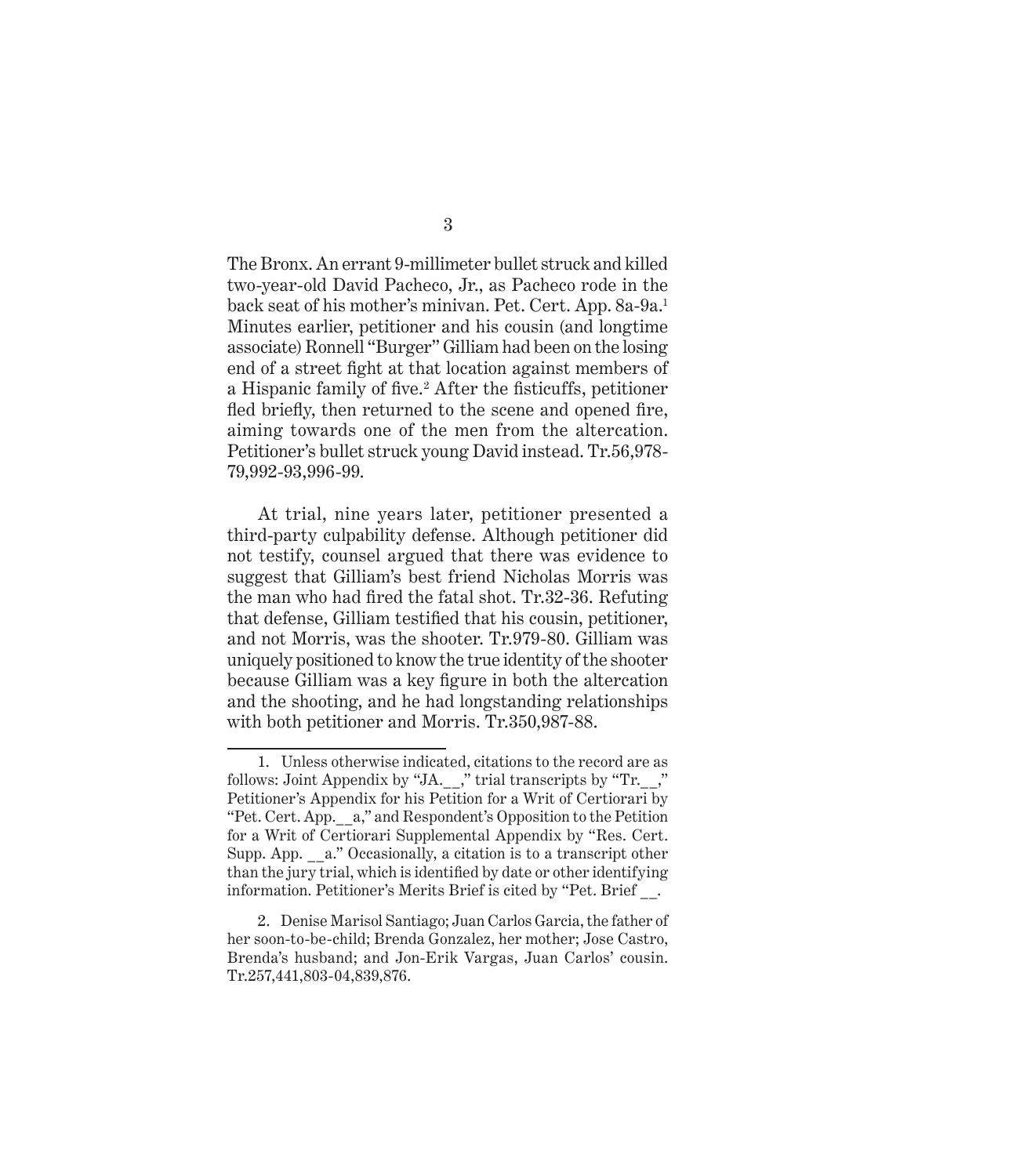The Bronx. An errant 9-millimeter bullet struck and killed two-year-old David Pacheco, Jr., as Pacheco rode in the back seat of his mother's minivan. Pet. Cert. App. 8a-9a.[1] Minutes earlier, petitioner and his cousin (and longtime associate) Ronnell "Burger" Gilliam had been on the losing end of a street fight at that location against members of a Hispanic family of five.[2] After the fisticuffs, petitioner fled briefly, then returned to the scene and opened fire, aiming towards one of the men from the altercation. Petitioner's bullet struck young David instead. Tr.56,978-79,992-93,996-99.

At trial, nine years later, petitioner presented a third-party culpability defense. Although petitioner did not testify, counsel argued that there was evidence to suggest that Gilliam's best friend Nicholas Morris was the man who had fired the fatal shot. Tr.32-36. Refuting that defense, Gilliam testified that his cousin, petitioner, and not Morris, was the shooter. Tr.979-80. Gilliam was uniquely positioned to know the true identity of the shooter because Gilliam was a key figure in both the altercation and the shooting, and he had longstanding relationships with both petitioner and Morris. Tr.350,987-88.

---

1. Unless otherwise indicated, citations to the record are as follows: Joint Appendix by "JA.__," trial transcripts by "Tr.__," Petitioner's Appendix for his Petition for a Writ of Certiorari by "Pet. Cert. App.__a," and Respondent's Opposition to the Petition for a Writ of Certiorari Supplemental Appendix by "Res. Cert. Supp. App. __a." Occasionally, a citation is to a transcript other than the jury trial, which is identified by date or other identifying information. Petitioner's Merits Brief is cited by "Pet. Brief __.

2. Denise Marisol Santiago; Juan Carlos Garcia, the father of her soon-to-be-child; Brenda Gonzalez, her mother; Jose Castro, Brenda's husband; and Jon-Erik Vargas, Juan Carlos' cousin. Tr.257,441,803-04,839,876.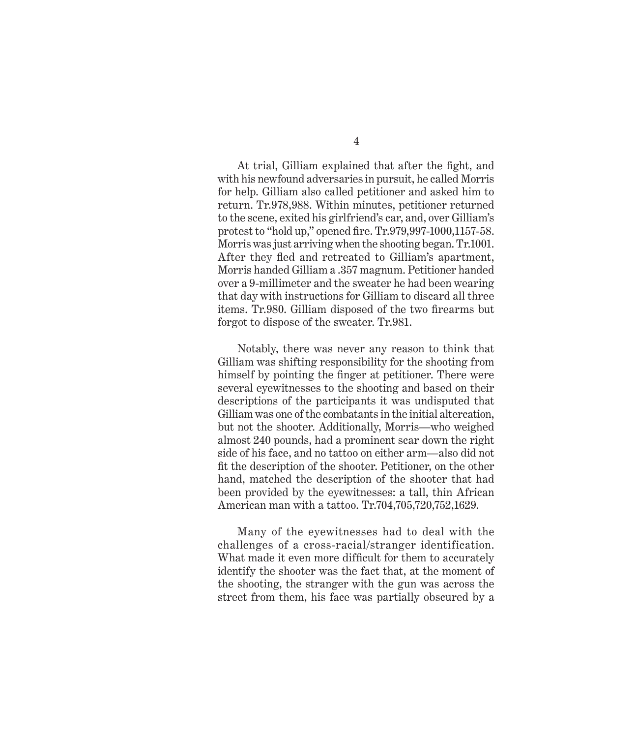At trial, Gilliam explained that after the fight, and with his newfound adversaries in pursuit, he called Morris for help. Gilliam also called petitioner and asked him to return. Tr.978,988. Within minutes, petitioner returned to the scene, exited his girlfriend's car, and, over Gilliam's protest to "hold up," opened fire. Tr.979,997-1000,1157-58. Morris was just arriving when the shooting began. Tr.1001. After they fled and retreated to Gilliam's apartment, Morris handed Gilliam a .357 magnum. Petitioner handed over a 9-millimeter and the sweater he had been wearing that day with instructions for Gilliam to discard all three items. Tr.980. Gilliam disposed of the two firearms but forgot to dispose of the sweater. Tr.981.

Notably, there was never any reason to think that Gilliam was shifting responsibility for the shooting from himself by pointing the finger at petitioner. There were several eyewitnesses to the shooting and based on their descriptions of the participants it was undisputed that Gilliam was one of the combatants in the initial altercation, but not the shooter. Additionally, Morris—who weighed almost 240 pounds, had a prominent scar down the right side of his face, and no tattoo on either arm—also did not fit the description of the shooter. Petitioner, on the other hand, matched the description of the shooter that had been provided by the eyewitnesses: a tall, thin African American man with a tattoo. Tr.704,705,720,752,1629.

Many of the eyewitnesses had to deal with the challenges of a cross-racial/stranger identification. What made it even more difficult for them to accurately identify the shooter was the fact that, at the moment of the shooting, the stranger with the gun was across the street from them, his face was partially obscured by a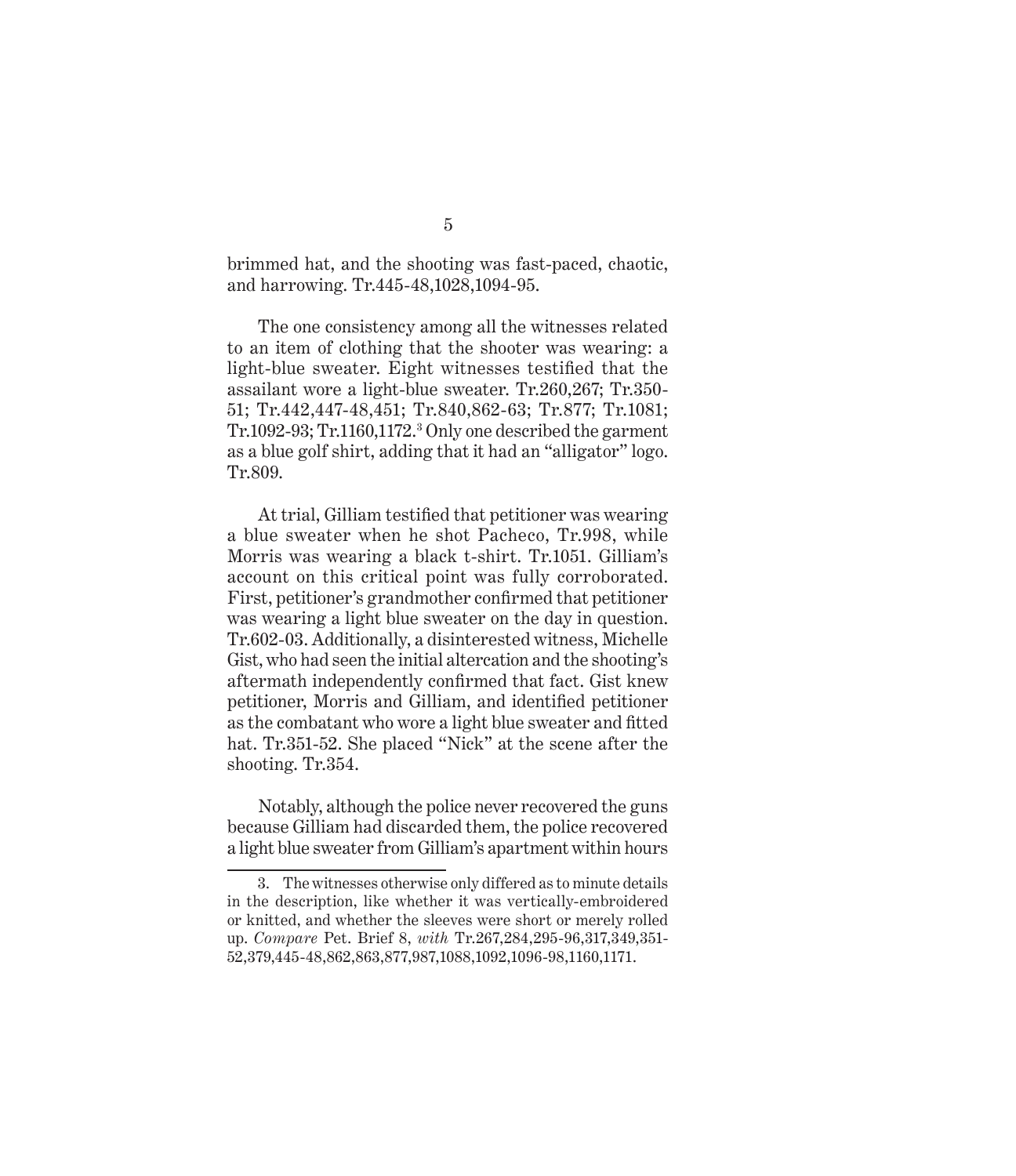brimmed hat, and the shooting was fast-paced, chaotic, and harrowing. Tr.445-48,1028,1094-95.

The one consistency among all the witnesses related to an item of clothing that the shooter was wearing: a light-blue sweater. Eight witnesses testified that the assailant wore a light-blue sweater. Tr.260,267; Tr.350-51; Tr.442,447-48,451; Tr.840,862-63; Tr.877; Tr.1081; Tr.1092-93; Tr.1160,1172.[3] Only one described the garment as a blue golf shirt, adding that it had an "alligator" logo. Tr.809.

At trial, Gilliam testified that petitioner was wearing a blue sweater when he shot Pacheco, Tr.998, while Morris was wearing a black t-shirt. Tr.1051. Gilliam's account on this critical point was fully corroborated. First, petitioner's grandmother confirmed that petitioner was wearing a light blue sweater on the day in question. Tr.602-03. Additionally, a disinterested witness, Michelle Gist, who had seen the initial altercation and the shooting's aftermath independently confirmed that fact. Gist knew petitioner, Morris and Gilliam, and identified petitioner as the combatant who wore a light blue sweater and fitted hat. Tr.351-52. She placed "Nick" at the scene after the shooting. Tr.354.

Notably, although the police never recovered the guns because Gilliam had discarded them, the police recovered a light blue sweater from Gilliam's apartment within hours

---

3. The witnesses otherwise only differed as to minute details in the description, like whether it was vertically-embroidered or knitted, and whether the sleeves were short or merely rolled up. *Compare* Pet. Brief 8, *with* Tr.267,284,295-96,317,349,351-52,379,445-48,862,863,877,987,1088,1092,1096-98,1160,1171.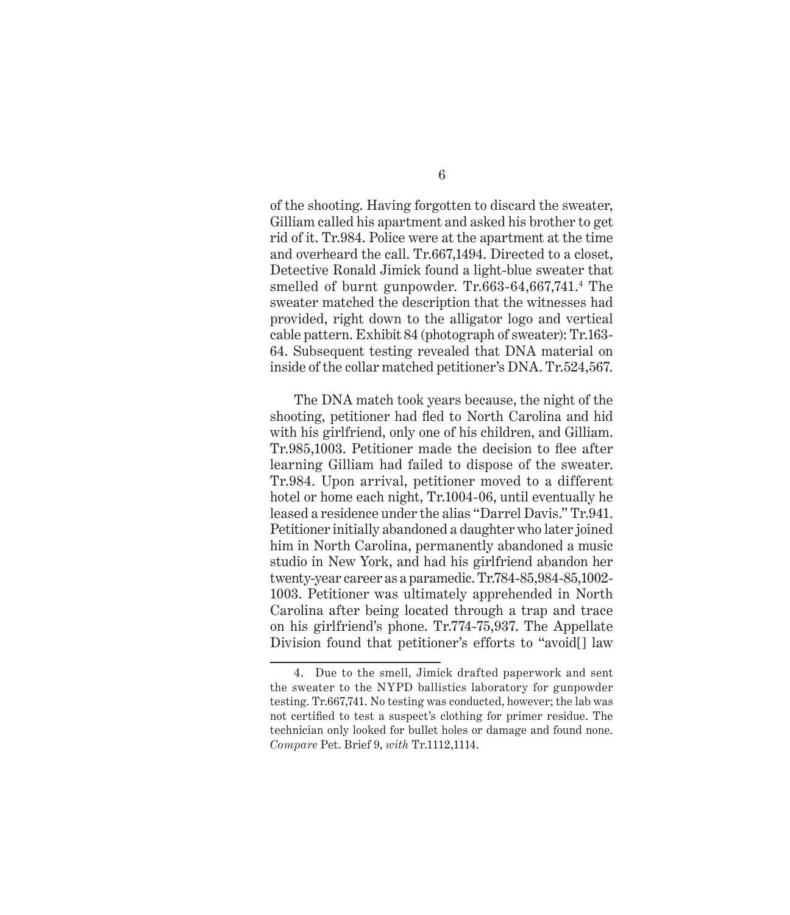of the shooting. Having forgotten to discard the sweater, Gilliam called his apartment and asked his brother to get rid of it. Tr.984. Police were at the apartment at the time and overheard the call. Tr.667,1494. Directed to a closet, Detective Ronald Jimick found a light-blue sweater that smelled of burnt gunpowder. Tr.663-64,667,741.[4] The sweater matched the description that the witnesses had provided, right down to the alligator logo and vertical cable pattern. Exhibit 84 (photograph of sweater): Tr.163-64. Subsequent testing revealed that DNA material on inside of the collar matched petitioner's DNA. Tr.524,567.

The DNA match took years because, the night of the shooting, petitioner had fled to North Carolina and hid with his girlfriend, only one of his children, and Gilliam. Tr.985,1003. Petitioner made the decision to flee after learning Gilliam had failed to dispose of the sweater. Tr.984. Upon arrival, petitioner moved to a different hotel or home each night, Tr.1004-06, until eventually he leased a residence under the alias "Darrel Davis." Tr.941. Petitioner initially abandoned a daughter who later joined him in North Carolina, permanently abandoned a music studio in New York, and had his girlfriend abandon her twenty-year career as a paramedic. Tr.784-85,984-85,1002-1003. Petitioner was ultimately apprehended in North Carolina after being located through a trap and trace on his girlfriend's phone. Tr.774-75,937. The Appellate Division found that petitioner's efforts to "avoid[] law

---

4. Due to the smell, Jimick drafted paperwork and sent the sweater to the NYPD ballistics laboratory for gunpowder testing. Tr.667,741. No testing was conducted, however; the lab was not certified to test a suspect's clothing for primer residue. The technician only looked for bullet holes or damage and found none. *Compare* Pet. Brief 9, *with* Tr.1112,1114.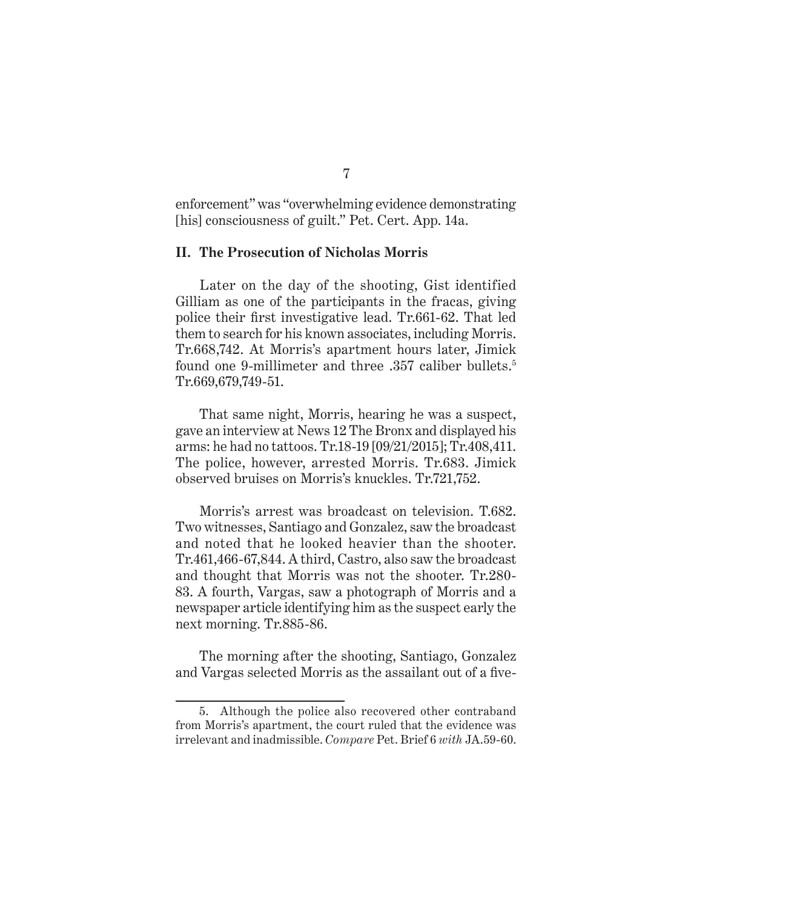enforcement" was "overwhelming evidence demonstrating [his] consciousness of guilt." Pet. Cert. App. 14a.

## II. The Prosecution of Nicholas Morris

Later on the day of the shooting, Gist identified Gilliam as one of the participants in the fracas, giving police their first investigative lead. Tr.661-62. That led them to search for his known associates, including Morris. Tr.668,742. At Morris's apartment hours later, Jimick found one 9-millimeter and three .357 caliber bullets.[5] Tr.669,679,749-51.

That same night, Morris, hearing he was a suspect, gave an interview at News 12 The Bronx and displayed his arms: he had no tattoos. Tr.18-19 [09/21/2015]; Tr.408,411. The police, however, arrested Morris. Tr.683. Jimick observed bruises on Morris's knuckles. Tr.721,752.

Morris's arrest was broadcast on television. T.682. Two witnesses, Santiago and Gonzalez, saw the broadcast and noted that he looked heavier than the shooter. Tr.461,466-67,844. A third, Castro, also saw the broadcast and thought that Morris was not the shooter. Tr.280-83. A fourth, Vargas, saw a photograph of Morris and a newspaper article identifying him as the suspect early the next morning. Tr.885-86.

The morning after the shooting, Santiago, Gonzalez and Vargas selected Morris as the assailant out of a five-

5. Although the police also recovered other contraband from Morris's apartment, the court ruled that the evidence was irrelevant and inadmissible. *Compare* Pet. Brief 6 *with* JA.59-60.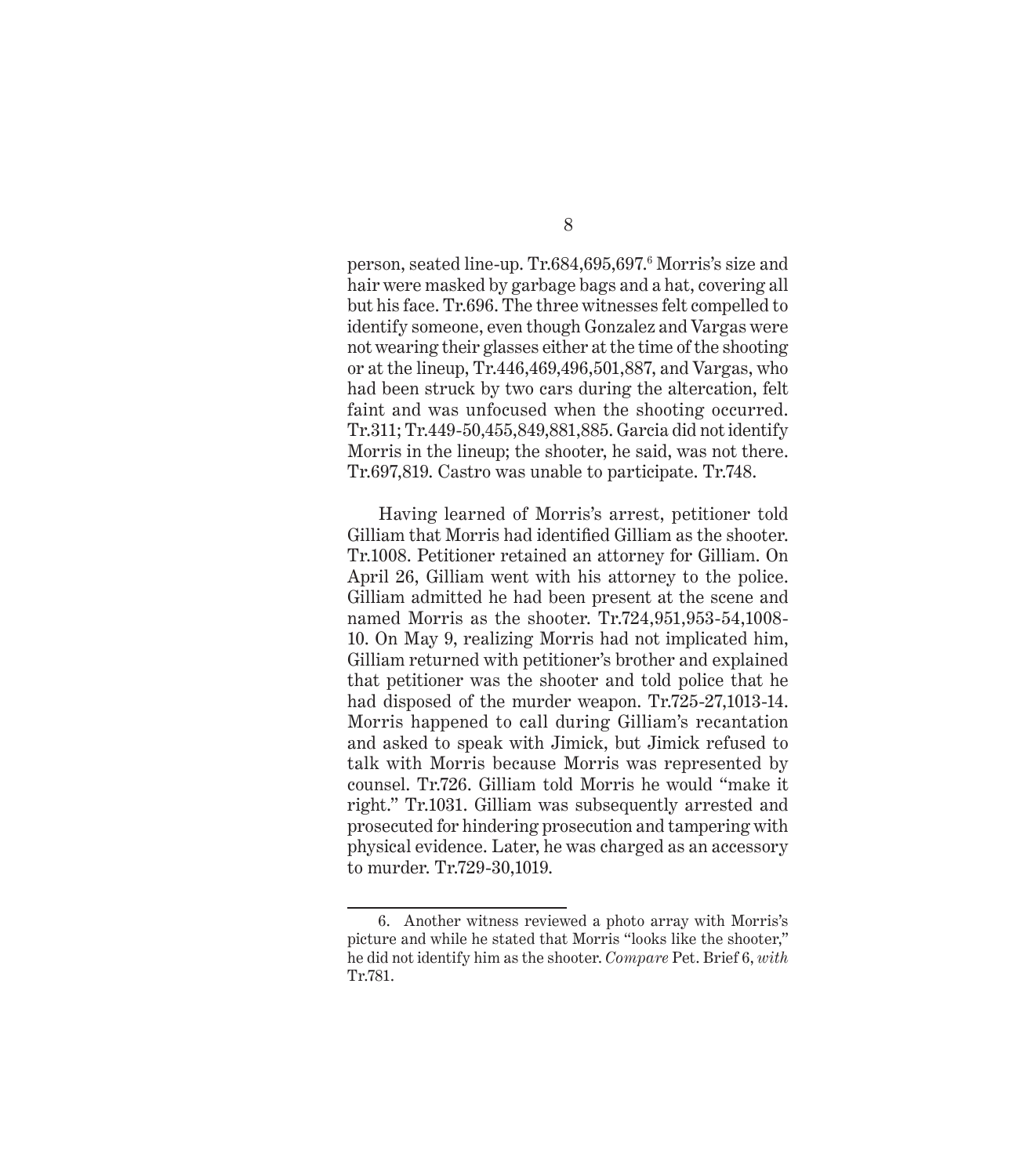person, seated line-up. Tr.684,695,697.[6] Morris's size and hair were masked by garbage bags and a hat, covering all but his face. Tr.696. The three witnesses felt compelled to identify someone, even though Gonzalez and Vargas were not wearing their glasses either at the time of the shooting or at the lineup, Tr.446,469,496,501,887, and Vargas, who had been struck by two cars during the altercation, felt faint and was unfocused when the shooting occurred. Tr.311; Tr.449-50,455,849,881,885. Garcia did not identify Morris in the lineup; the shooter, he said, was not there. Tr.697,819. Castro was unable to participate. Tr.748.

Having learned of Morris's arrest, petitioner told Gilliam that Morris had identified Gilliam as the shooter. Tr.1008. Petitioner retained an attorney for Gilliam. On April 26, Gilliam went with his attorney to the police. Gilliam admitted he had been present at the scene and named Morris as the shooter. Tr.724,951,953-54,1008-10. On May 9, realizing Morris had not implicated him, Gilliam returned with petitioner's brother and explained that petitioner was the shooter and told police that he had disposed of the murder weapon. Tr.725-27,1013-14. Morris happened to call during Gilliam's recantation and asked to speak with Jimick, but Jimick refused to talk with Morris because Morris was represented by counsel. Tr.726. Gilliam told Morris he would "make it right." Tr.1031. Gilliam was subsequently arrested and prosecuted for hindering prosecution and tampering with physical evidence. Later, he was charged as an accessory to murder. Tr.729-30,1019.

---

6. Another witness reviewed a photo array with Morris's picture and while he stated that Morris "looks like the shooter," he did not identify him as the shooter. *Compare* Pet. Brief 6, *with* Tr.781.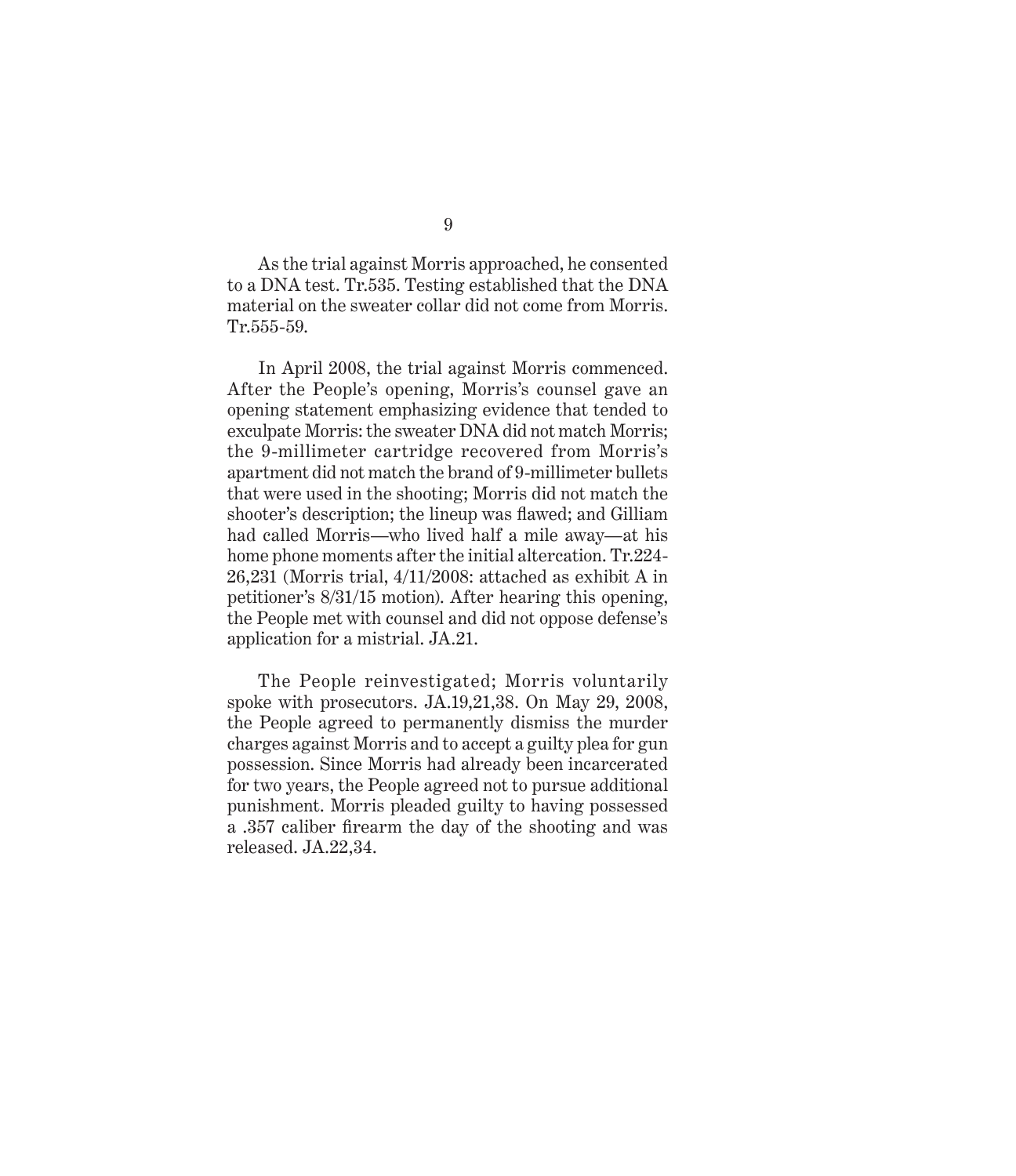As the trial against Morris approached, he consented to a DNA test. Tr.535. Testing established that the DNA material on the sweater collar did not come from Morris. Tr.555-59.

In April 2008, the trial against Morris commenced. After the People's opening, Morris's counsel gave an opening statement emphasizing evidence that tended to exculpate Morris: the sweater DNA did not match Morris; the 9-millimeter cartridge recovered from Morris's apartment did not match the brand of 9-millimeter bullets that were used in the shooting; Morris did not match the shooter's description; the lineup was flawed; and Gilliam had called Morris—who lived half a mile away—at his home phone moments after the initial altercation. Tr.224-26,231 (Morris trial, 4/11/2008: attached as exhibit A in petitioner's 8/31/15 motion). After hearing this opening, the People met with counsel and did not oppose defense's application for a mistrial. JA.21.

The People reinvestigated; Morris voluntarily spoke with prosecutors. JA.19,21,38. On May 29, 2008, the People agreed to permanently dismiss the murder charges against Morris and to accept a guilty plea for gun possession. Since Morris had already been incarcerated for two years, the People agreed not to pursue additional punishment. Morris pleaded guilty to having possessed a .357 caliber firearm the day of the shooting and was released. JA.22,34.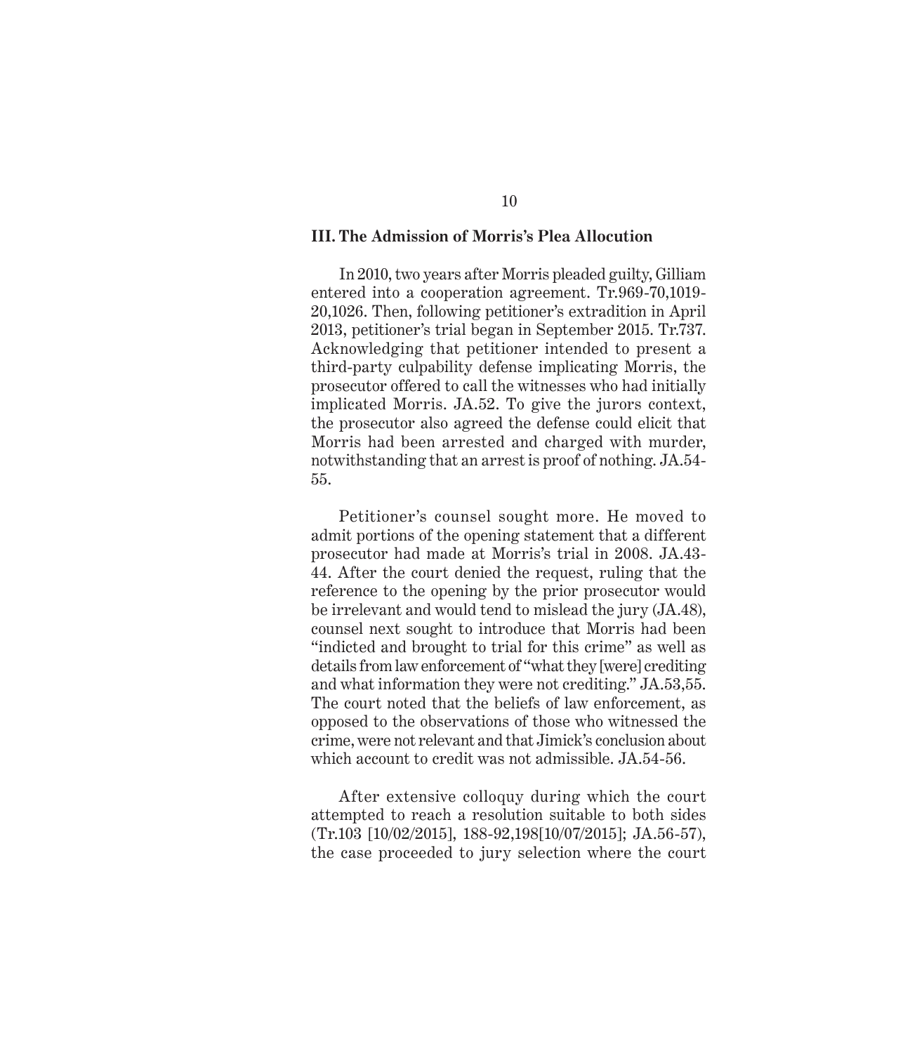### III. The Admission of Morris's Plea Allocution

In 2010, two years after Morris pleaded guilty, Gilliam entered into a cooperation agreement. Tr.969-70,1019-20,1026. Then, following petitioner's extradition in April 2013, petitioner's trial began in September 2015. Tr.737. Acknowledging that petitioner intended to present a third-party culpability defense implicating Morris, the prosecutor offered to call the witnesses who had initially implicated Morris. JA.52. To give the jurors context, the prosecutor also agreed the defense could elicit that Morris had been arrested and charged with murder, notwithstanding that an arrest is proof of nothing. JA.54-55.

Petitioner's counsel sought more. He moved to admit portions of the opening statement that a different prosecutor had made at Morris's trial in 2008. JA.43-44. After the court denied the request, ruling that the reference to the opening by the prior prosecutor would be irrelevant and would tend to mislead the jury (JA.48), counsel next sought to introduce that Morris had been "indicted and brought to trial for this crime" as well as details from law enforcement of "what they [were] crediting and what information they were not crediting." JA.53,55. The court noted that the beliefs of law enforcement, as opposed to the observations of those who witnessed the crime, were not relevant and that Jimick's conclusion about which account to credit was not admissible. JA.54-56.

After extensive colloquy during which the court attempted to reach a resolution suitable to both sides (Tr.103 [10/02/2015], 188-92,198[10/07/2015]; JA.56-57), the case proceeded to jury selection where the court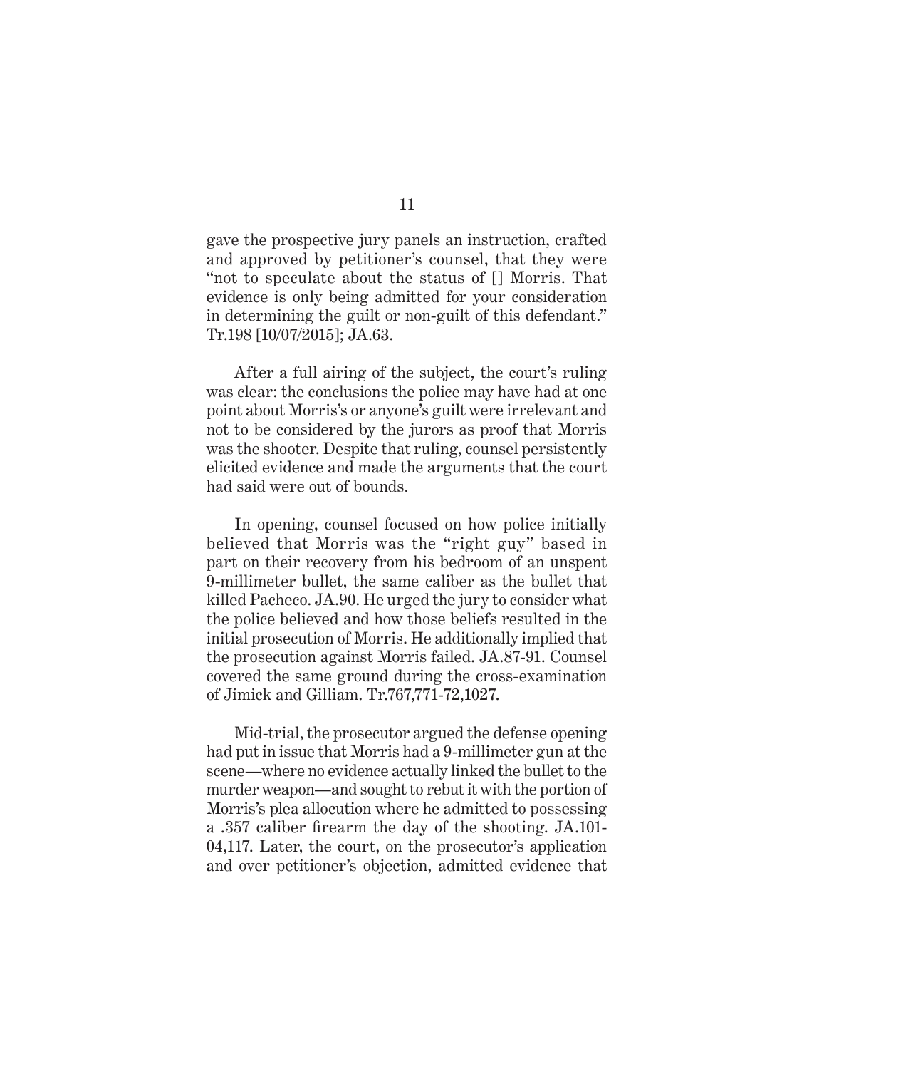gave the prospective jury panels an instruction, crafted and approved by petitioner's counsel, that they were "not to speculate about the status of [] Morris. That evidence is only being admitted for your consideration in determining the guilt or non-guilt of this defendant." Tr.198 [10/07/2015]; JA.63.

After a full airing of the subject, the court's ruling was clear: the conclusions the police may have had at one point about Morris's or anyone's guilt were irrelevant and not to be considered by the jurors as proof that Morris was the shooter. Despite that ruling, counsel persistently elicited evidence and made the arguments that the court had said were out of bounds.

In opening, counsel focused on how police initially believed that Morris was the "right guy" based in part on their recovery from his bedroom of an unspent 9-millimeter bullet, the same caliber as the bullet that killed Pacheco. JA.90. He urged the jury to consider what the police believed and how those beliefs resulted in the initial prosecution of Morris. He additionally implied that the prosecution against Morris failed. JA.87-91. Counsel covered the same ground during the cross-examination of Jimick and Gilliam. Tr.767,771-72,1027.

Mid-trial, the prosecutor argued the defense opening had put in issue that Morris had a 9-millimeter gun at the scene—where no evidence actually linked the bullet to the murder weapon—and sought to rebut it with the portion of Morris's plea allocution where he admitted to possessing a .357 caliber firearm the day of the shooting. JA.101-04,117. Later, the court, on the prosecutor's application and over petitioner's objection, admitted evidence that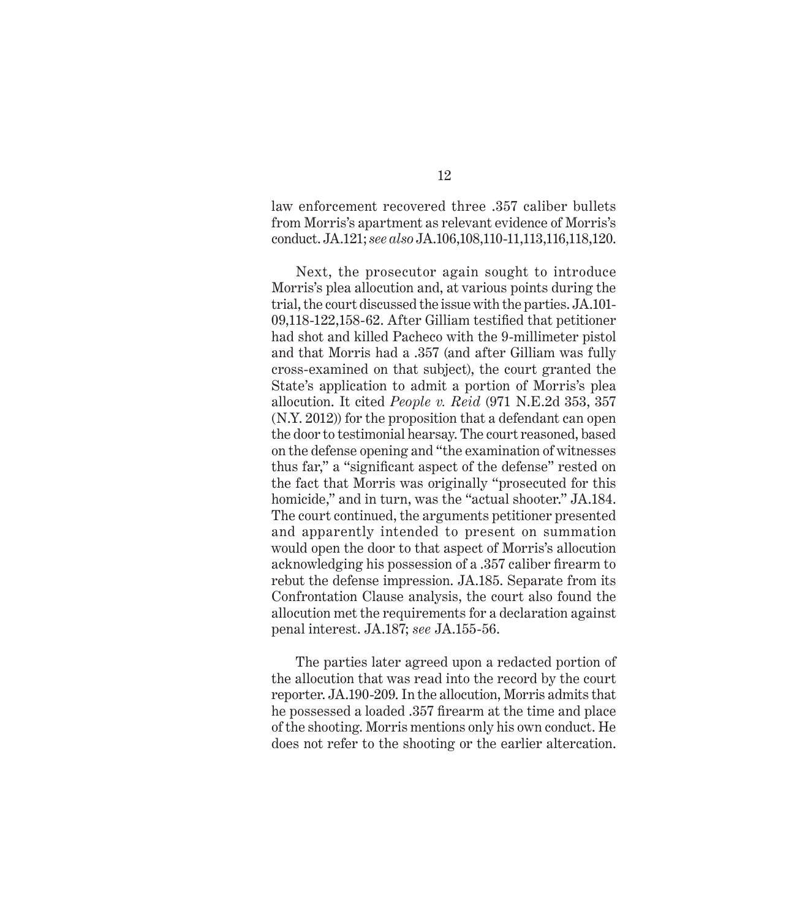law enforcement recovered three .357 caliber bullets from Morris's apartment as relevant evidence of Morris's conduct. JA.121; *see also* JA.106,108,110-11,113,116,118,120.

Next, the prosecutor again sought to introduce Morris's plea allocution and, at various points during the trial, the court discussed the issue with the parties. JA.101-09,118-122,158-62. After Gilliam testified that petitioner had shot and killed Pacheco with the 9-millimeter pistol and that Morris had a .357 (and after Gilliam was fully cross-examined on that subject), the court granted the State's application to admit a portion of Morris's plea allocution. It cited *People v. Reid* (971 N.E.2d 353, 357 (N.Y. 2012)) for the proposition that a defendant can open the door to testimonial hearsay. The court reasoned, based on the defense opening and "the examination of witnesses thus far," a "significant aspect of the defense" rested on the fact that Morris was originally "prosecuted for this homicide," and in turn, was the "actual shooter." JA.184. The court continued, the arguments petitioner presented and apparently intended to present on summation would open the door to that aspect of Morris's allocution acknowledging his possession of a .357 caliber firearm to rebut the defense impression. JA.185. Separate from its Confrontation Clause analysis, the court also found the allocution met the requirements for a declaration against penal interest. JA.187; *see* JA.155-56.

The parties later agreed upon a redacted portion of the allocution that was read into the record by the court reporter. JA.190-209. In the allocution, Morris admits that he possessed a loaded .357 firearm at the time and place of the shooting. Morris mentions only his own conduct. He does not refer to the shooting or the earlier altercation.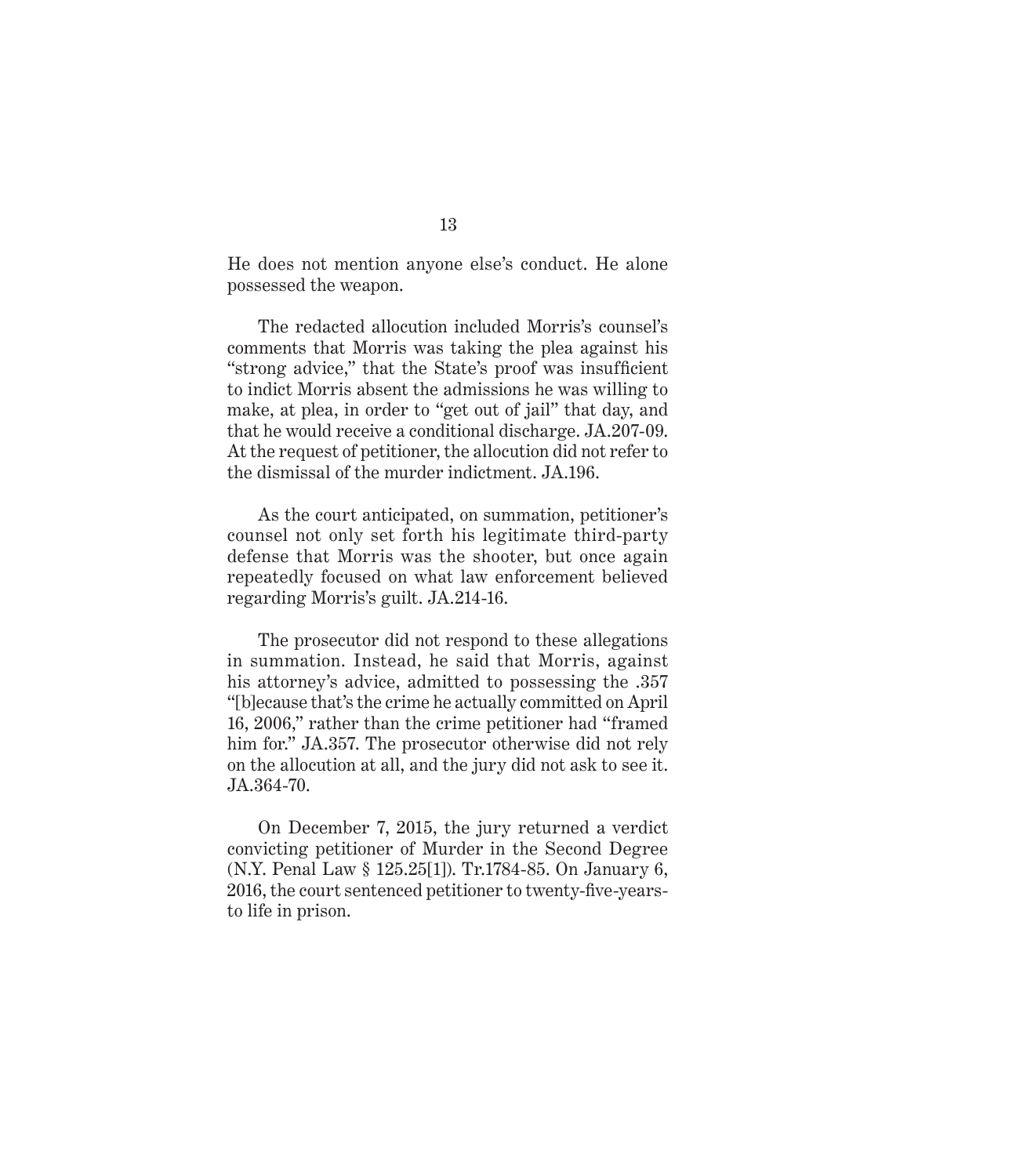He does not mention anyone else's conduct. He alone possessed the weapon.

The redacted allocution included Morris's counsel's comments that Morris was taking the plea against his "strong advice," that the State's proof was insufficient to indict Morris absent the admissions he was willing to make, at plea, in order to "get out of jail" that day, and that he would receive a conditional discharge. JA.207-09. At the request of petitioner, the allocution did not refer to the dismissal of the murder indictment. JA.196.

As the court anticipated, on summation, petitioner's counsel not only set forth his legitimate third-party defense that Morris was the shooter, but once again repeatedly focused on what law enforcement believed regarding Morris's guilt. JA.214-16.

The prosecutor did not respond to these allegations in summation. Instead, he said that Morris, against his attorney's advice, admitted to possessing the .357 "[b]ecause that's the crime he actually committed on April 16, 2006," rather than the crime petitioner had "framed him for." JA.357. The prosecutor otherwise did not rely on the allocution at all, and the jury did not ask to see it. JA.364-70.

On December 7, 2015, the jury returned a verdict convicting petitioner of Murder in the Second Degree (N.Y. Penal Law § 125.25[1]). Tr.1784-85. On January 6, 2016, the court sentenced petitioner to twenty-five-years-to life in prison.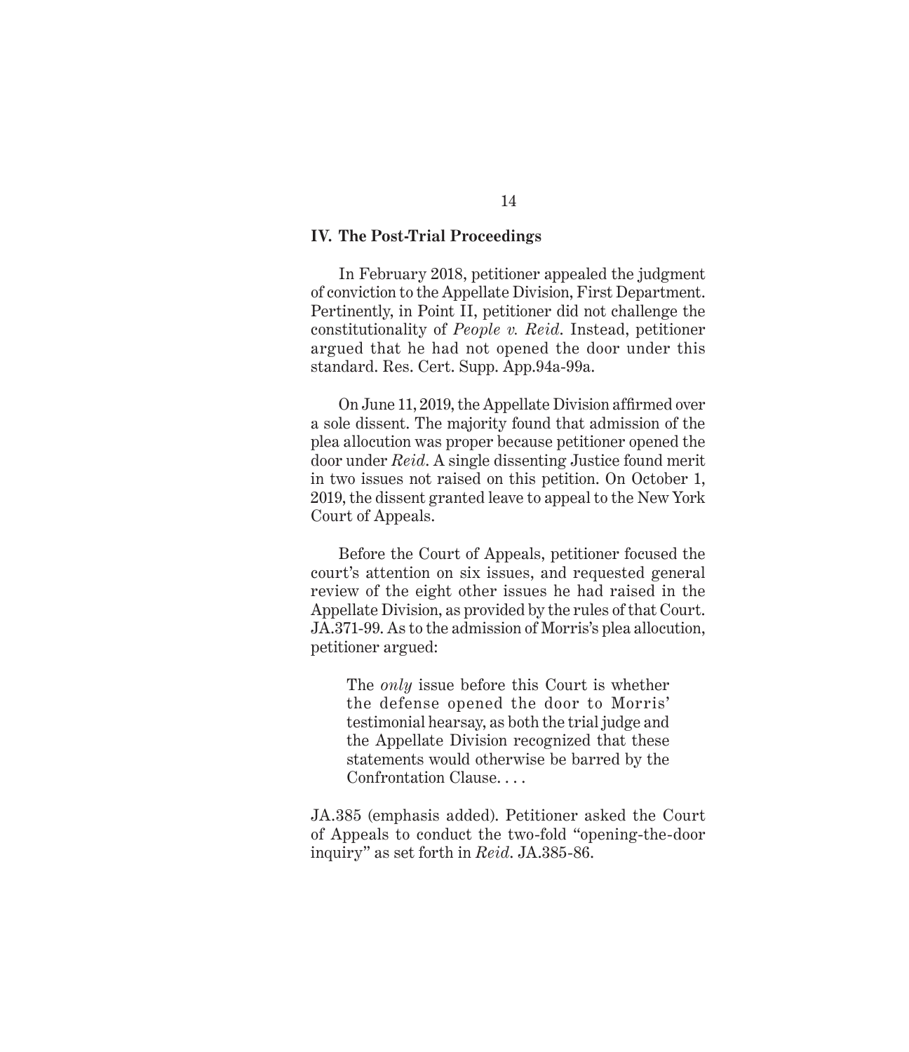## IV. The Post-Trial Proceedings

In February 2018, petitioner appealed the judgment of conviction to the Appellate Division, First Department. Pertinently, in Point II, petitioner did not challenge the constitutionality of *People v. Reid*. Instead, petitioner argued that he had not opened the door under this standard. Res. Cert. Supp. App.94a-99a.

On June 11, 2019, the Appellate Division affirmed over a sole dissent. The majority found that admission of the plea allocution was proper because petitioner opened the door under *Reid*. A single dissenting Justice found merit in two issues not raised on this petition. On October 1, 2019, the dissent granted leave to appeal to the New York Court of Appeals.

Before the Court of Appeals, petitioner focused the court's attention on six issues, and requested general review of the eight other issues he had raised in the Appellate Division, as provided by the rules of that Court. JA.371-99. As to the admission of Morris's plea allocution, petitioner argued:

> The *only* issue before this Court is whether the defense opened the door to Morris' testimonial hearsay, as both the trial judge and the Appellate Division recognized that these statements would otherwise be barred by the Confrontation Clause. . . .

JA.385 (emphasis added). Petitioner asked the Court of Appeals to conduct the two-fold "opening-the-door inquiry" as set forth in *Reid*. JA.385-86.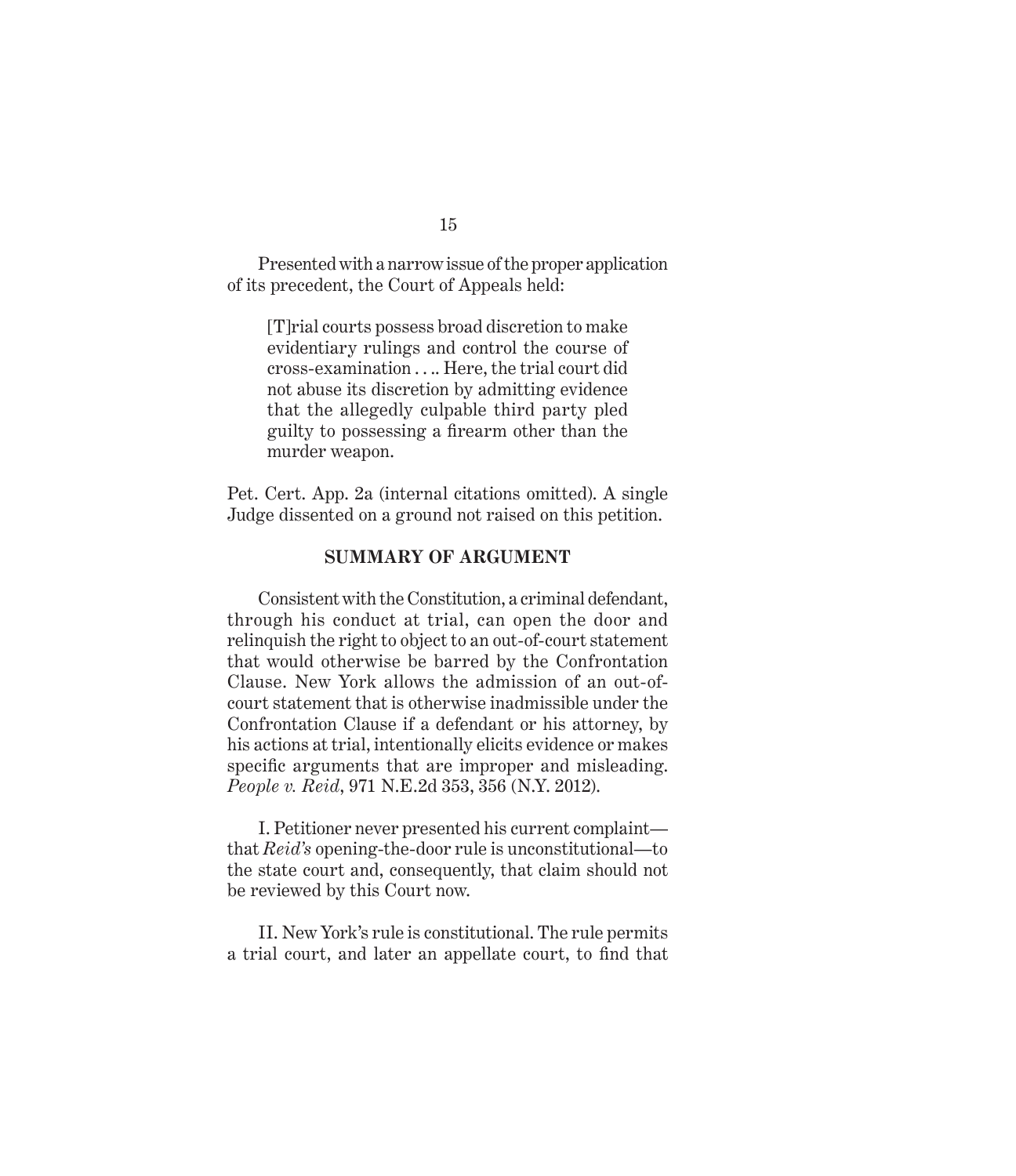Presented with a narrow issue of the proper application of its precedent, the Court of Appeals held:

> [T]rial courts possess broad discretion to make evidentiary rulings and control the course of cross-examination . . .. Here, the trial court did not abuse its discretion by admitting evidence that the allegedly culpable third party pled guilty to possessing a firearm other than the murder weapon.

Pet. Cert. App. 2a (internal citations omitted). A single Judge dissented on a ground not raised on this petition.

## SUMMARY OF ARGUMENT

Consistent with the Constitution, a criminal defendant, through his conduct at trial, can open the door and relinquish the right to object to an out-of-court statement that would otherwise be barred by the Confrontation Clause. New York allows the admission of an out-of-court statement that is otherwise inadmissible under the Confrontation Clause if a defendant or his attorney, by his actions at trial, intentionally elicits evidence or makes specific arguments that are improper and misleading. *People v. Reid*, 971 N.E.2d 353, 356 (N.Y. 2012).

I. Petitioner never presented his current complaint—that *Reid's* opening-the-door rule is unconstitutional—to the state court and, consequently, that claim should not be reviewed by this Court now.

II. New York's rule is constitutional. The rule permits a trial court, and later an appellate court, to find that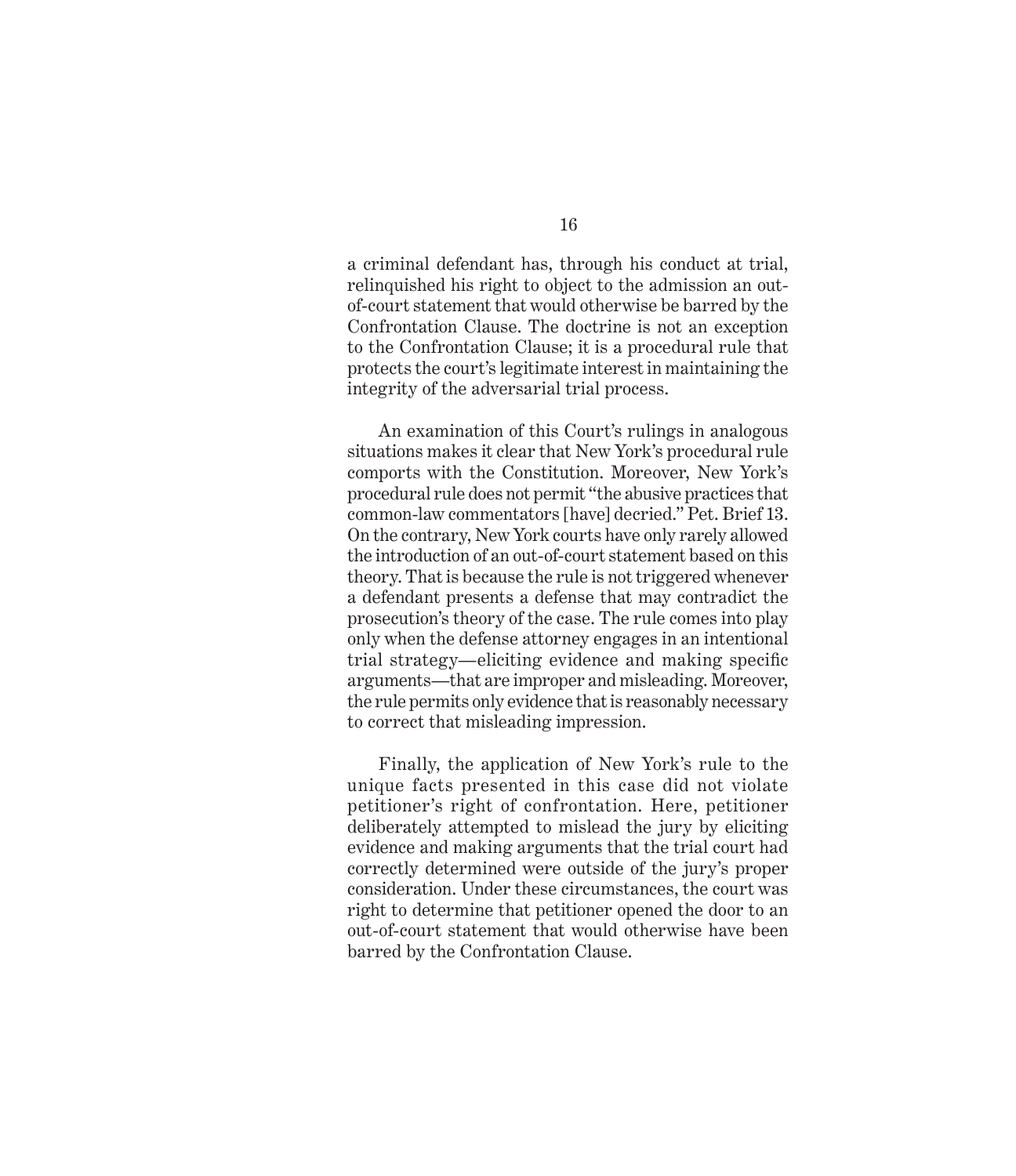a criminal defendant has, through his conduct at trial, relinquished his right to object to the admission an out-of-court statement that would otherwise be barred by the Confrontation Clause. The doctrine is not an exception to the Confrontation Clause; it is a procedural rule that protects the court's legitimate interest in maintaining the integrity of the adversarial trial process.

An examination of this Court's rulings in analogous situations makes it clear that New York's procedural rule comports with the Constitution. Moreover, New York's procedural rule does not permit "the abusive practices that common-law commentators [have] decried." Pet. Brief 13. On the contrary, New York courts have only rarely allowed the introduction of an out-of-court statement based on this theory. That is because the rule is not triggered whenever a defendant presents a defense that may contradict the prosecution's theory of the case. The rule comes into play only when the defense attorney engages in an intentional trial strategy—eliciting evidence and making specific arguments—that are improper and misleading. Moreover, the rule permits only evidence that is reasonably necessary to correct that misleading impression.

Finally, the application of New York's rule to the unique facts presented in this case did not violate petitioner's right of confrontation. Here, petitioner deliberately attempted to mislead the jury by eliciting evidence and making arguments that the trial court had correctly determined were outside of the jury's proper consideration. Under these circumstances, the court was right to determine that petitioner opened the door to an out-of-court statement that would otherwise have been barred by the Confrontation Clause.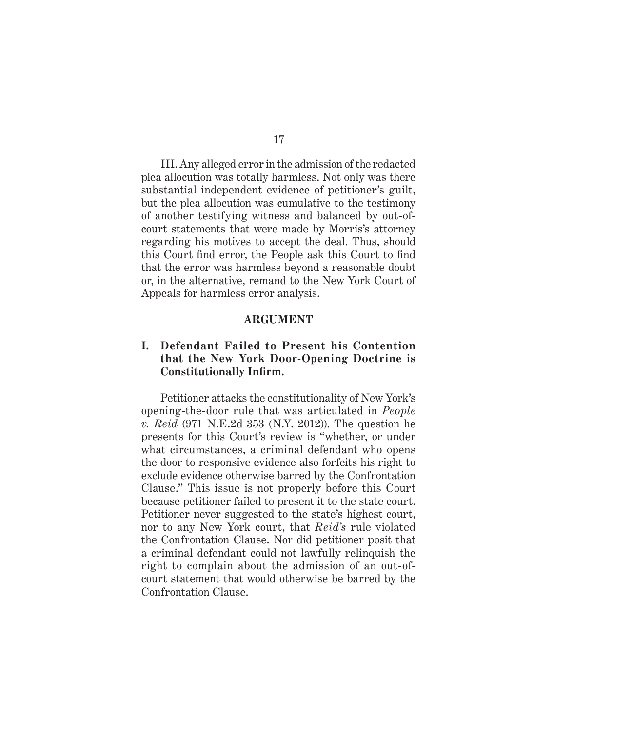III. Any alleged error in the admission of the redacted plea allocution was totally harmless. Not only was there substantial independent evidence of petitioner's guilt, but the plea allocution was cumulative to the testimony of another testifying witness and balanced by out-of-court statements that were made by Morris's attorney regarding his motives to accept the deal. Thus, should this Court find error, the People ask this Court to find that the error was harmless beyond a reasonable doubt or, in the alternative, remand to the New York Court of Appeals for harmless error analysis.

## ARGUMENT

### I. Defendant Failed to Present his Contention that the New York Door-Opening Doctrine is Constitutionally Infirm.

Petitioner attacks the constitutionality of New York's opening-the-door rule that was articulated in *People v. Reid* (971 N.E.2d 353 (N.Y. 2012)). The question he presents for this Court's review is "whether, or under what circumstances, a criminal defendant who opens the door to responsive evidence also forfeits his right to exclude evidence otherwise barred by the Confrontation Clause." This issue is not properly before this Court because petitioner failed to present it to the state court. Petitioner never suggested to the state's highest court, nor to any New York court, that *Reid's* rule violated the Confrontation Clause. Nor did petitioner posit that a criminal defendant could not lawfully relinquish the right to complain about the admission of an out-of-court statement that would otherwise be barred by the Confrontation Clause.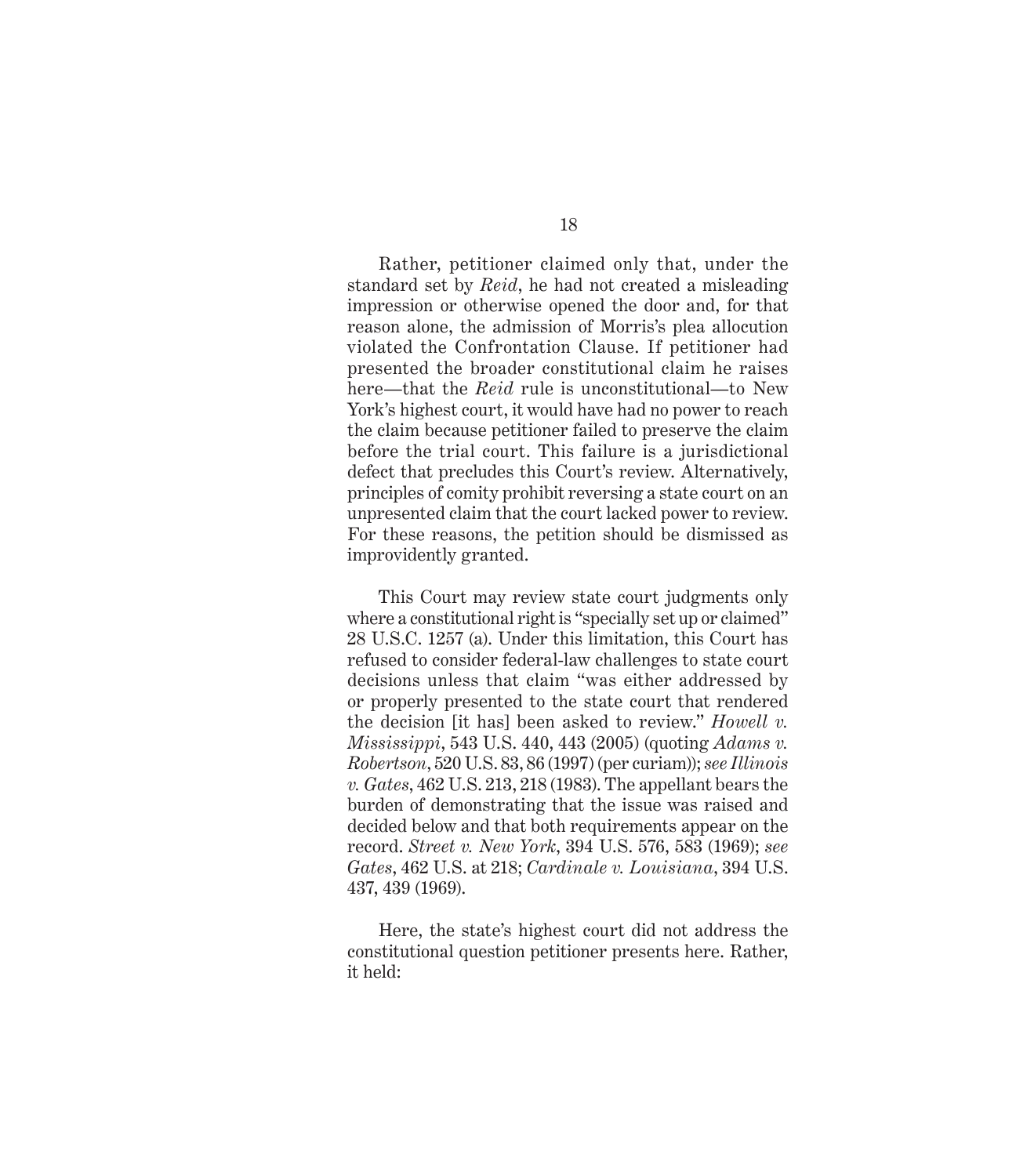Rather, petitioner claimed only that, under the standard set by *Reid*, he had not created a misleading impression or otherwise opened the door and, for that reason alone, the admission of Morris's plea allocution violated the Confrontation Clause. If petitioner had presented the broader constitutional claim he raises here—that the *Reid* rule is unconstitutional—to New York's highest court, it would have had no power to reach the claim because petitioner failed to preserve the claim before the trial court. This failure is a jurisdictional defect that precludes this Court's review. Alternatively, principles of comity prohibit reversing a state court on an unpresented claim that the court lacked power to review. For these reasons, the petition should be dismissed as improvidently granted.

This Court may review state court judgments only where a constitutional right is "specially set up or claimed" 28 U.S.C. 1257 (a). Under this limitation, this Court has refused to consider federal-law challenges to state court decisions unless that claim "was either addressed by or properly presented to the state court that rendered the decision [it has] been asked to review." *Howell v. Mississippi*, 543 U.S. 440, 443 (2005) (quoting *Adams v. Robertson*, 520 U.S. 83, 86 (1997) (per curiam)); *see Illinois v. Gates*, 462 U.S. 213, 218 (1983). The appellant bears the burden of demonstrating that the issue was raised and decided below and that both requirements appear on the record. *Street v. New York*, 394 U.S. 576, 583 (1969); *see Gates*, 462 U.S. at 218; *Cardinale v. Louisiana*, 394 U.S. 437, 439 (1969).

Here, the state's highest court did not address the constitutional question petitioner presents here. Rather, it held: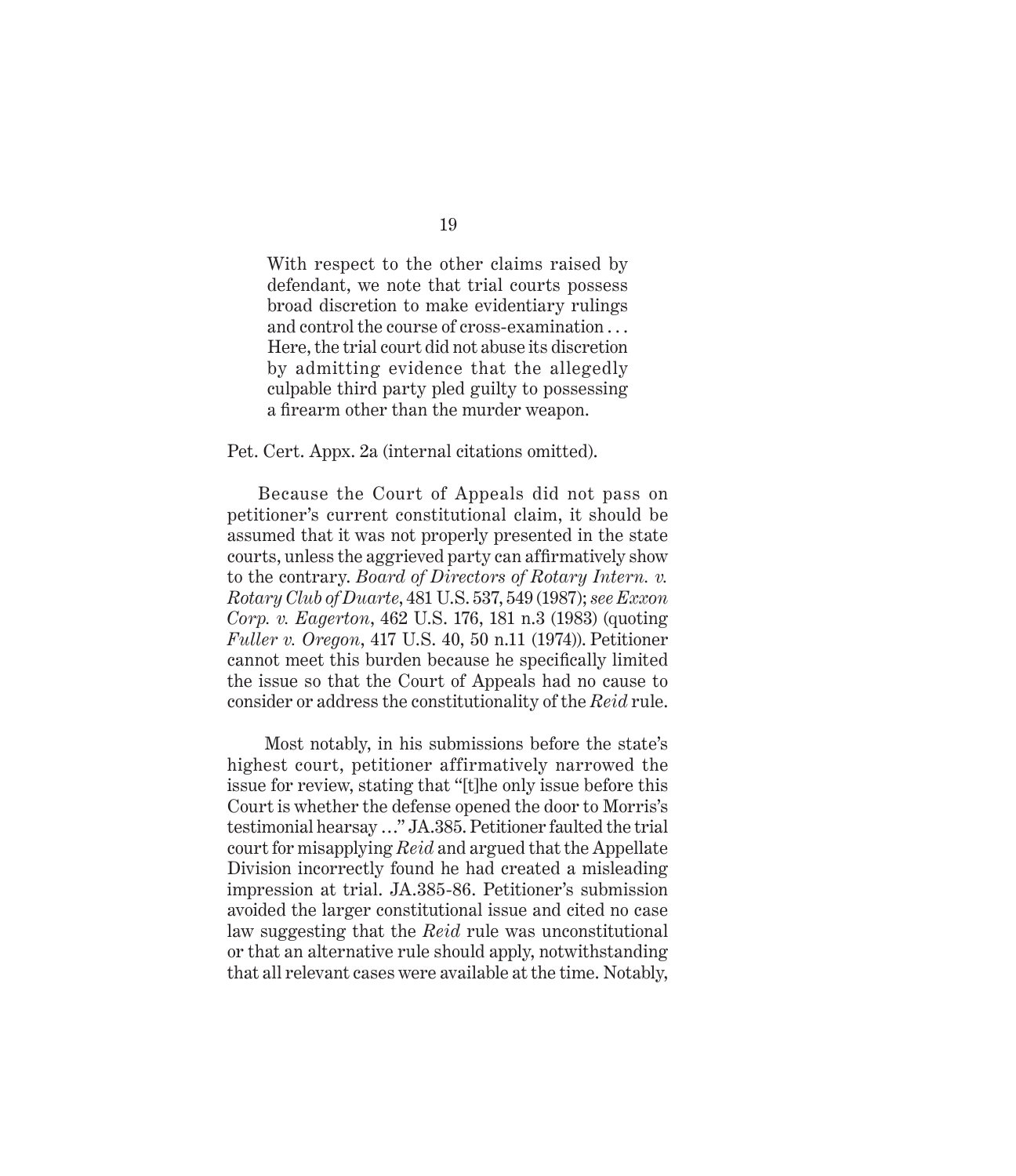> With respect to the other claims raised by defendant, we note that trial courts possess broad discretion to make evidentiary rulings and control the course of cross-examination . . . Here, the trial court did not abuse its discretion by admitting evidence that the allegedly culpable third party pled guilty to possessing a firearm other than the murder weapon.

Pet. Cert. Appx. 2a (internal citations omitted).

Because the Court of Appeals did not pass on petitioner's current constitutional claim, it should be assumed that it was not properly presented in the state courts, unless the aggrieved party can affirmatively show to the contrary. *Board of Directors of Rotary Intern. v. Rotary Club of Duarte*, 481 U.S. 537, 549 (1987); *see Exxon Corp. v. Eagerton*, 462 U.S. 176, 181 n.3 (1983) (quoting *Fuller v. Oregon*, 417 U.S. 40, 50 n.11 (1974)). Petitioner cannot meet this burden because he specifically limited the issue so that the Court of Appeals had no cause to consider or address the constitutionality of the *Reid* rule.

Most notably, in his submissions before the state's highest court, petitioner affirmatively narrowed the issue for review, stating that "[t]he only issue before this Court is whether the defense opened the door to Morris's testimonial hearsay …" JA.385. Petitioner faulted the trial court for misapplying *Reid* and argued that the Appellate Division incorrectly found he had created a misleading impression at trial. JA.385-86. Petitioner's submission avoided the larger constitutional issue and cited no case law suggesting that the *Reid* rule was unconstitutional or that an alternative rule should apply, notwithstanding that all relevant cases were available at the time. Notably,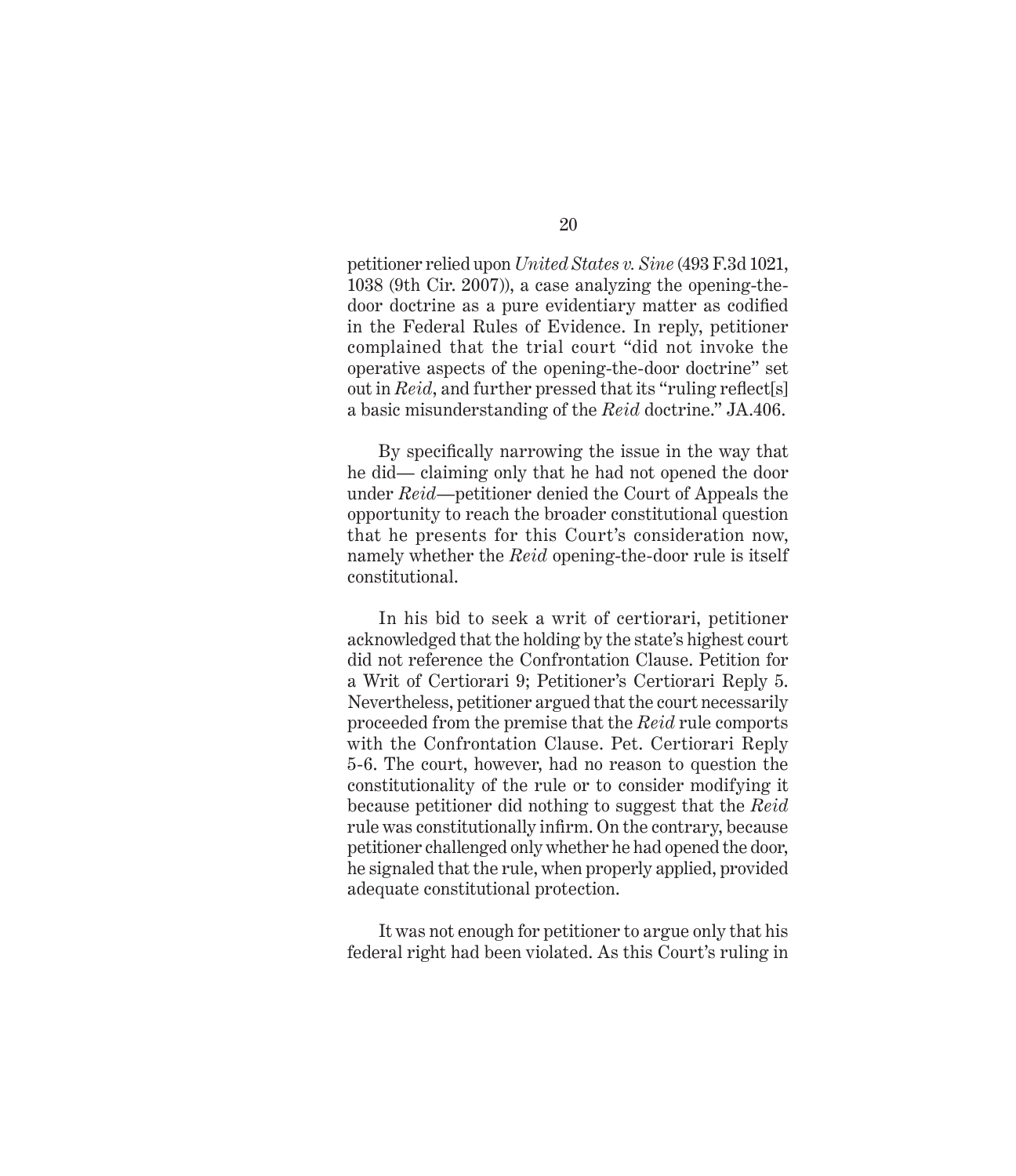petitioner relied upon *United States v. Sine* (493 F.3d 1021, 1038 (9th Cir. 2007)), a case analyzing the opening-the-door doctrine as a pure evidentiary matter as codified in the Federal Rules of Evidence. In reply, petitioner complained that the trial court "did not invoke the operative aspects of the opening-the-door doctrine" set out in *Reid*, and further pressed that its "ruling reflect[s] a basic misunderstanding of the *Reid* doctrine." JA.406.

By specifically narrowing the issue in the way that he did— claiming only that he had not opened the door under *Reid*—petitioner denied the Court of Appeals the opportunity to reach the broader constitutional question that he presents for this Court's consideration now, namely whether the *Reid* opening-the-door rule is itself constitutional.

In his bid to seek a writ of certiorari, petitioner acknowledged that the holding by the state's highest court did not reference the Confrontation Clause. Petition for a Writ of Certiorari 9; Petitioner's Certiorari Reply 5. Nevertheless, petitioner argued that the court necessarily proceeded from the premise that the *Reid* rule comports with the Confrontation Clause. Pet. Certiorari Reply 5-6. The court, however, had no reason to question the constitutionality of the rule or to consider modifying it because petitioner did nothing to suggest that the *Reid* rule was constitutionally infirm. On the contrary, because petitioner challenged only whether he had opened the door, he signaled that the rule, when properly applied, provided adequate constitutional protection.

It was not enough for petitioner to argue only that his federal right had been violated. As this Court's ruling in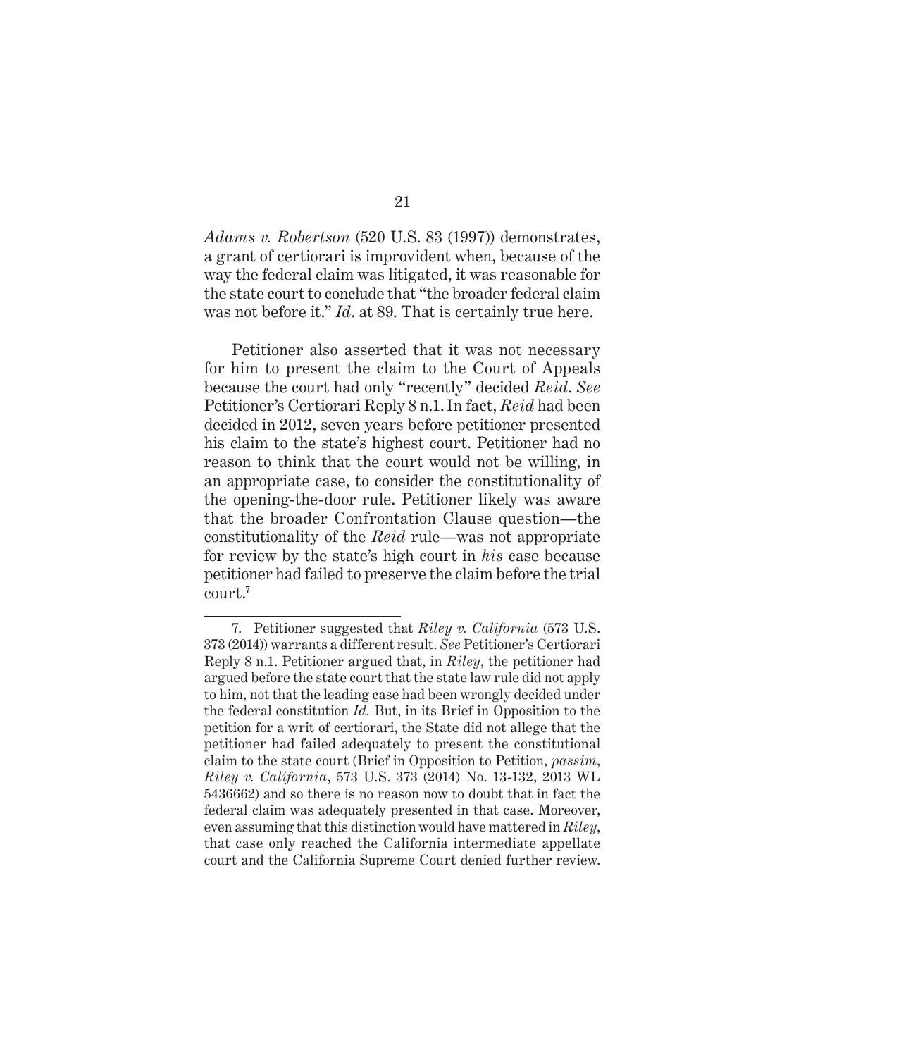*Adams v. Robertson* (520 U.S. 83 (1997)) demonstrates, a grant of certiorari is improvident when, because of the way the federal claim was litigated, it was reasonable for the state court to conclude that "the broader federal claim was not before it." *Id*. at 89. That is certainly true here.

Petitioner also asserted that it was not necessary for him to present the claim to the Court of Appeals because the court had only "recently" decided *Reid*. *See* Petitioner's Certiorari Reply 8 n.1. In fact, *Reid* had been decided in 2012, seven years before petitioner presented his claim to the state's highest court. Petitioner had no reason to think that the court would not be willing, in an appropriate case, to consider the constitutionality of the opening-the-door rule. Petitioner likely was aware that the broader Confrontation Clause question—the constitutionality of the *Reid* rule—was not appropriate for review by the state's high court in *his* case because petitioner had failed to preserve the claim before the trial court.[7]

---

7. Petitioner suggested that *Riley v. California* (573 U.S. 373 (2014)) warrants a different result. *See* Petitioner's Certiorari Reply 8 n.1. Petitioner argued that, in *Riley*, the petitioner had argued before the state court that the state law rule did not apply to him, not that the leading case had been wrongly decided under the federal constitution *Id.* But, in its Brief in Opposition to the petition for a writ of certiorari, the State did not allege that the petitioner had failed adequately to present the constitutional claim to the state court (Brief in Opposition to Petition, *passim*, *Riley v. California*, 573 U.S. 373 (2014) No. 13-132, 2013 WL 5436662) and so there is no reason now to doubt that in fact the federal claim was adequately presented in that case. Moreover, even assuming that this distinction would have mattered in *Riley*, that case only reached the California intermediate appellate court and the California Supreme Court denied further review.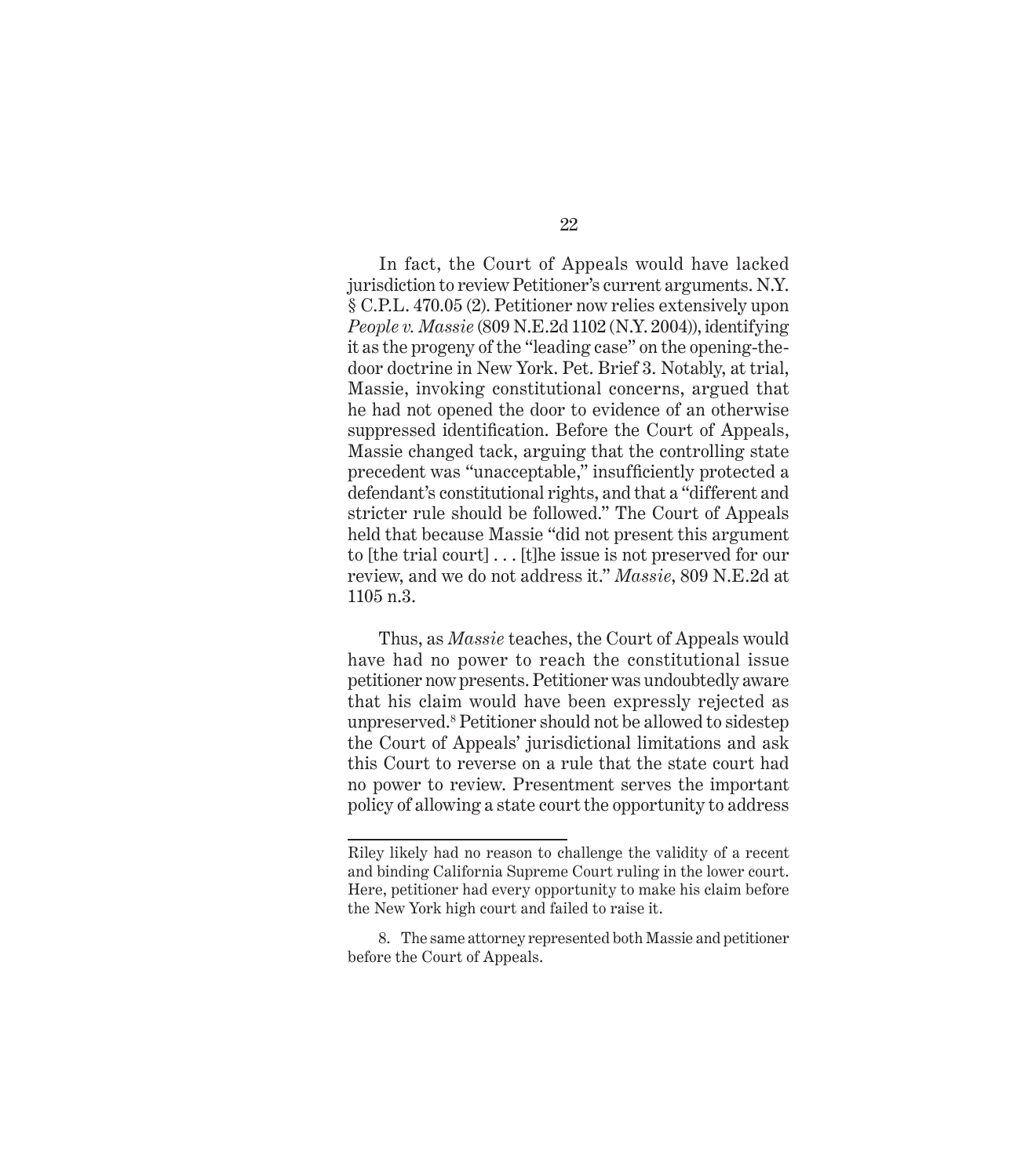In fact, the Court of Appeals would have lacked jurisdiction to review Petitioner's current arguments. N.Y. § C.P.L. 470.05 (2). Petitioner now relies extensively upon *People v. Massie* (809 N.E.2d 1102 (N.Y. 2004)), identifying it as the progeny of the "leading case" on the opening-the-door doctrine in New York. Pet. Brief 3. Notably, at trial, Massie, invoking constitutional concerns, argued that he had not opened the door to evidence of an otherwise suppressed identification. Before the Court of Appeals, Massie changed tack, arguing that the controlling state precedent was "unacceptable," insufficiently protected a defendant's constitutional rights, and that a "different and stricter rule should be followed." The Court of Appeals held that because Massie "did not present this argument to [the trial court] . . . [t]he issue is not preserved for our review, and we do not address it." *Massie*, 809 N.E.2d at 1105 n.3.

Thus, as *Massie* teaches, the Court of Appeals would have had no power to reach the constitutional issue petitioner now presents. Petitioner was undoubtedly aware that his claim would have been expressly rejected as unpreserved.[8] Petitioner should not be allowed to sidestep the Court of Appeals' jurisdictional limitations and ask this Court to reverse on a rule that the state court had no power to review. Presentment serves the important policy of allowing a state court the opportunity to address

---

Riley likely had no reason to challenge the validity of a recent and binding California Supreme Court ruling in the lower court. Here, petitioner had every opportunity to make his claim before the New York high court and failed to raise it.

8. The same attorney represented both Massie and petitioner before the Court of Appeals.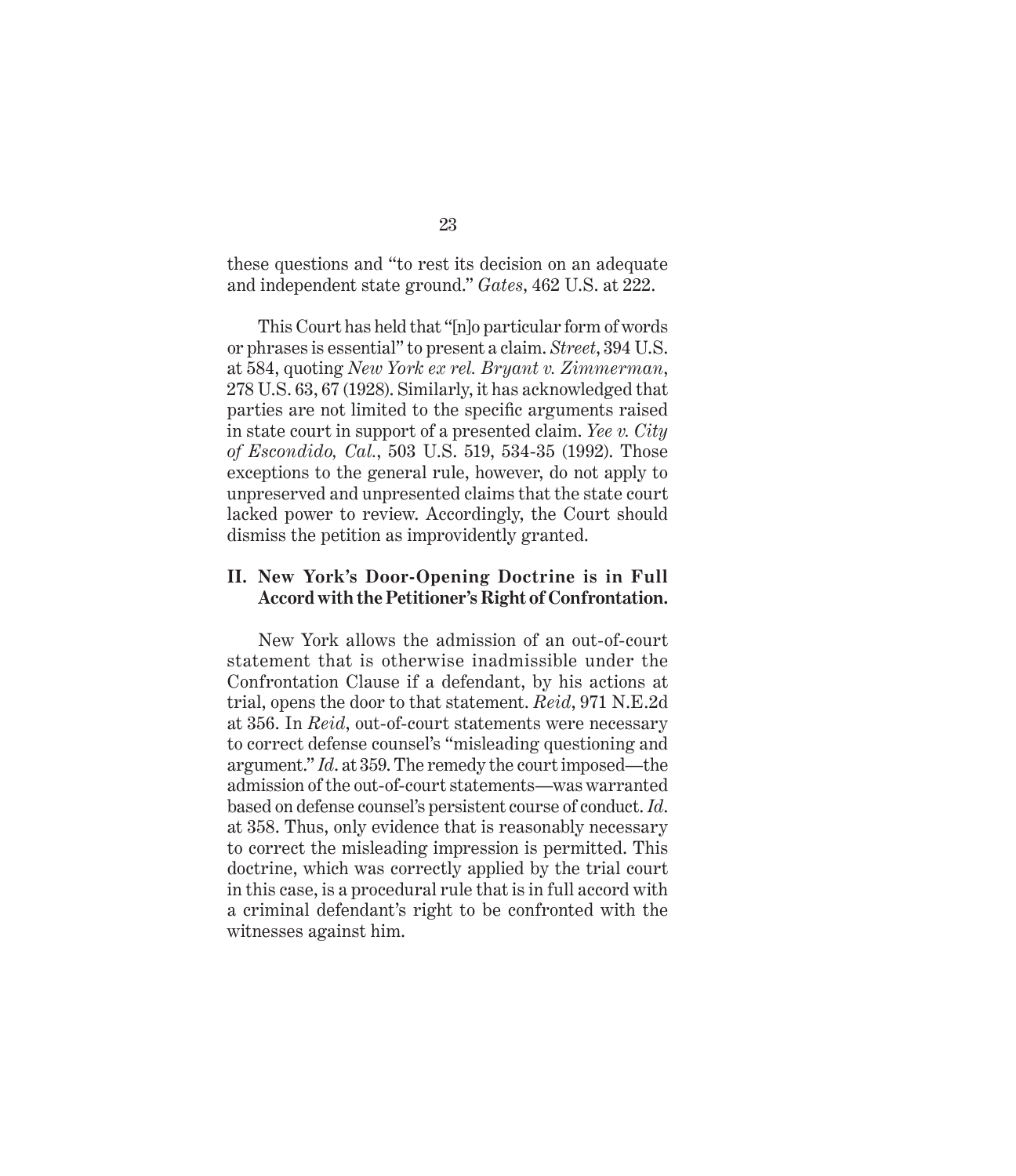these questions and "to rest its decision on an adequate and independent state ground." *Gates*, 462 U.S. at 222.

This Court has held that "[n]o particular form of words or phrases is essential" to present a claim. *Street*, 394 U.S. at 584, quoting *New York ex rel. Bryant v. Zimmerman*, 278 U.S. 63, 67 (1928). Similarly, it has acknowledged that parties are not limited to the specific arguments raised in state court in support of a presented claim. *Yee v. City of Escondido, Cal.*, 503 U.S. 519, 534-35 (1992). Those exceptions to the general rule, however, do not apply to unpreserved and unpresented claims that the state court lacked power to review. Accordingly, the Court should dismiss the petition as improvidently granted.

### II. New York's Door-Opening Doctrine is in Full Accord with the Petitioner's Right of Confrontation.

New York allows the admission of an out-of-court statement that is otherwise inadmissible under the Confrontation Clause if a defendant, by his actions at trial, opens the door to that statement. *Reid*, 971 N.E.2d at 356. In *Reid*, out-of-court statements were necessary to correct defense counsel's "misleading questioning and argument." *Id.* at 359. The remedy the court imposed—the admission of the out-of-court statements—was warranted based on defense counsel's persistent course of conduct. *Id.* at 358. Thus, only evidence that is reasonably necessary to correct the misleading impression is permitted. This doctrine, which was correctly applied by the trial court in this case, is a procedural rule that is in full accord with a criminal defendant's right to be confronted with the witnesses against him.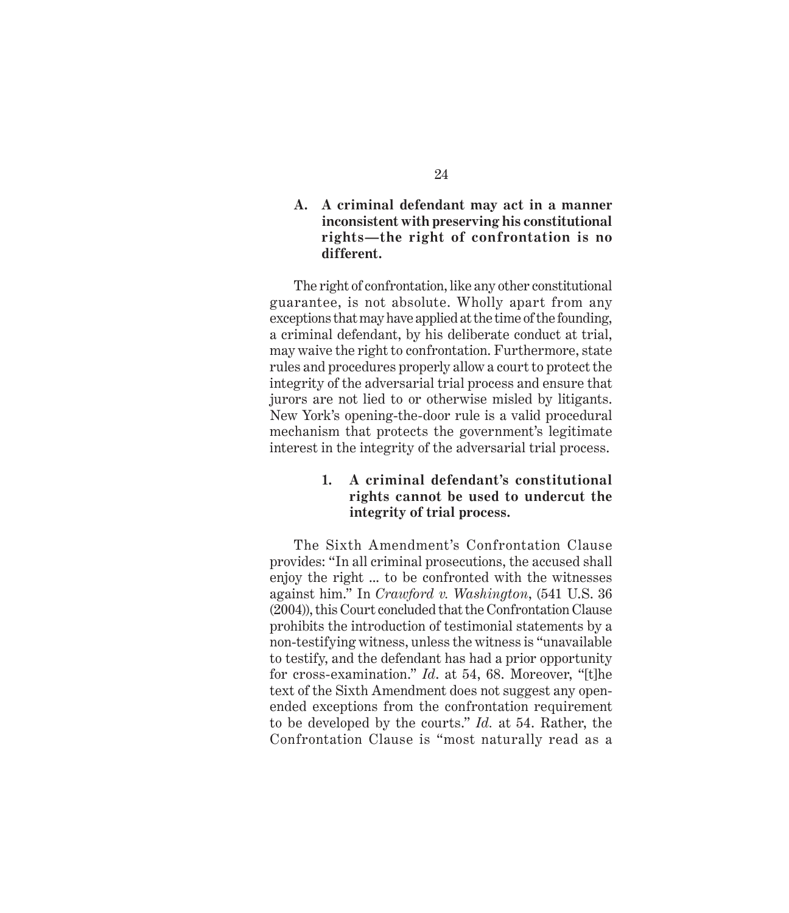### A. A criminal defendant may act in a manner inconsistent with preserving his constitutional rights—the right of confrontation is no different.

The right of confrontation, like any other constitutional guarantee, is not absolute. Wholly apart from any exceptions that may have applied at the time of the founding, a criminal defendant, by his deliberate conduct at trial, may waive the right to confrontation. Furthermore, state rules and procedures properly allow a court to protect the integrity of the adversarial trial process and ensure that jurors are not lied to or otherwise misled by litigants. New York's opening-the-door rule is a valid procedural mechanism that protects the government's legitimate interest in the integrity of the adversarial trial process.

#### 1. A criminal defendant's constitutional rights cannot be used to undercut the integrity of trial process.

The Sixth Amendment's Confrontation Clause provides: "In all criminal prosecutions, the accused shall enjoy the right ... to be confronted with the witnesses against him." In *Crawford v. Washington*, (541 U.S. 36 (2004)), this Court concluded that the Confrontation Clause prohibits the introduction of testimonial statements by a non-testifying witness, unless the witness is "unavailable to testify, and the defendant has had a prior opportunity for cross-examination." *Id*. at 54, 68. Moreover, "[t]he text of the Sixth Amendment does not suggest any open-ended exceptions from the confrontation requirement to be developed by the courts." *Id.* at 54. Rather, the Confrontation Clause is "most naturally read as a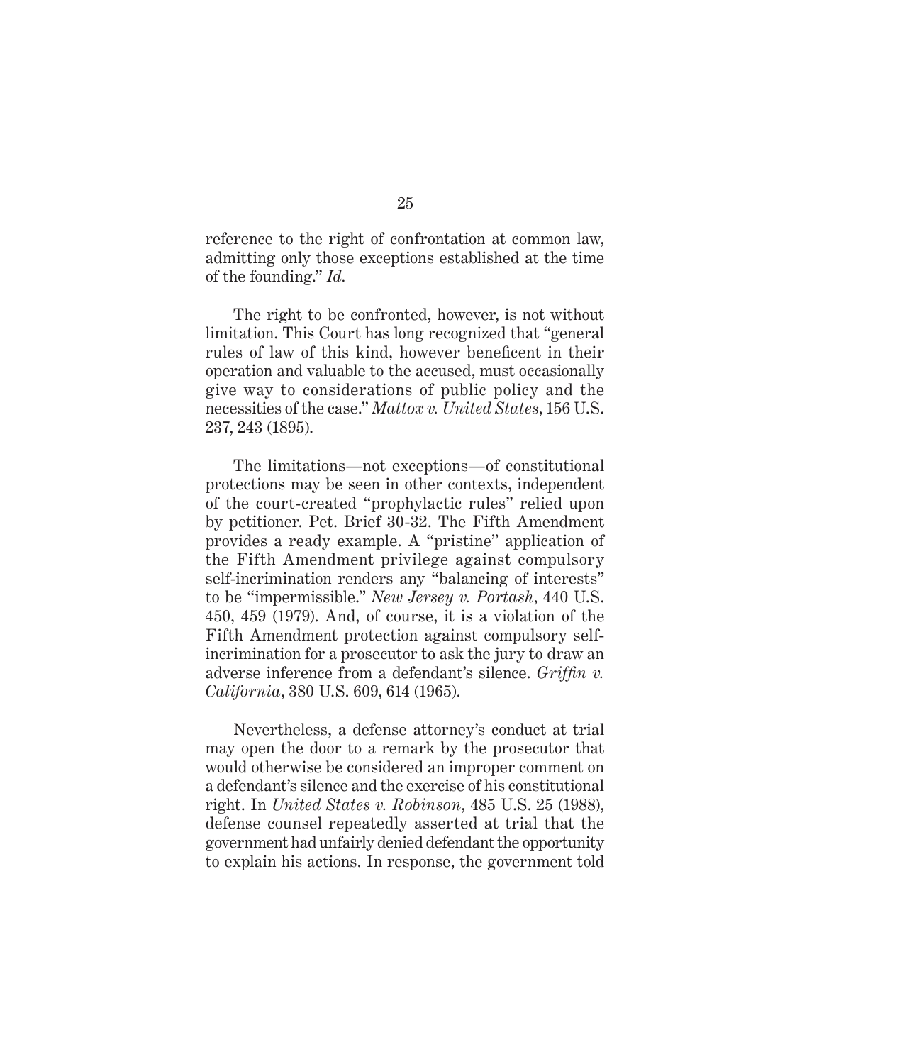reference to the right of confrontation at common law, admitting only those exceptions established at the time of the founding." *Id.*

The right to be confronted, however, is not without limitation. This Court has long recognized that "general rules of law of this kind, however beneficent in their operation and valuable to the accused, must occasionally give way to considerations of public policy and the necessities of the case." *Mattox v. United States*, 156 U.S. 237, 243 (1895).

The limitations—not exceptions—of constitutional protections may be seen in other contexts, independent of the court-created "prophylactic rules" relied upon by petitioner. Pet. Brief 30-32. The Fifth Amendment provides a ready example. A "pristine" application of the Fifth Amendment privilege against compulsory self-incrimination renders any "balancing of interests" to be "impermissible." *New Jersey v. Portash*, 440 U.S. 450, 459 (1979). And, of course, it is a violation of the Fifth Amendment protection against compulsory self-incrimination for a prosecutor to ask the jury to draw an adverse inference from a defendant's silence. *Griffin v. California*, 380 U.S. 609, 614 (1965).

Nevertheless, a defense attorney's conduct at trial may open the door to a remark by the prosecutor that would otherwise be considered an improper comment on a defendant's silence and the exercise of his constitutional right. In *United States v. Robinson*, 485 U.S. 25 (1988), defense counsel repeatedly asserted at trial that the government had unfairly denied defendant the opportunity to explain his actions. In response, the government told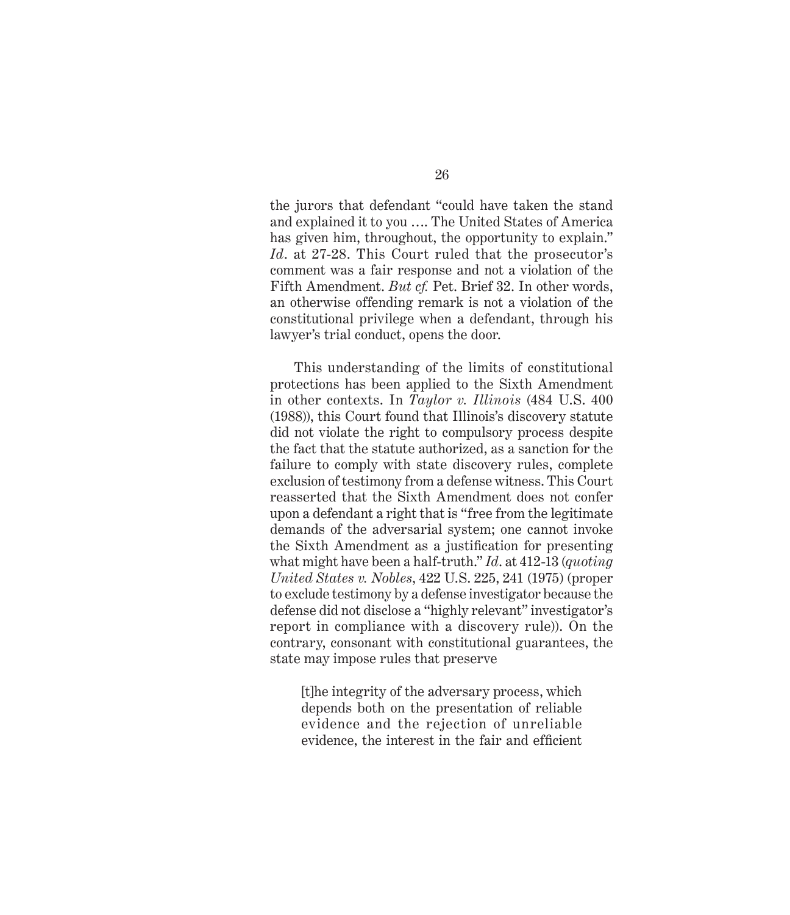the jurors that defendant "could have taken the stand and explained it to you …. The United States of America has given him, throughout, the opportunity to explain." *Id*. at 27-28. This Court ruled that the prosecutor's comment was a fair response and not a violation of the Fifth Amendment. *But cf.* Pet. Brief 32. In other words, an otherwise offending remark is not a violation of the constitutional privilege when a defendant, through his lawyer's trial conduct, opens the door.

This understanding of the limits of constitutional protections has been applied to the Sixth Amendment in other contexts. In *Taylor v. Illinois* (484 U.S. 400 (1988)), this Court found that Illinois's discovery statute did not violate the right to compulsory process despite the fact that the statute authorized, as a sanction for the failure to comply with state discovery rules, complete exclusion of testimony from a defense witness. This Court reasserted that the Sixth Amendment does not confer upon a defendant a right that is "free from the legitimate demands of the adversarial system; one cannot invoke the Sixth Amendment as a justification for presenting what might have been a half-truth." *Id*. at 412-13 (*quoting United States v. Nobles*, 422 U.S. 225, 241 (1975) (proper to exclude testimony by a defense investigator because the defense did not disclose a "highly relevant" investigator's report in compliance with a discovery rule)). On the contrary, consonant with constitutional guarantees, the state may impose rules that preserve

> [t]he integrity of the adversary process, which depends both on the presentation of reliable evidence and the rejection of unreliable evidence, the interest in the fair and efficient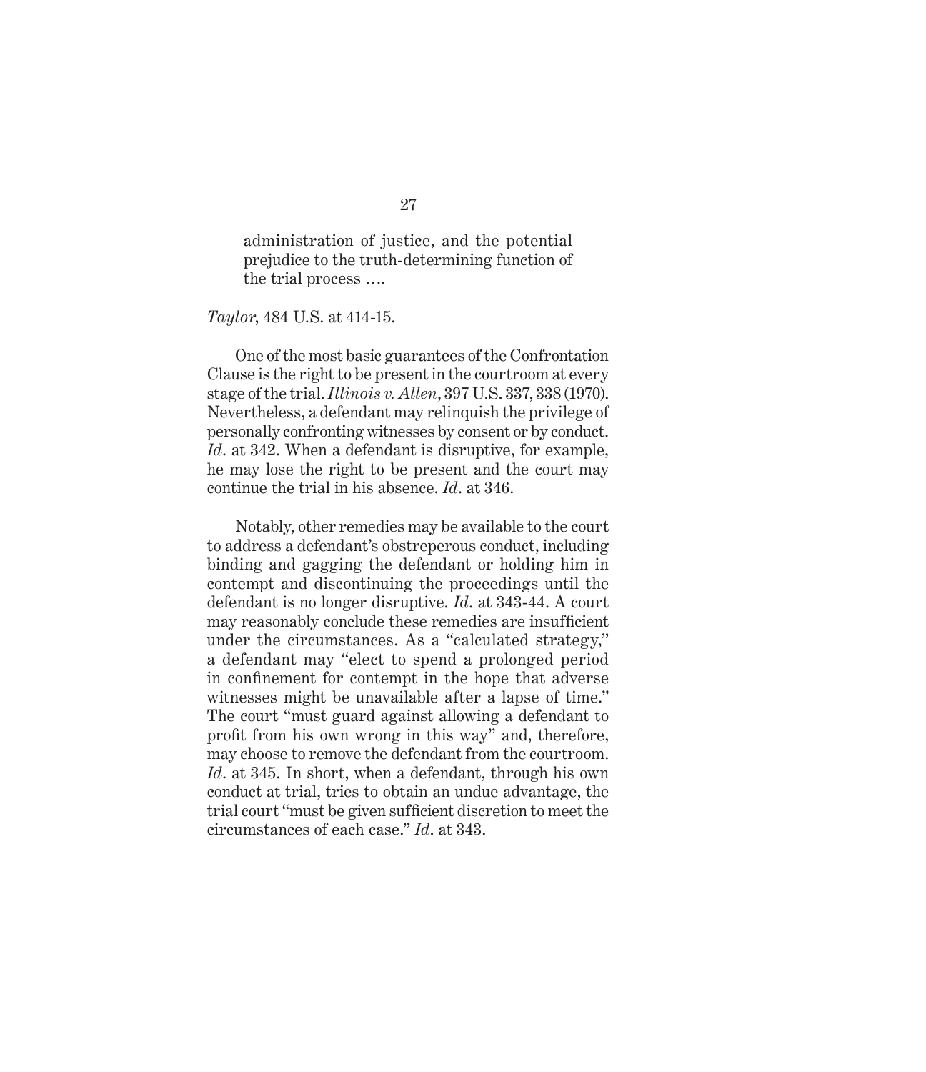> administration of justice, and the potential prejudice to the truth-determining function of the trial process ….

*Taylor*, 484 U.S. at 414-15.

One of the most basic guarantees of the Confrontation Clause is the right to be present in the courtroom at every stage of the trial. *Illinois v. Allen*, 397 U.S. 337, 338 (1970). Nevertheless, a defendant may relinquish the privilege of personally confronting witnesses by consent or by conduct. *Id*. at 342. When a defendant is disruptive, for example, he may lose the right to be present and the court may continue the trial in his absence. *Id*. at 346.

Notably, other remedies may be available to the court to address a defendant's obstreperous conduct, including binding and gagging the defendant or holding him in contempt and discontinuing the proceedings until the defendant is no longer disruptive. *Id*. at 343-44. A court may reasonably conclude these remedies are insufficient under the circumstances. As a "calculated strategy," a defendant may "elect to spend a prolonged period in confinement for contempt in the hope that adverse witnesses might be unavailable after a lapse of time." The court "must guard against allowing a defendant to profit from his own wrong in this way" and, therefore, may choose to remove the defendant from the courtroom. *Id*. at 345. In short, when a defendant, through his own conduct at trial, tries to obtain an undue advantage, the trial court "must be given sufficient discretion to meet the circumstances of each case." *Id*. at 343.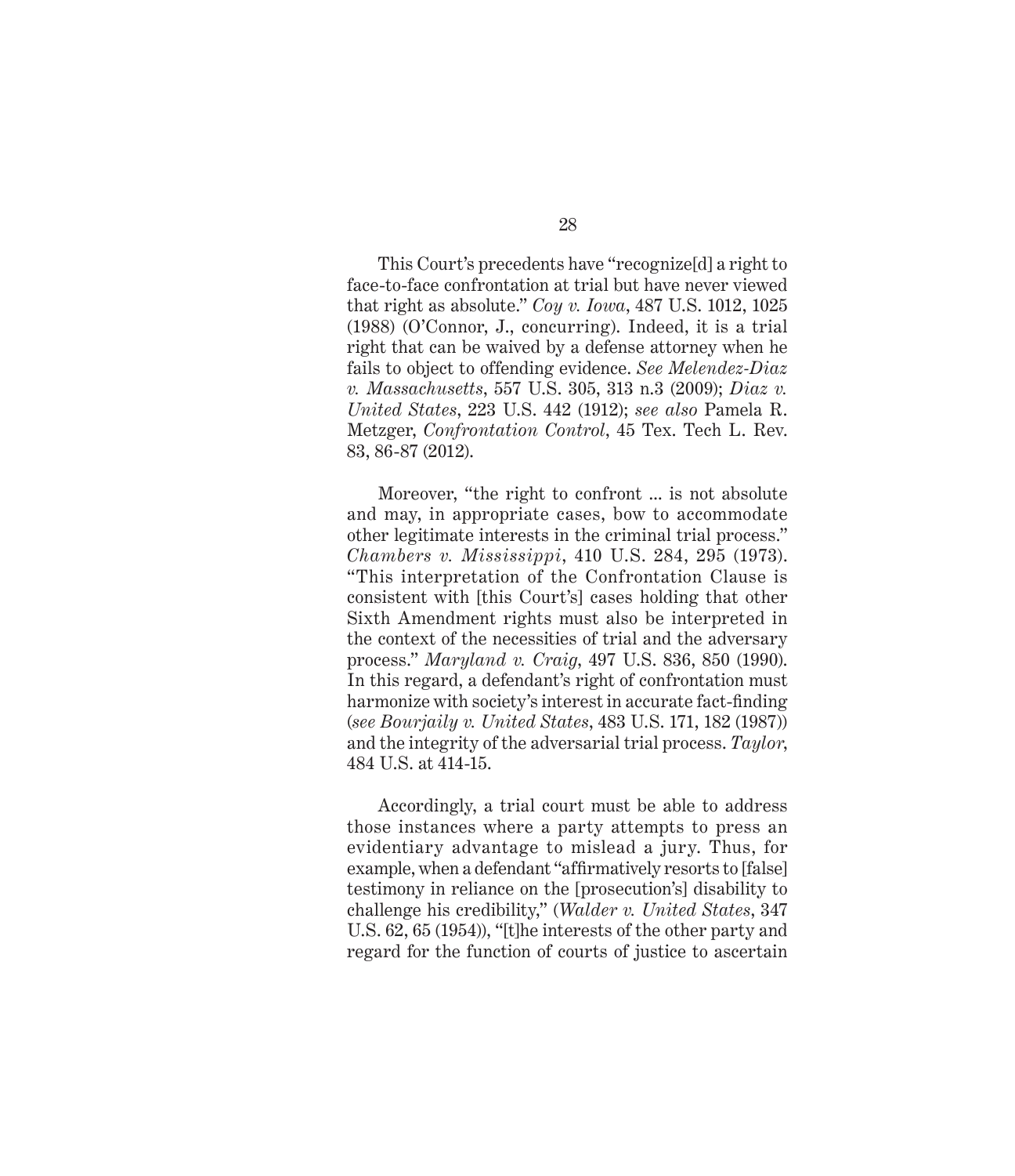This Court's precedents have "recognize[d] a right to face-to-face confrontation at trial but have never viewed that right as absolute." *Coy v. Iowa*, 487 U.S. 1012, 1025 (1988) (O'Connor, J., concurring). Indeed, it is a trial right that can be waived by a defense attorney when he fails to object to offending evidence. *See Melendez-Diaz v. Massachusetts*, 557 U.S. 305, 313 n.3 (2009); *Diaz v. United States*, 223 U.S. 442 (1912); *see also* Pamela R. Metzger, *Confrontation Control*, 45 Tex. Tech L. Rev. 83, 86-87 (2012).

Moreover, "the right to confront ... is not absolute and may, in appropriate cases, bow to accommodate other legitimate interests in the criminal trial process." *Chambers v. Mississippi*, 410 U.S. 284, 295 (1973). "This interpretation of the Confrontation Clause is consistent with [this Court's] cases holding that other Sixth Amendment rights must also be interpreted in the context of the necessities of trial and the adversary process." *Maryland v. Craig*, 497 U.S. 836, 850 (1990). In this regard, a defendant's right of confrontation must harmonize with society's interest in accurate fact-finding (*see Bourjaily v. United States*, 483 U.S. 171, 182 (1987)) and the integrity of the adversarial trial process. *Taylor*, 484 U.S. at 414-15.

Accordingly, a trial court must be able to address those instances where a party attempts to press an evidentiary advantage to mislead a jury. Thus, for example, when a defendant "affirmatively resorts to [false] testimony in reliance on the [prosecution's] disability to challenge his credibility," (*Walder v. United States*, 347 U.S. 62, 65 (1954)), "[t]he interests of the other party and regard for the function of courts of justice to ascertain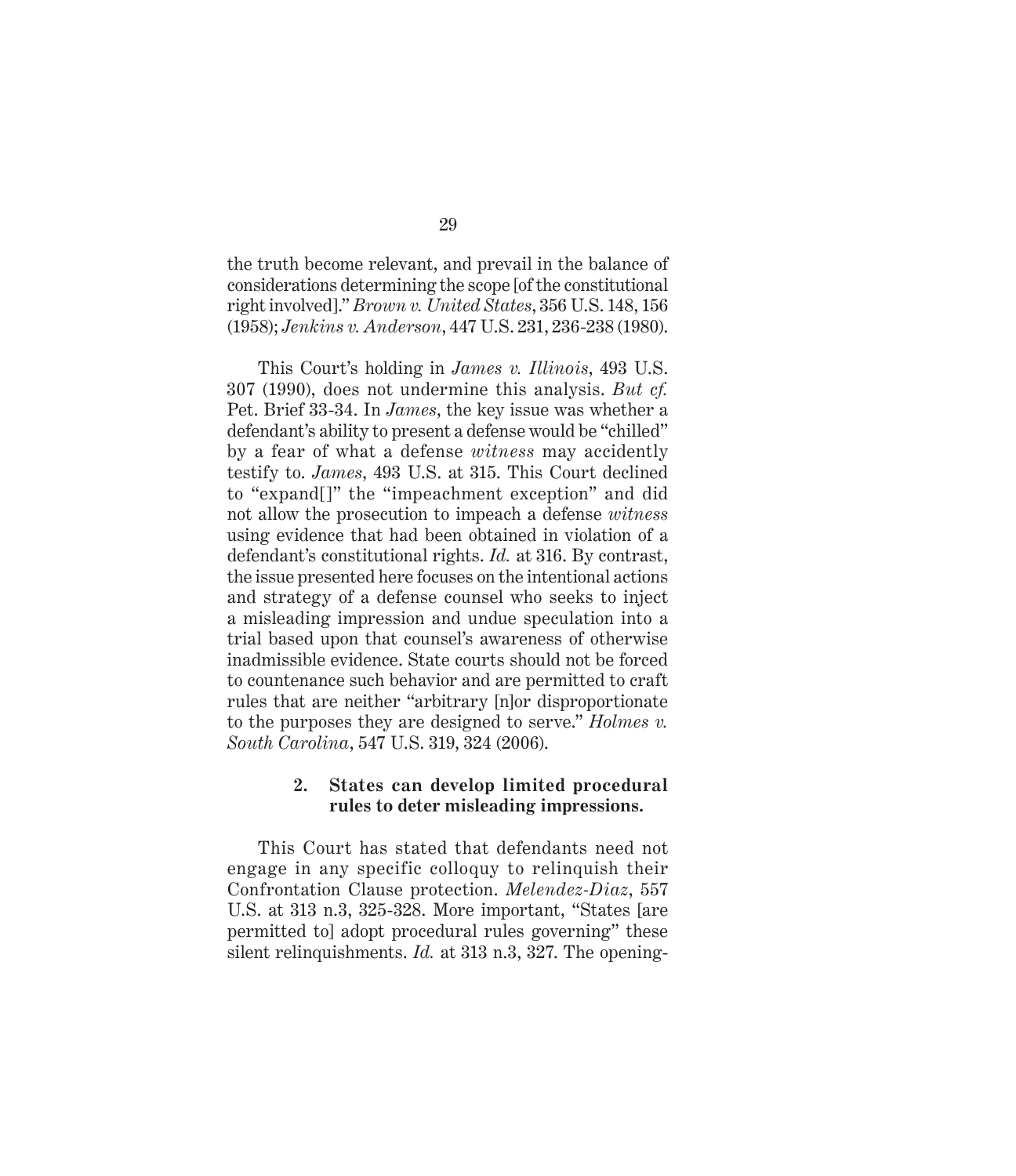the truth become relevant, and prevail in the balance of considerations determining the scope [of the constitutional right involved]." *Brown v. United States*, 356 U.S. 148, 156 (1958); *Jenkins v. Anderson*, 447 U.S. 231, 236-238 (1980).

This Court's holding in *James v. Illinois*, 493 U.S. 307 (1990), does not undermine this analysis. *But cf.* Pet. Brief 33-34. In *James*, the key issue was whether a defendant's ability to present a defense would be "chilled" by a fear of what a defense *witness* may accidently testify to. *James*, 493 U.S. at 315. This Court declined to "expand[]" the "impeachment exception" and did not allow the prosecution to impeach a defense *witness* using evidence that had been obtained in violation of a defendant's constitutional rights. *Id.* at 316. By contrast, the issue presented here focuses on the intentional actions and strategy of a defense counsel who seeks to inject a misleading impression and undue speculation into a trial based upon that counsel's awareness of otherwise inadmissible evidence. State courts should not be forced to countenance such behavior and are permitted to craft rules that are neither "arbitrary [n]or disproportionate to the purposes they are designed to serve." *Holmes v. South Carolina*, 547 U.S. 319, 324 (2006).

#### 2. States can develop limited procedural rules to deter misleading impressions.

This Court has stated that defendants need not engage in any specific colloquy to relinquish their Confrontation Clause protection. *Melendez-Diaz*, 557 U.S. at 313 n.3, 325-328. More important, "States [are permitted to] adopt procedural rules governing" these silent relinquishments. *Id.* at 313 n.3, 327. The opening-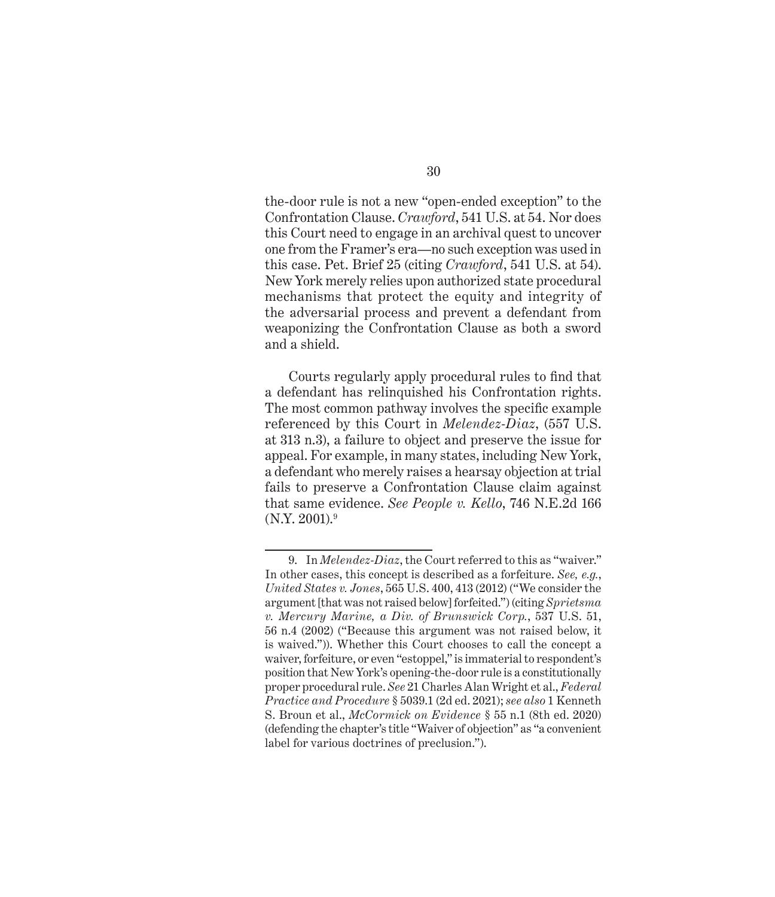the-door rule is not a new "open-ended exception" to the Confrontation Clause. *Crawford*, 541 U.S. at 54. Nor does this Court need to engage in an archival quest to uncover one from the Framer's era—no such exception was used in this case. Pet. Brief 25 (citing *Crawford*, 541 U.S. at 54). New York merely relies upon authorized state procedural mechanisms that protect the equity and integrity of the adversarial process and prevent a defendant from weaponizing the Confrontation Clause as both a sword and a shield.

Courts regularly apply procedural rules to find that a defendant has relinquished his Confrontation rights. The most common pathway involves the specific example referenced by this Court in *Melendez-Diaz*, (557 U.S. at 313 n.3), a failure to object and preserve the issue for appeal. For example, in many states, including New York, a defendant who merely raises a hearsay objection at trial fails to preserve a Confrontation Clause claim against that same evidence. *See People v. Kello*, 746 N.E.2d 166 (N.Y. 2001).[9]

---

9. In *Melendez-Diaz*, the Court referred to this as "waiver." In other cases, this concept is described as a forfeiture. *See, e.g.*, *United States v. Jones*, 565 U.S. 400, 413 (2012) ("We consider the argument [that was not raised below] forfeited.") (citing *Sprietsma v. Mercury Marine, a Div. of Brunswick Corp.*, 537 U.S. 51, 56 n.4 (2002) ("Because this argument was not raised below, it is waived.")). Whether this Court chooses to call the concept a waiver, forfeiture, or even "estoppel," is immaterial to respondent's position that New York's opening-the-door rule is a constitutionally proper procedural rule. *See* 21 Charles Alan Wright et al., *Federal Practice and Procedure* § 5039.1 (2d ed. 2021); *see also* 1 Kenneth S. Broun et al., *McCormick on Evidence* § 55 n.1 (8th ed. 2020) (defending the chapter's title "Waiver of objection" as "a convenient label for various doctrines of preclusion.").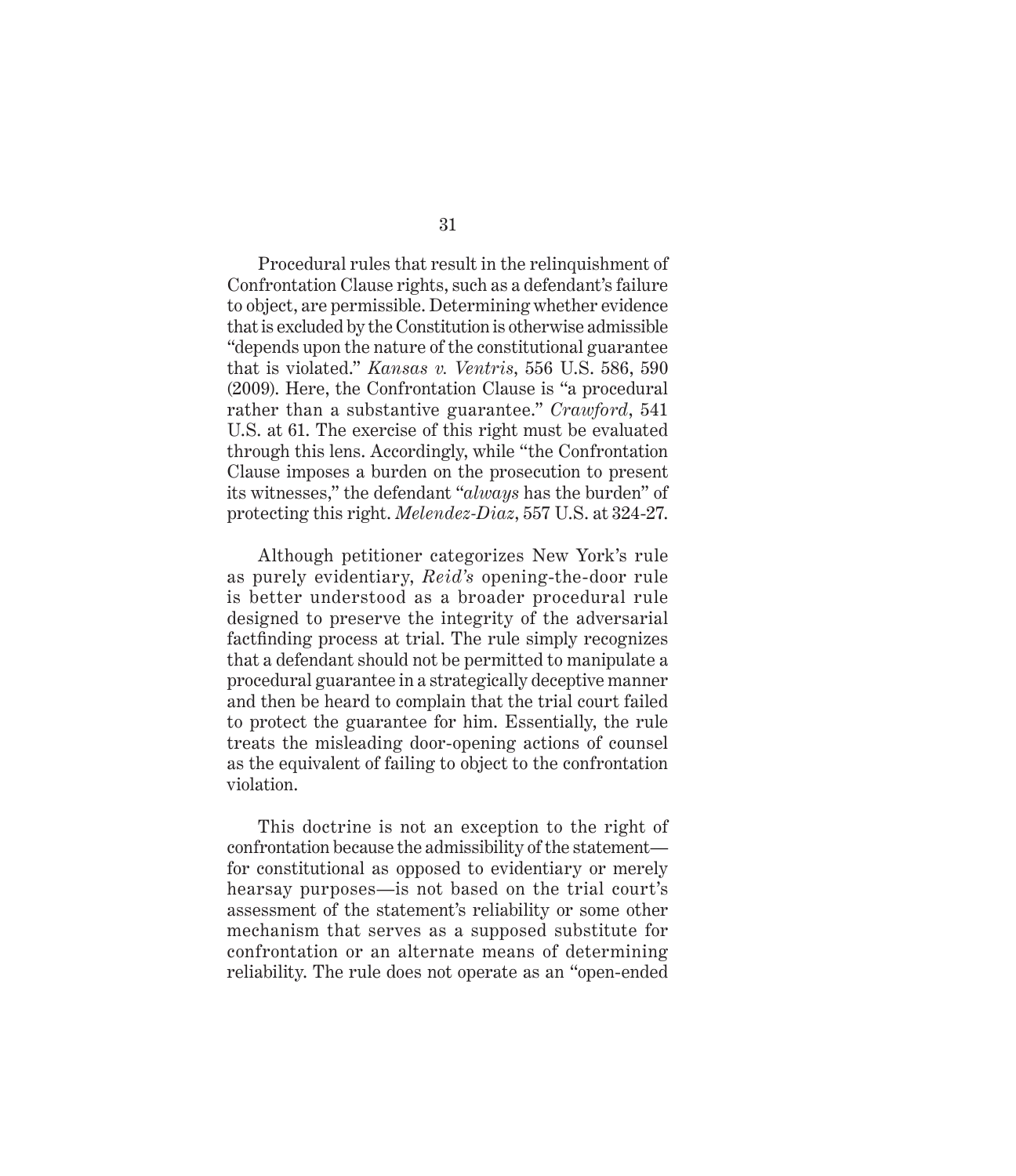Procedural rules that result in the relinquishment of Confrontation Clause rights, such as a defendant's failure to object, are permissible. Determining whether evidence that is excluded by the Constitution is otherwise admissible "depends upon the nature of the constitutional guarantee that is violated." *Kansas v. Ventris*, 556 U.S. 586, 590 (2009). Here, the Confrontation Clause is "a procedural rather than a substantive guarantee." *Crawford*, 541 U.S. at 61. The exercise of this right must be evaluated through this lens. Accordingly, while "the Confrontation Clause imposes a burden on the prosecution to present its witnesses," the defendant "*always* has the burden" of protecting this right. *Melendez-Diaz*, 557 U.S. at 324-27.

Although petitioner categorizes New York's rule as purely evidentiary, *Reid's* opening-the-door rule is better understood as a broader procedural rule designed to preserve the integrity of the adversarial factfinding process at trial. The rule simply recognizes that a defendant should not be permitted to manipulate a procedural guarantee in a strategically deceptive manner and then be heard to complain that the trial court failed to protect the guarantee for him. Essentially, the rule treats the misleading door-opening actions of counsel as the equivalent of failing to object to the confrontation violation.

This doctrine is not an exception to the right of confrontation because the admissibility of the statement—for constitutional as opposed to evidentiary or merely hearsay purposes—is not based on the trial court's assessment of the statement's reliability or some other mechanism that serves as a supposed substitute for confrontation or an alternate means of determining reliability. The rule does not operate as an "open-ended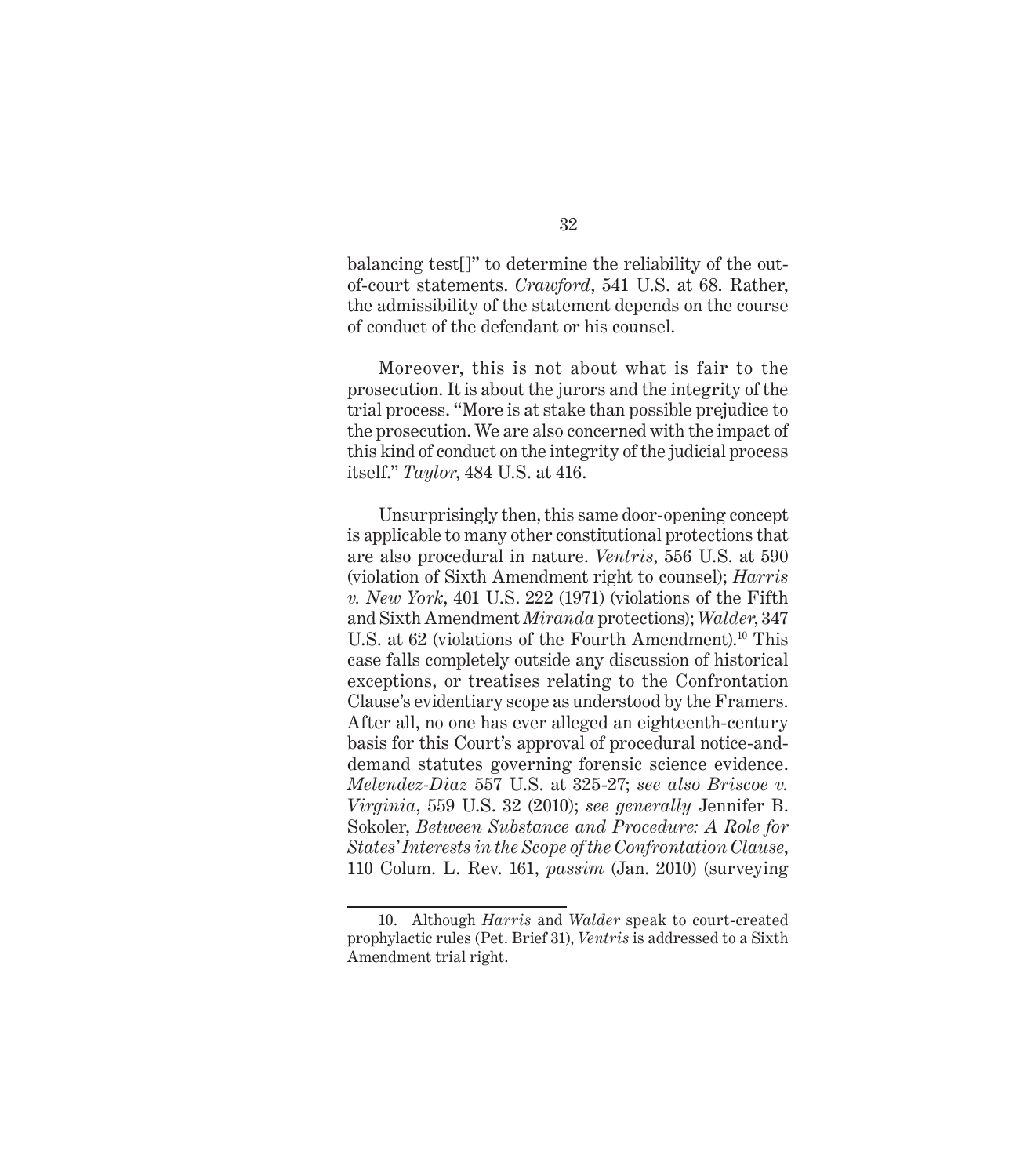balancing test[]" to determine the reliability of the out-of-court statements. *Crawford*, 541 U.S. at 68. Rather, the admissibility of the statement depends on the course of conduct of the defendant or his counsel.

Moreover, this is not about what is fair to the prosecution. It is about the jurors and the integrity of the trial process. "More is at stake than possible prejudice to the prosecution. We are also concerned with the impact of this kind of conduct on the integrity of the judicial process itself." *Taylor*, 484 U.S. at 416.

Unsurprisingly then, this same door-opening concept is applicable to many other constitutional protections that are also procedural in nature. *Ventris*, 556 U.S. at 590 (violation of Sixth Amendment right to counsel); *Harris v. New York*, 401 U.S. 222 (1971) (violations of the Fifth and Sixth Amendment *Miranda* protections); *Walder*, 347 U.S. at 62 (violations of the Fourth Amendment).[10] This case falls completely outside any discussion of historical exceptions, or treatises relating to the Confrontation Clause's evidentiary scope as understood by the Framers. After all, no one has ever alleged an eighteenth-century basis for this Court's approval of procedural notice-and-demand statutes governing forensic science evidence. *Melendez-Diaz* 557 U.S. at 325-27; *see also Briscoe v. Virginia*, 559 U.S. 32 (2010); *see generally* Jennifer B. Sokoler, *Between Substance and Procedure: A Role for States' Interests in the Scope of the Confrontation Clause*, 110 Colum. L. Rev. 161, *passim* (Jan. 2010) (surveying

---

10. Although *Harris* and *Walder* speak to court-created prophylactic rules (Pet. Brief 31), *Ventris* is addressed to a Sixth Amendment trial right.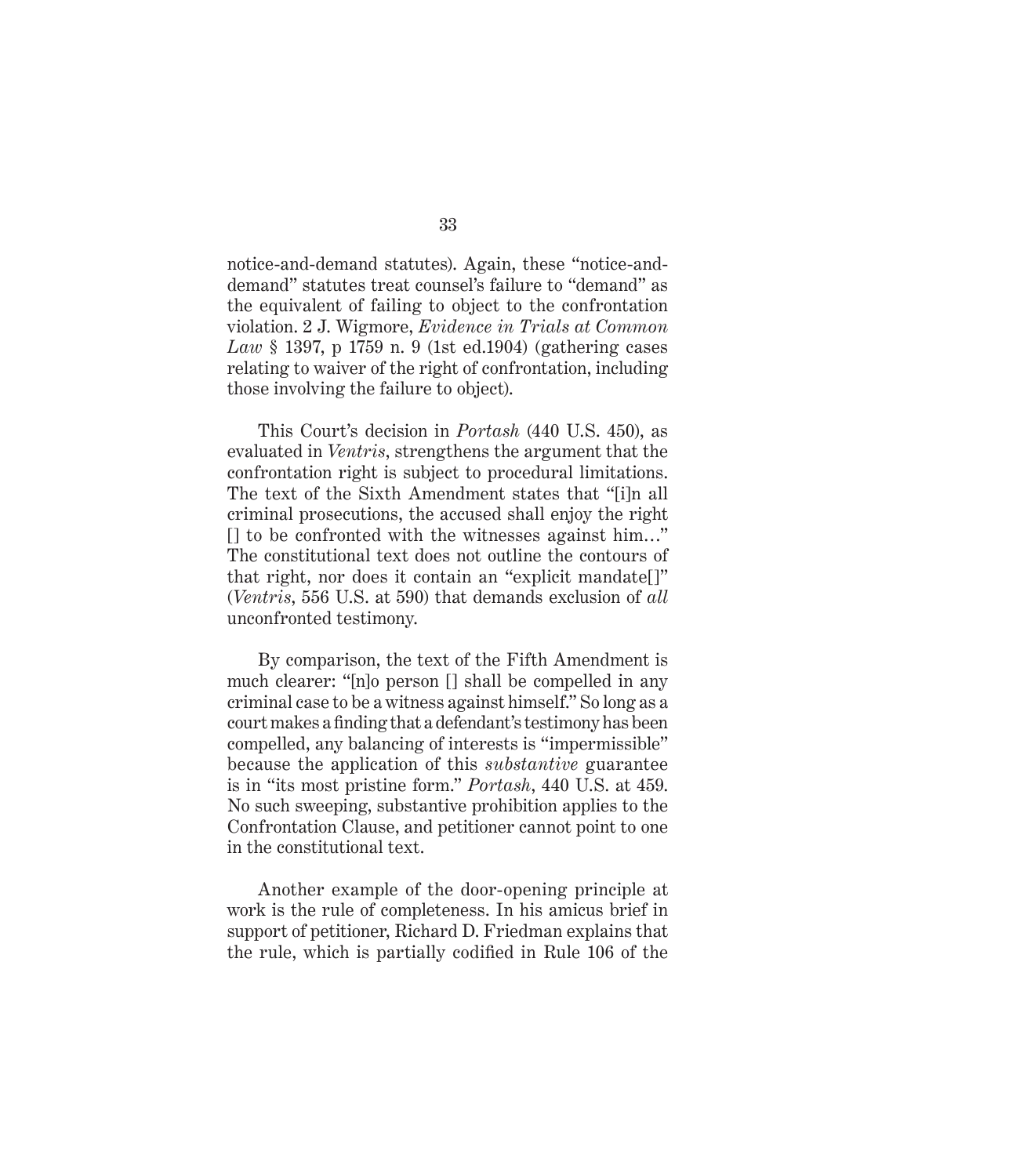notice-and-demand statutes). Again, these "notice-and-demand" statutes treat counsel's failure to "demand" as the equivalent of failing to object to the confrontation violation. 2 J. Wigmore, *Evidence in Trials at Common Law* § 1397, p 1759 n. 9 (1st ed.1904) (gathering cases relating to waiver of the right of confrontation, including those involving the failure to object).

This Court's decision in *Portash* (440 U.S. 450), as evaluated in *Ventris*, strengthens the argument that the confrontation right is subject to procedural limitations. The text of the Sixth Amendment states that "[i]n all criminal prosecutions, the accused shall enjoy the right [] to be confronted with the witnesses against him…" The constitutional text does not outline the contours of that right, nor does it contain an "explicit mandate[]" (*Ventris*, 556 U.S. at 590) that demands exclusion of *all* unconfronted testimony.

By comparison, the text of the Fifth Amendment is much clearer: "[n]o person [] shall be compelled in any criminal case to be a witness against himself." So long as a court makes a finding that a defendant's testimony has been compelled, any balancing of interests is "impermissible" because the application of this *substantive* guarantee is in "its most pristine form." *Portash*, 440 U.S. at 459. No such sweeping, substantive prohibition applies to the Confrontation Clause, and petitioner cannot point to one in the constitutional text.

Another example of the door-opening principle at work is the rule of completeness. In his amicus brief in support of petitioner, Richard D. Friedman explains that the rule, which is partially codified in Rule 106 of the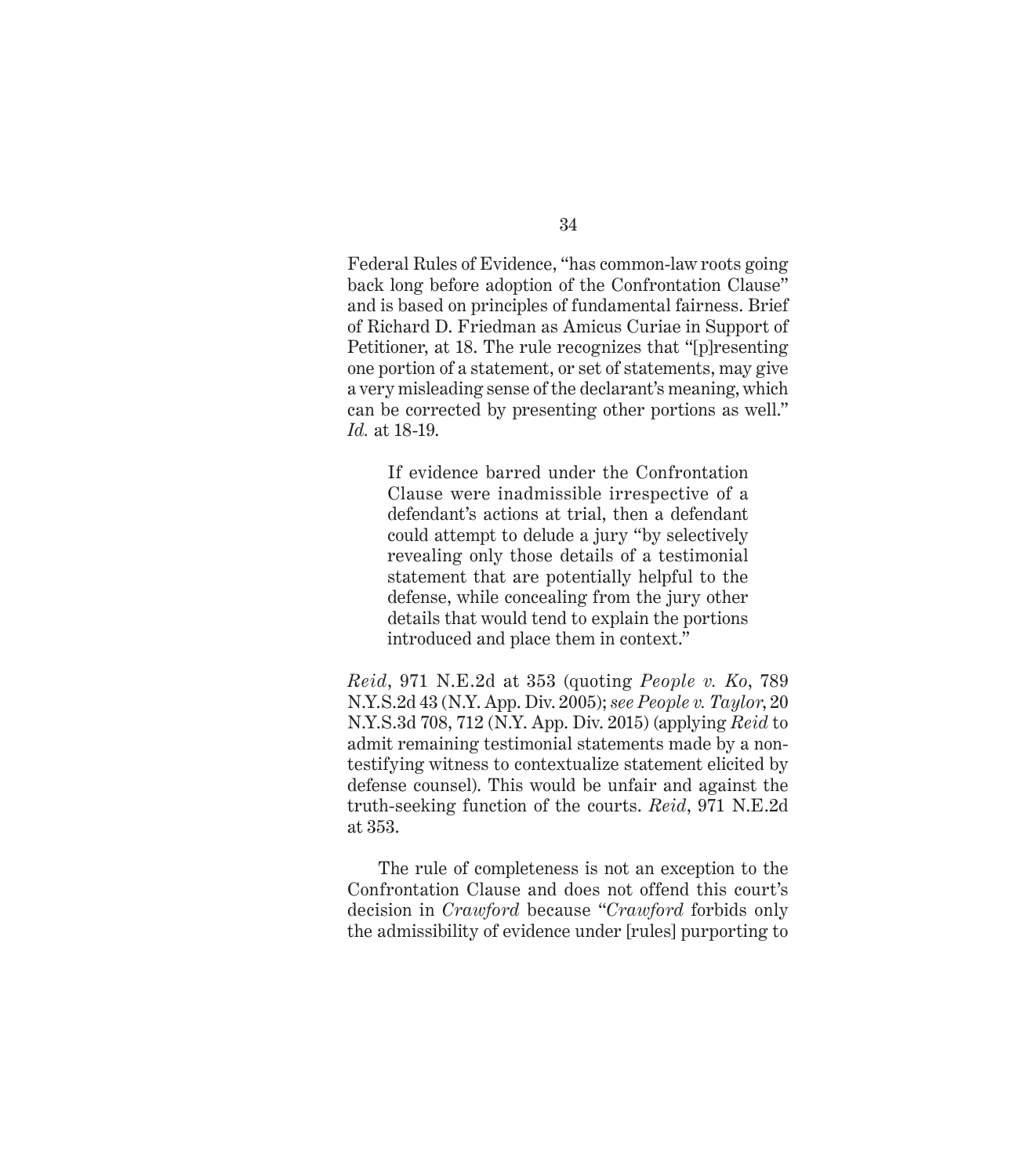Federal Rules of Evidence, "has common-law roots going back long before adoption of the Confrontation Clause" and is based on principles of fundamental fairness. Brief of Richard D. Friedman as Amicus Curiae in Support of Petitioner, at 18. The rule recognizes that "[p]resenting one portion of a statement, or set of statements, may give a very misleading sense of the declarant's meaning, which can be corrected by presenting other portions as well." *Id.* at 18-19.

> If evidence barred under the Confrontation Clause were inadmissible irrespective of a defendant's actions at trial, then a defendant could attempt to delude a jury "by selectively revealing only those details of a testimonial statement that are potentially helpful to the defense, while concealing from the jury other details that would tend to explain the portions introduced and place them in context."

*Reid*, 971 N.E.2d at 353 (quoting *People v. Ko*, 789 N.Y.S.2d 43 (N.Y. App. Div. 2005); *see People v. Taylor*, 20 N.Y.S.3d 708, 712 (N.Y. App. Div. 2015) (applying *Reid* to admit remaining testimonial statements made by a non-testifying witness to contextualize statement elicited by defense counsel). This would be unfair and against the truth-seeking function of the courts. *Reid*, 971 N.E.2d at 353.

The rule of completeness is not an exception to the Confrontation Clause and does not offend this court's decision in *Crawford* because "*Crawford* forbids only the admissibility of evidence under [rules] purporting to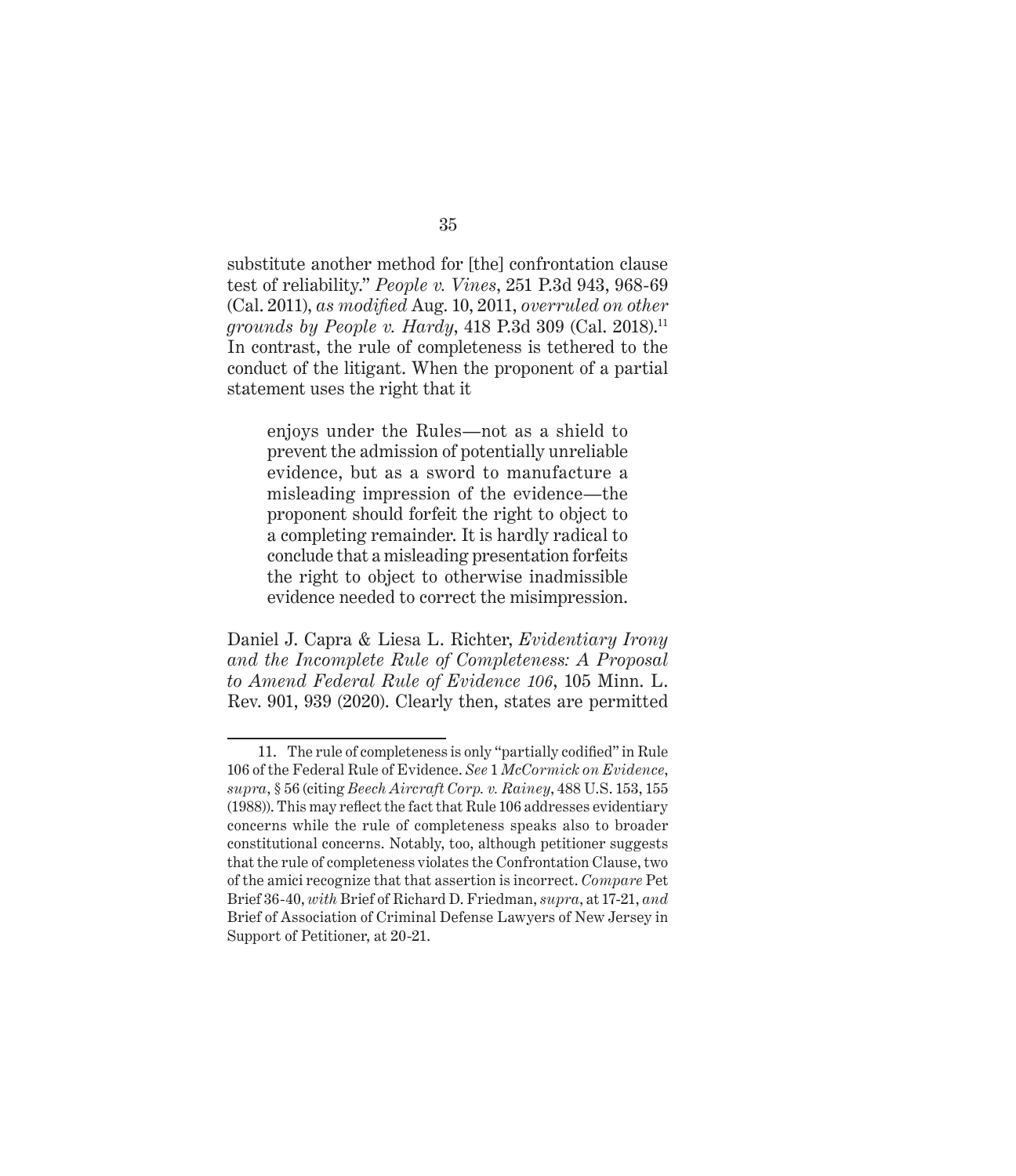substitute another method for [the] confrontation clause test of reliability." *People v. Vines*, 251 P.3d 943, 968-69 (Cal. 2011), *as modified* Aug. 10, 2011, *overruled on other grounds by People v. Hardy*, 418 P.3d 309 (Cal. 2018).[11] In contrast, the rule of completeness is tethered to the conduct of the litigant. When the proponent of a partial statement uses the right that it

> enjoys under the Rules—not as a shield to prevent the admission of potentially unreliable evidence, but as a sword to manufacture a misleading impression of the evidence—the proponent should forfeit the right to object to a completing remainder. It is hardly radical to conclude that a misleading presentation forfeits the right to object to otherwise inadmissible evidence needed to correct the misimpression.

Daniel J. Capra & Liesa L. Richter, *Evidentiary Irony and the Incomplete Rule of Completeness: A Proposal to Amend Federal Rule of Evidence 106*, 105 Minn. L. Rev. 901, 939 (2020). Clearly then, states are permitted

---

11. The rule of completeness is only "partially codified" in Rule 106 of the Federal Rule of Evidence. *See* 1 *McCormick on Evidence*, *supra*, § 56 (citing *Beech Aircraft Corp. v. Rainey*, 488 U.S. 153, 155 (1988)). This may reflect the fact that Rule 106 addresses evidentiary concerns while the rule of completeness speaks also to broader constitutional concerns. Notably, too, although petitioner suggests that the rule of completeness violates the Confrontation Clause, two of the amici recognize that that assertion is incorrect. *Compare* Pet Brief 36-40, *with* Brief of Richard D. Friedman, *supra*, at 17-21, *and* Brief of Association of Criminal Defense Lawyers of New Jersey in Support of Petitioner, at 20-21.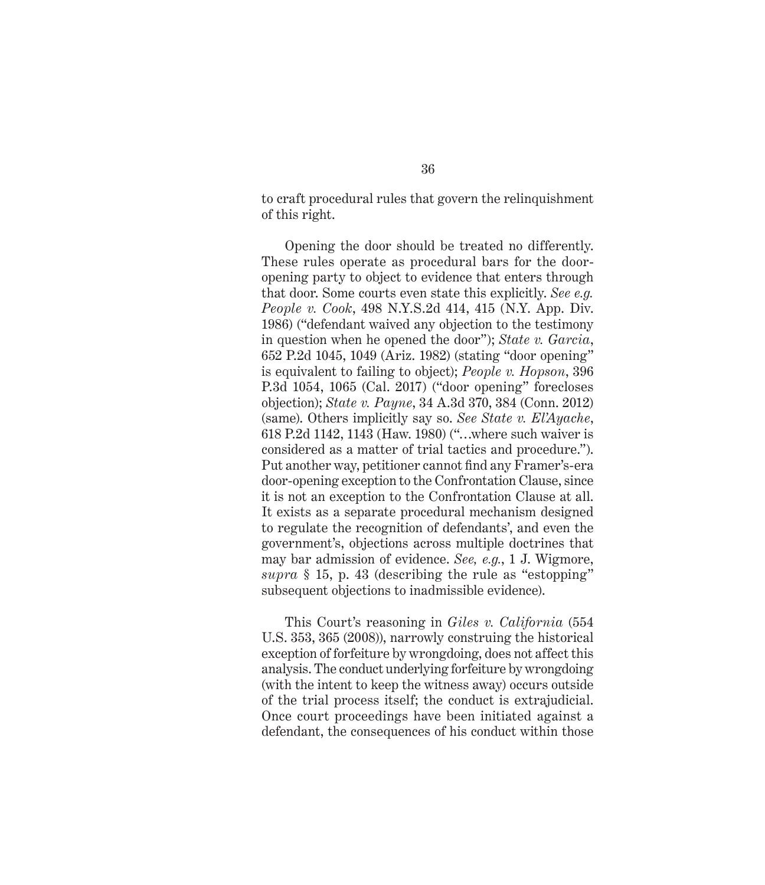to craft procedural rules that govern the relinquishment of this right.

Opening the door should be treated no differently. These rules operate as procedural bars for the door-opening party to object to evidence that enters through that door. Some courts even state this explicitly. *See e.g. People v. Cook*, 498 N.Y.S.2d 414, 415 (N.Y. App. Div. 1986) ("defendant waived any objection to the testimony in question when he opened the door"); *State v. Garcia*, 652 P.2d 1045, 1049 (Ariz. 1982) (stating "door opening" is equivalent to failing to object); *People v. Hopson*, 396 P.3d 1054, 1065 (Cal. 2017) ("door opening" forecloses objection); *State v. Payne*, 34 A.3d 370, 384 (Conn. 2012) (same). Others implicitly say so. *See State v. El'Ayache*, 618 P.2d 1142, 1143 (Haw. 1980) ("…where such waiver is considered as a matter of trial tactics and procedure."). Put another way, petitioner cannot find any Framer's-era door-opening exception to the Confrontation Clause, since it is not an exception to the Confrontation Clause at all. It exists as a separate procedural mechanism designed to regulate the recognition of defendants', and even the government's, objections across multiple doctrines that may bar admission of evidence. *See, e.g.*, 1 J. Wigmore, *supra* § 15, p. 43 (describing the rule as "estopping" subsequent objections to inadmissible evidence).

This Court's reasoning in *Giles v. California* (554 U.S. 353, 365 (2008)), narrowly construing the historical exception of forfeiture by wrongdoing, does not affect this analysis. The conduct underlying forfeiture by wrongdoing (with the intent to keep the witness away) occurs outside of the trial process itself; the conduct is extrajudicial. Once court proceedings have been initiated against a defendant, the consequences of his conduct within those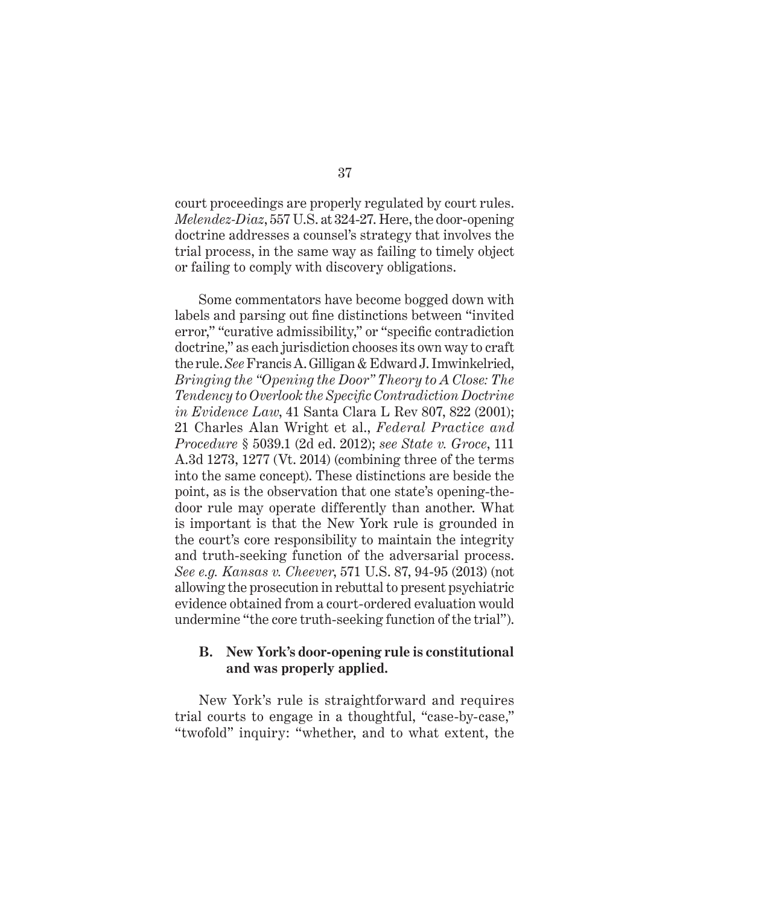court proceedings are properly regulated by court rules. *Melendez-Diaz*, 557 U.S. at 324-27. Here, the door-opening doctrine addresses a counsel's strategy that involves the trial process, in the same way as failing to timely object or failing to comply with discovery obligations.

Some commentators have become bogged down with labels and parsing out fine distinctions between "invited error," "curative admissibility," or "specific contradiction doctrine," as each jurisdiction chooses its own way to craft the rule. *See* Francis A. Gilligan & Edward J. Imwinkelried, *Bringing the "Opening the Door" Theory to A Close: The Tendency to Overlook the Specific Contradiction Doctrine in Evidence Law*, 41 Santa Clara L Rev 807, 822 (2001); 21 Charles Alan Wright et al., *Federal Practice and Procedure* § 5039.1 (2d ed. 2012); *see State v. Groce*, 111 A.3d 1273, 1277 (Vt. 2014) (combining three of the terms into the same concept). These distinctions are beside the point, as is the observation that one state's opening-the-door rule may operate differently than another. What is important is that the New York rule is grounded in the court's core responsibility to maintain the integrity and truth-seeking function of the adversarial process. *See e.g. Kansas v. Cheever*, 571 U.S. 87, 94-95 (2013) (not allowing the prosecution in rebuttal to present psychiatric evidence obtained from a court-ordered evaluation would undermine "the core truth-seeking function of the trial").

### B. New York's door-opening rule is constitutional and was properly applied.

New York's rule is straightforward and requires trial courts to engage in a thoughtful, "case-by-case," "twofold" inquiry: "whether, and to what extent, the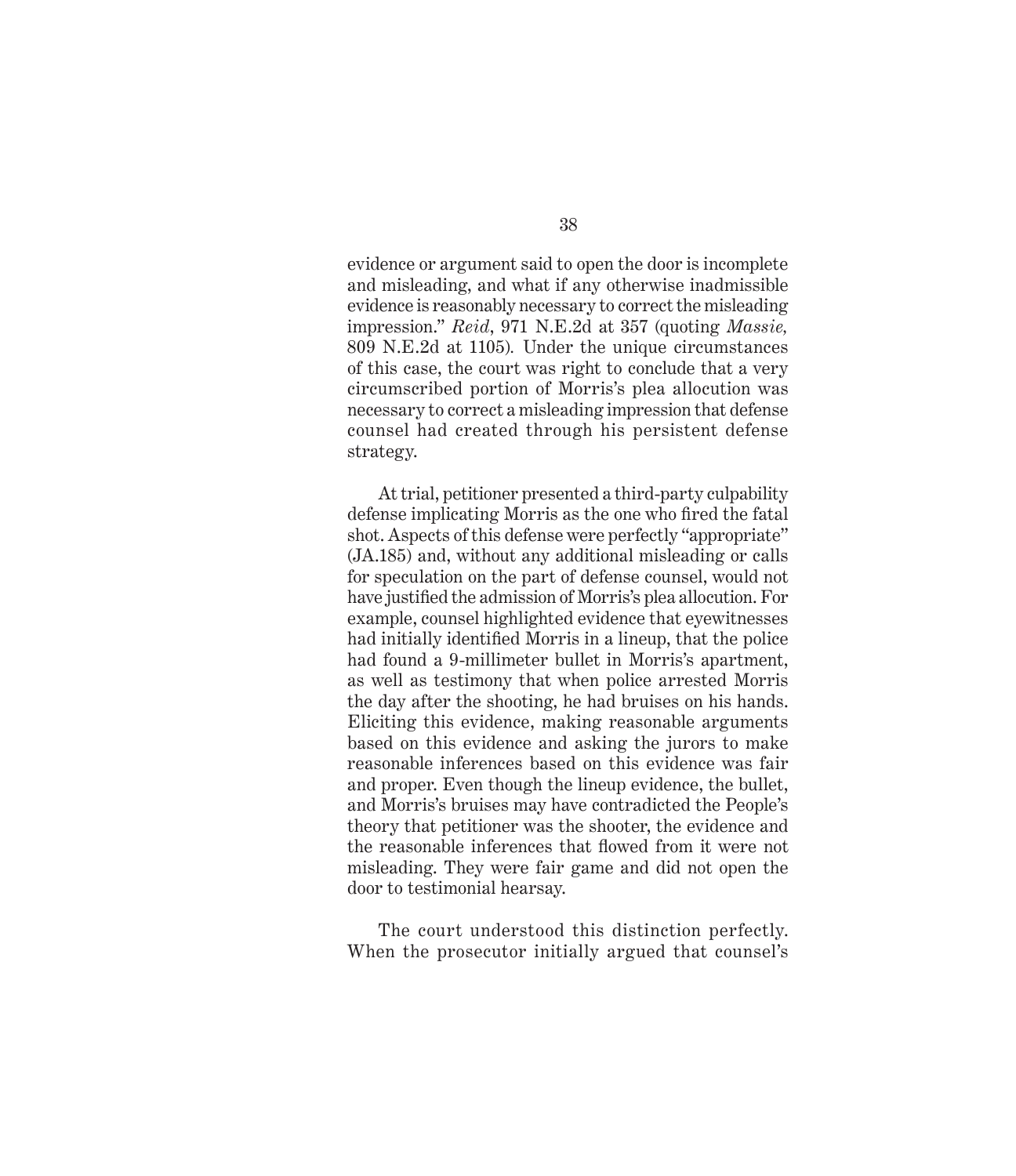evidence or argument said to open the door is incomplete and misleading, and what if any otherwise inadmissible evidence is reasonably necessary to correct the misleading impression." *Reid*, 971 N.E.2d at 357 (quoting *Massie,* 809 N.E.2d at 1105). Under the unique circumstances of this case, the court was right to conclude that a very circumscribed portion of Morris's plea allocution was necessary to correct a misleading impression that defense counsel had created through his persistent defense strategy.

At trial, petitioner presented a third-party culpability defense implicating Morris as the one who fired the fatal shot. Aspects of this defense were perfectly "appropriate" (JA.185) and, without any additional misleading or calls for speculation on the part of defense counsel, would not have justified the admission of Morris's plea allocution. For example, counsel highlighted evidence that eyewitnesses had initially identified Morris in a lineup, that the police had found a 9-millimeter bullet in Morris's apartment, as well as testimony that when police arrested Morris the day after the shooting, he had bruises on his hands. Eliciting this evidence, making reasonable arguments based on this evidence and asking the jurors to make reasonable inferences based on this evidence was fair and proper. Even though the lineup evidence, the bullet, and Morris's bruises may have contradicted the People's theory that petitioner was the shooter, the evidence and the reasonable inferences that flowed from it were not misleading. They were fair game and did not open the door to testimonial hearsay.

The court understood this distinction perfectly. When the prosecutor initially argued that counsel's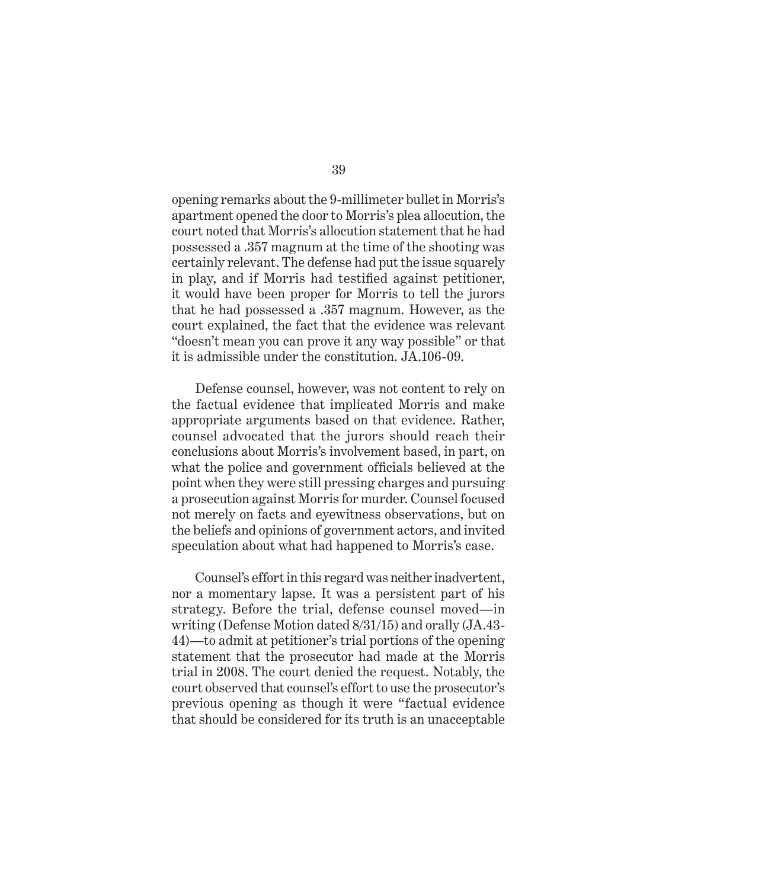opening remarks about the 9-millimeter bullet in Morris's apartment opened the door to Morris's plea allocution, the court noted that Morris's allocution statement that he had possessed a .357 magnum at the time of the shooting was certainly relevant. The defense had put the issue squarely in play, and if Morris had testified against petitioner, it would have been proper for Morris to tell the jurors that he had possessed a .357 magnum. However, as the court explained, the fact that the evidence was relevant "doesn't mean you can prove it any way possible" or that it is admissible under the constitution. JA.106-09.

Defense counsel, however, was not content to rely on the factual evidence that implicated Morris and make appropriate arguments based on that evidence. Rather, counsel advocated that the jurors should reach their conclusions about Morris's involvement based, in part, on what the police and government officials believed at the point when they were still pressing charges and pursuing a prosecution against Morris for murder. Counsel focused not merely on facts and eyewitness observations, but on the beliefs and opinions of government actors, and invited speculation about what had happened to Morris's case.

Counsel's effort in this regard was neither inadvertent, nor a momentary lapse. It was a persistent part of his strategy. Before the trial, defense counsel moved—in writing (Defense Motion dated 8/31/15) and orally (JA.43-44)—to admit at petitioner's trial portions of the opening statement that the prosecutor had made at the Morris trial in 2008. The court denied the request. Notably, the court observed that counsel's effort to use the prosecutor's previous opening as though it were "factual evidence that should be considered for its truth is an unacceptable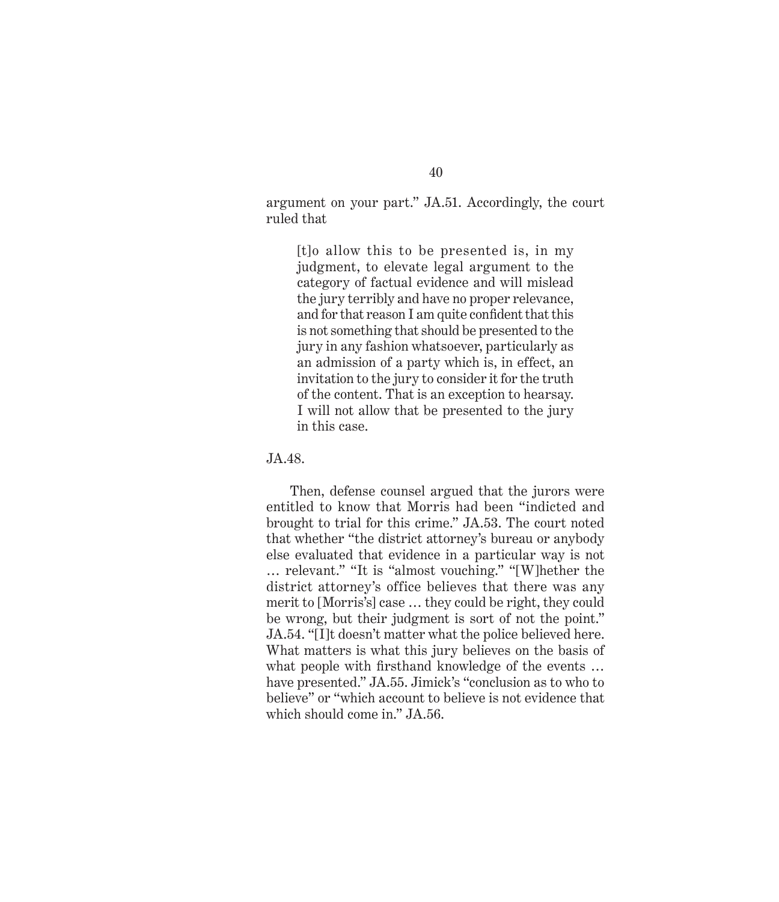argument on your part." JA.51. Accordingly, the court ruled that

> [t]o allow this to be presented is, in my judgment, to elevate legal argument to the category of factual evidence and will mislead the jury terribly and have no proper relevance, and for that reason I am quite confident that this is not something that should be presented to the jury in any fashion whatsoever, particularly as an admission of a party which is, in effect, an invitation to the jury to consider it for the truth of the content. That is an exception to hearsay. I will not allow that be presented to the jury in this case.

JA.48.

Then, defense counsel argued that the jurors were entitled to know that Morris had been "indicted and brought to trial for this crime." JA.53. The court noted that whether "the district attorney's bureau or anybody else evaluated that evidence in a particular way is not … relevant." "It is "almost vouching." "[W]hether the district attorney's office believes that there was any merit to [Morris's] case … they could be right, they could be wrong, but their judgment is sort of not the point." JA.54. "[I]t doesn't matter what the police believed here. What matters is what this jury believes on the basis of what people with firsthand knowledge of the events … have presented." JA.55. Jimick's "conclusion as to who to believe" or "which account to believe is not evidence that which should come in." JA.56.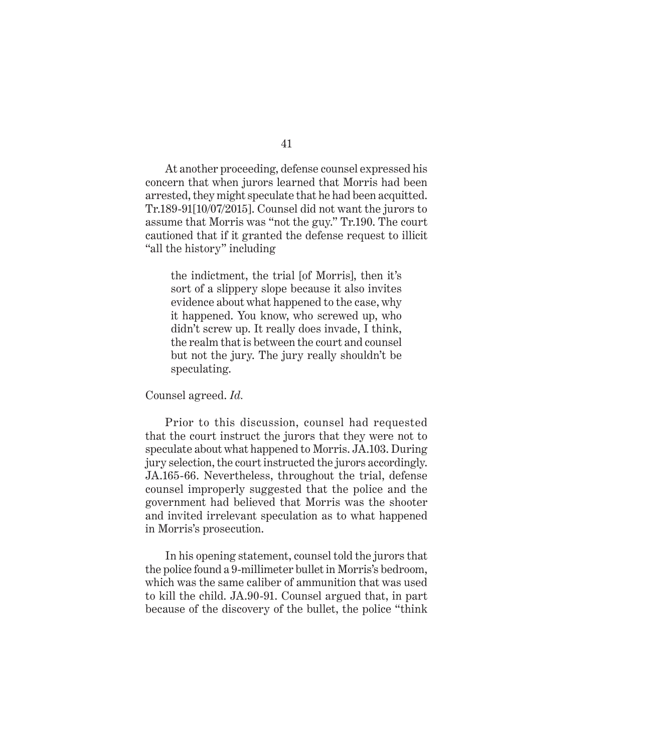At another proceeding, defense counsel expressed his concern that when jurors learned that Morris had been arrested, they might speculate that he had been acquitted. Tr.189-91[10/07/2015]. Counsel did not want the jurors to assume that Morris was "not the guy." Tr.190. The court cautioned that if it granted the defense request to illicit "all the history" including

> the indictment, the trial [of Morris], then it's sort of a slippery slope because it also invites evidence about what happened to the case, why it happened. You know, who screwed up, who didn't screw up. It really does invade, I think, the realm that is between the court and counsel but not the jury. The jury really shouldn't be speculating.

Counsel agreed. *Id.*

Prior to this discussion, counsel had requested that the court instruct the jurors that they were not to speculate about what happened to Morris. JA.103. During jury selection, the court instructed the jurors accordingly. JA.165-66. Nevertheless, throughout the trial, defense counsel improperly suggested that the police and the government had believed that Morris was the shooter and invited irrelevant speculation as to what happened in Morris's prosecution.

In his opening statement, counsel told the jurors that the police found a 9-millimeter bullet in Morris's bedroom, which was the same caliber of ammunition that was used to kill the child. JA.90-91. Counsel argued that, in part because of the discovery of the bullet, the police "think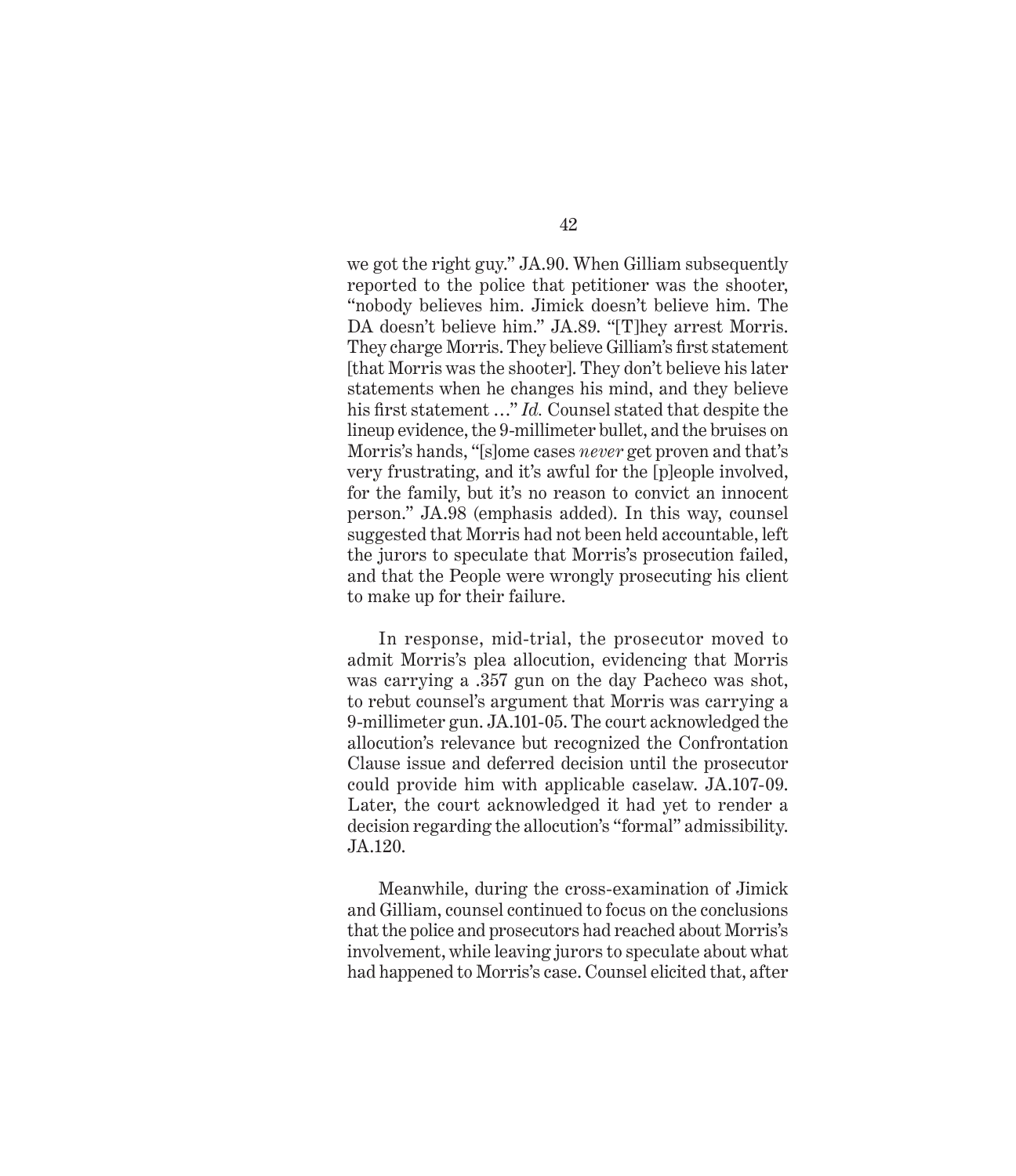we got the right guy." JA.90. When Gilliam subsequently reported to the police that petitioner was the shooter, "nobody believes him. Jimick doesn't believe him. The DA doesn't believe him." JA.89. "[T]hey arrest Morris. They charge Morris. They believe Gilliam's first statement [that Morris was the shooter]. They don't believe his later statements when he changes his mind, and they believe his first statement …" *Id.* Counsel stated that despite the lineup evidence, the 9-millimeter bullet, and the bruises on Morris's hands, "[s]ome cases *never* get proven and that's very frustrating, and it's awful for the [p]eople involved, for the family, but it's no reason to convict an innocent person." JA.98 (emphasis added). In this way, counsel suggested that Morris had not been held accountable, left the jurors to speculate that Morris's prosecution failed, and that the People were wrongly prosecuting his client to make up for their failure.

In response, mid-trial, the prosecutor moved to admit Morris's plea allocution, evidencing that Morris was carrying a .357 gun on the day Pacheco was shot, to rebut counsel's argument that Morris was carrying a 9-millimeter gun. JA.101-05. The court acknowledged the allocution's relevance but recognized the Confrontation Clause issue and deferred decision until the prosecutor could provide him with applicable caselaw. JA.107-09. Later, the court acknowledged it had yet to render a decision regarding the allocution's "formal" admissibility. JA.120.

Meanwhile, during the cross-examination of Jimick and Gilliam, counsel continued to focus on the conclusions that the police and prosecutors had reached about Morris's involvement, while leaving jurors to speculate about what had happened to Morris's case. Counsel elicited that, after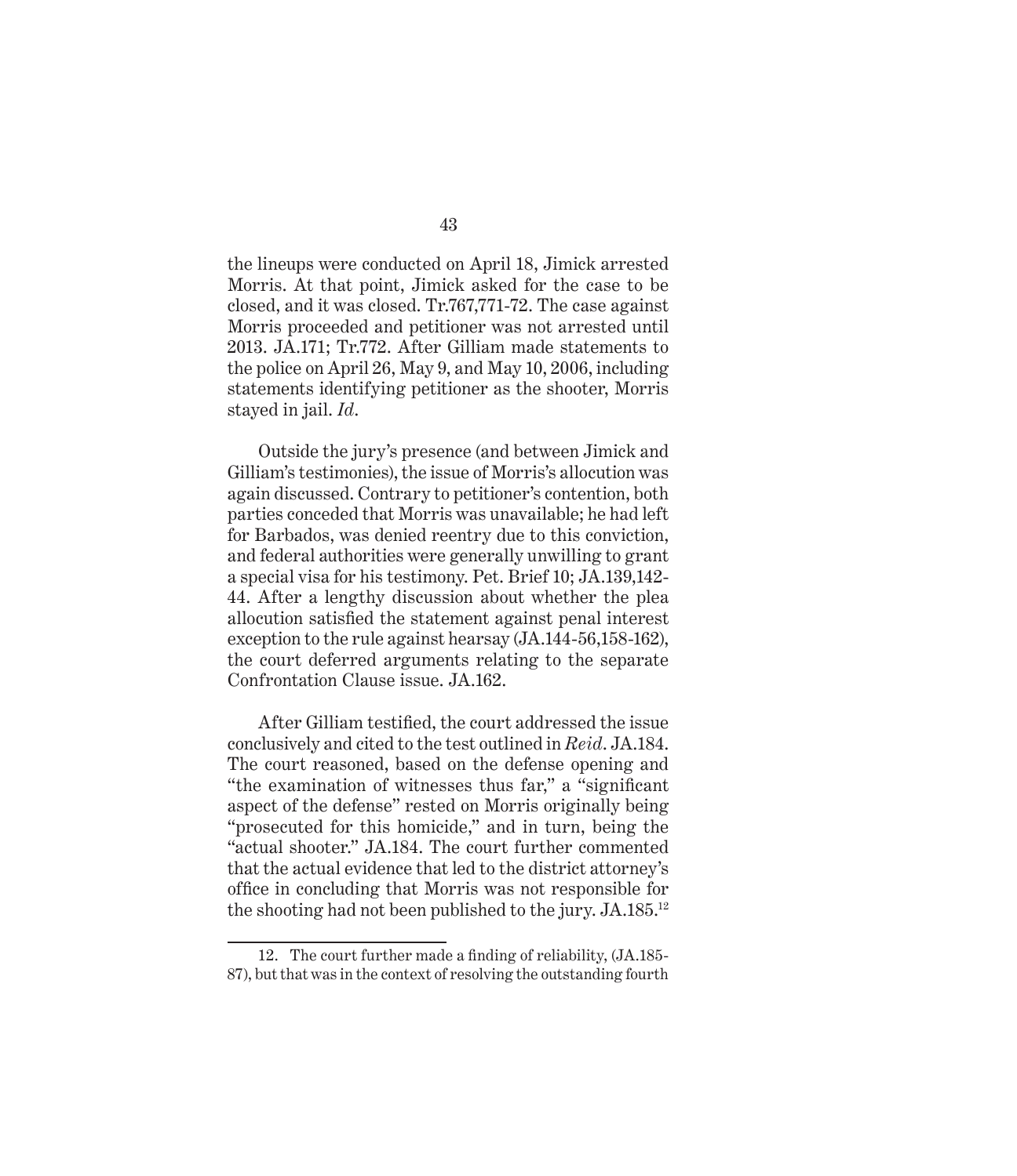the lineups were conducted on April 18, Jimick arrested Morris. At that point, Jimick asked for the case to be closed, and it was closed. Tr.767,771-72. The case against Morris proceeded and petitioner was not arrested until 2013. JA.171; Tr.772. After Gilliam made statements to the police on April 26, May 9, and May 10, 2006, including statements identifying petitioner as the shooter, Morris stayed in jail. *Id*.

Outside the jury's presence (and between Jimick and Gilliam's testimonies), the issue of Morris's allocution was again discussed. Contrary to petitioner's contention, both parties conceded that Morris was unavailable; he had left for Barbados, was denied reentry due to this conviction, and federal authorities were generally unwilling to grant a special visa for his testimony. Pet. Brief 10; JA.139,142-44. After a lengthy discussion about whether the plea allocution satisfied the statement against penal interest exception to the rule against hearsay (JA.144-56,158-162), the court deferred arguments relating to the separate Confrontation Clause issue. JA.162.

After Gilliam testified, the court addressed the issue conclusively and cited to the test outlined in *Reid*. JA.184. The court reasoned, based on the defense opening and "the examination of witnesses thus far," a "significant aspect of the defense" rested on Morris originally being "prosecuted for this homicide," and in turn, being the "actual shooter." JA.184. The court further commented that the actual evidence that led to the district attorney's office in concluding that Morris was not responsible for the shooting had not been published to the jury. JA.185.[12]

---

12. The court further made a finding of reliability, (JA.185-87), but that was in the context of resolving the outstanding fourth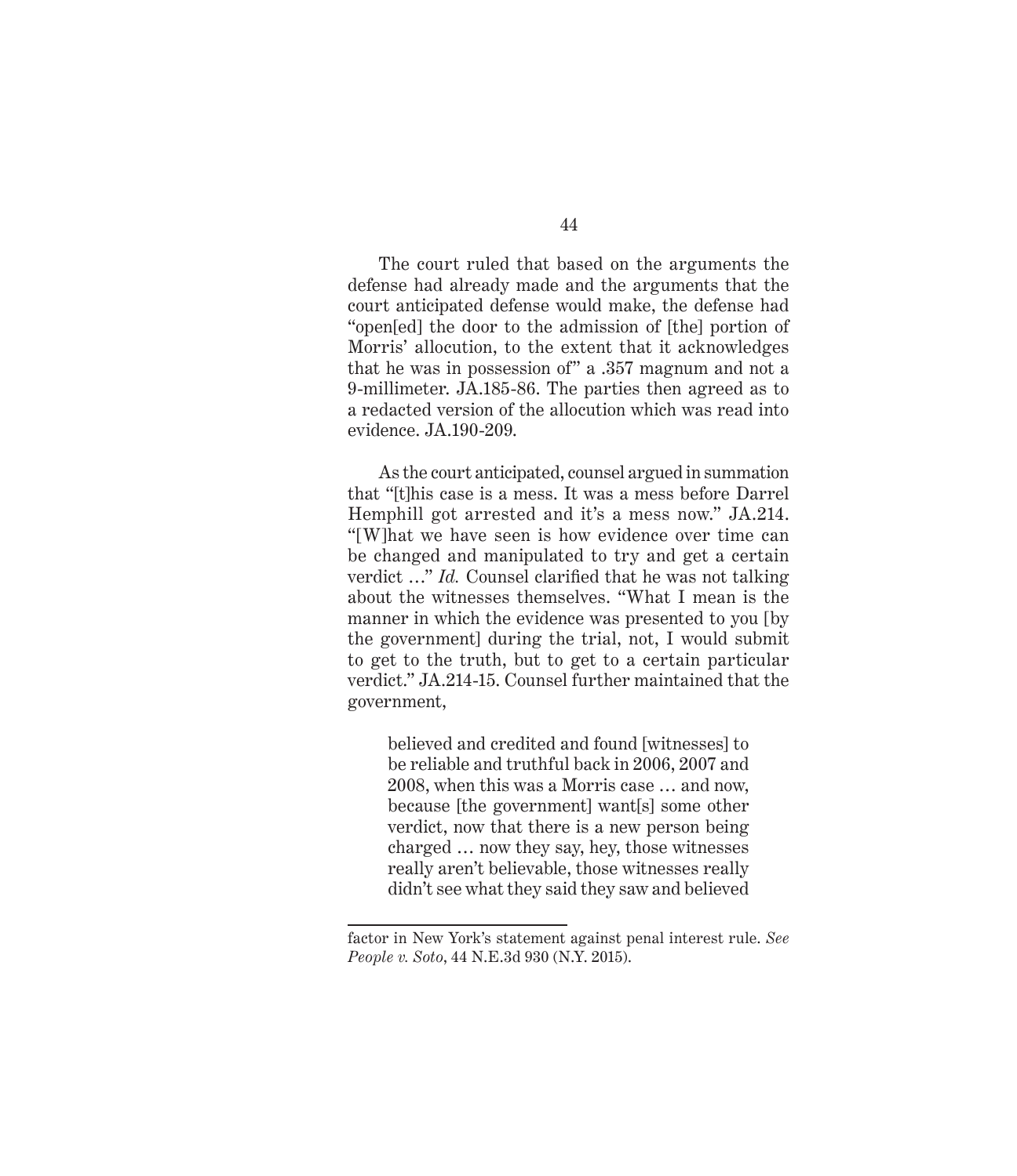The court ruled that based on the arguments the defense had already made and the arguments that the court anticipated defense would make, the defense had "open[ed] the door to the admission of [the] portion of Morris' allocution, to the extent that it acknowledges that he was in possession of" a .357 magnum and not a 9-millimeter. JA.185-86. The parties then agreed as to a redacted version of the allocution which was read into evidence. JA.190-209.

As the court anticipated, counsel argued in summation that "[t]his case is a mess. It was a mess before Darrel Hemphill got arrested and it's a mess now." JA.214. "[W]hat we have seen is how evidence over time can be changed and manipulated to try and get a certain verdict …" *Id.* Counsel clarified that he was not talking about the witnesses themselves. "What I mean is the manner in which the evidence was presented to you [by the government] during the trial, not, I would submit to get to the truth, but to get to a certain particular verdict." JA.214-15. Counsel further maintained that the government,

> believed and credited and found [witnesses] to be reliable and truthful back in 2006, 2007 and 2008, when this was a Morris case … and now, because [the government] want[s] some other verdict, now that there is a new person being charged … now they say, hey, those witnesses really aren't believable, those witnesses really didn't see what they said they saw and believed

---

factor in New York's statement against penal interest rule. *See People v. Soto*, 44 N.E.3d 930 (N.Y. 2015).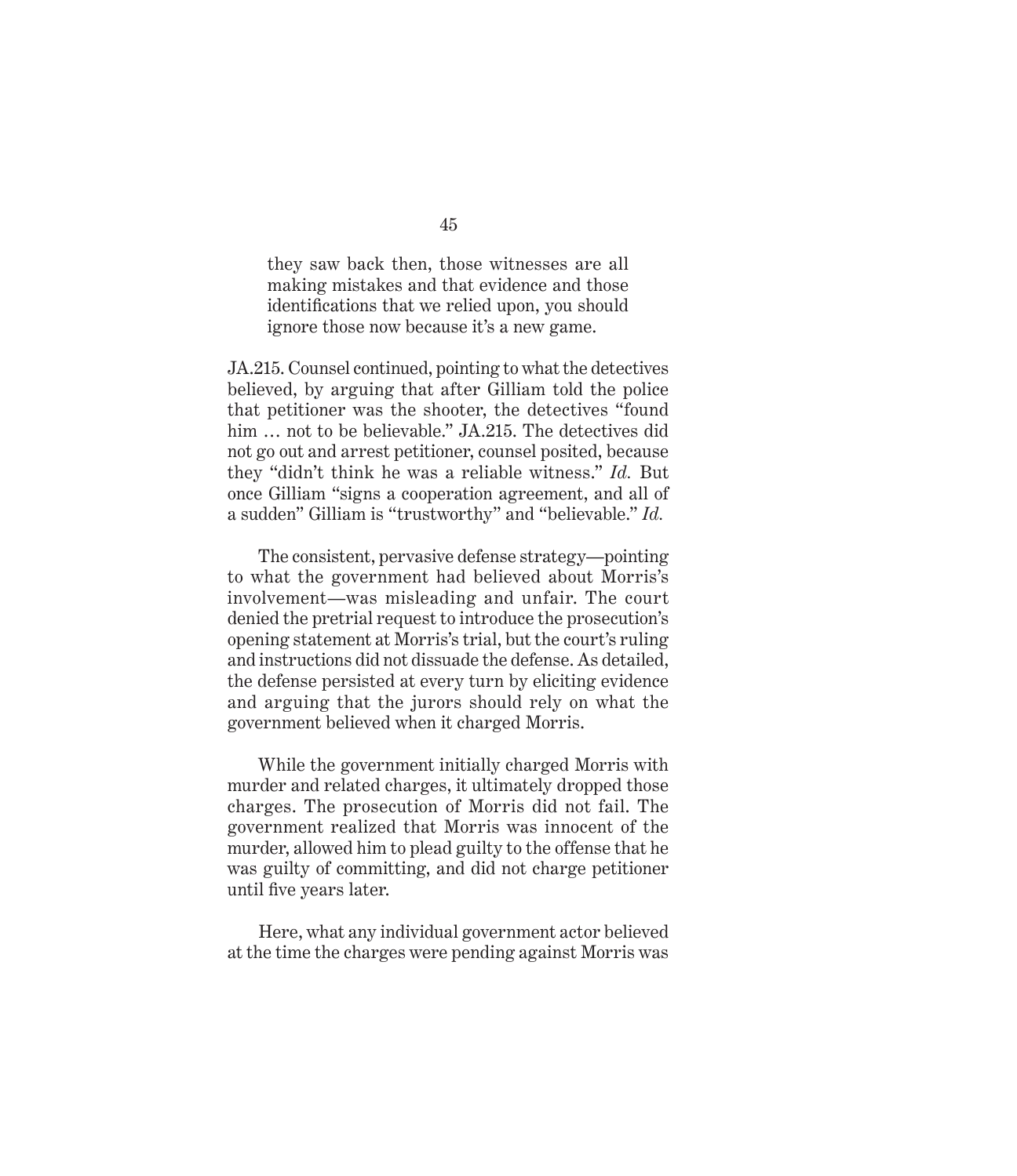> they saw back then, those witnesses are all making mistakes and that evidence and those identifications that we relied upon, you should ignore those now because it's a new game.

JA.215. Counsel continued, pointing to what the detectives believed, by arguing that after Gilliam told the police that petitioner was the shooter, the detectives "found him … not to be believable." JA.215. The detectives did not go out and arrest petitioner, counsel posited, because they "didn't think he was a reliable witness." *Id.* But once Gilliam "signs a cooperation agreement, and all of a sudden" Gilliam is "trustworthy" and "believable." *Id.*

The consistent, pervasive defense strategy—pointing to what the government had believed about Morris's involvement—was misleading and unfair. The court denied the pretrial request to introduce the prosecution's opening statement at Morris's trial, but the court's ruling and instructions did not dissuade the defense. As detailed, the defense persisted at every turn by eliciting evidence and arguing that the jurors should rely on what the government believed when it charged Morris.

While the government initially charged Morris with murder and related charges, it ultimately dropped those charges. The prosecution of Morris did not fail. The government realized that Morris was innocent of the murder, allowed him to plead guilty to the offense that he was guilty of committing, and did not charge petitioner until five years later.

Here, what any individual government actor believed at the time the charges were pending against Morris was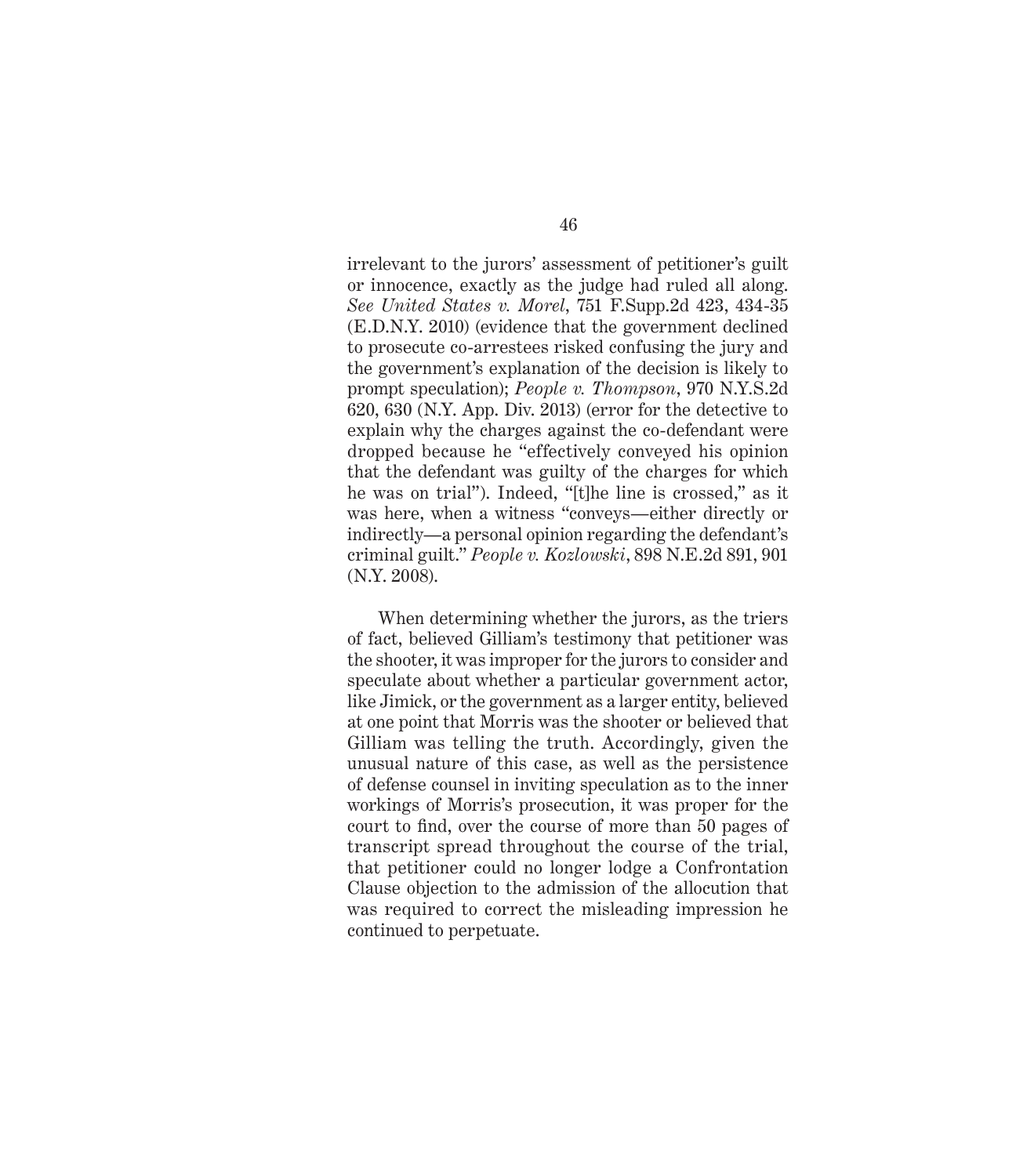irrelevant to the jurors' assessment of petitioner's guilt or innocence, exactly as the judge had ruled all along. *See United States v. Morel*, 751 F.Supp.2d 423, 434-35 (E.D.N.Y. 2010) (evidence that the government declined to prosecute co-arrestees risked confusing the jury and the government's explanation of the decision is likely to prompt speculation); *People v. Thompson*, 970 N.Y.S.2d 620, 630 (N.Y. App. Div. 2013) (error for the detective to explain why the charges against the co-defendant were dropped because he "effectively conveyed his opinion that the defendant was guilty of the charges for which he was on trial"). Indeed, "[t]he line is crossed," as it was here, when a witness "conveys—either directly or indirectly—a personal opinion regarding the defendant's criminal guilt." *People v. Kozlowski*, 898 N.E.2d 891, 901 (N.Y. 2008).

When determining whether the jurors, as the triers of fact, believed Gilliam's testimony that petitioner was the shooter, it was improper for the jurors to consider and speculate about whether a particular government actor, like Jimick, or the government as a larger entity, believed at one point that Morris was the shooter or believed that Gilliam was telling the truth. Accordingly, given the unusual nature of this case, as well as the persistence of defense counsel in inviting speculation as to the inner workings of Morris's prosecution, it was proper for the court to find, over the course of more than 50 pages of transcript spread throughout the course of the trial, that petitioner could no longer lodge a Confrontation Clause objection to the admission of the allocution that was required to correct the misleading impression he continued to perpetuate.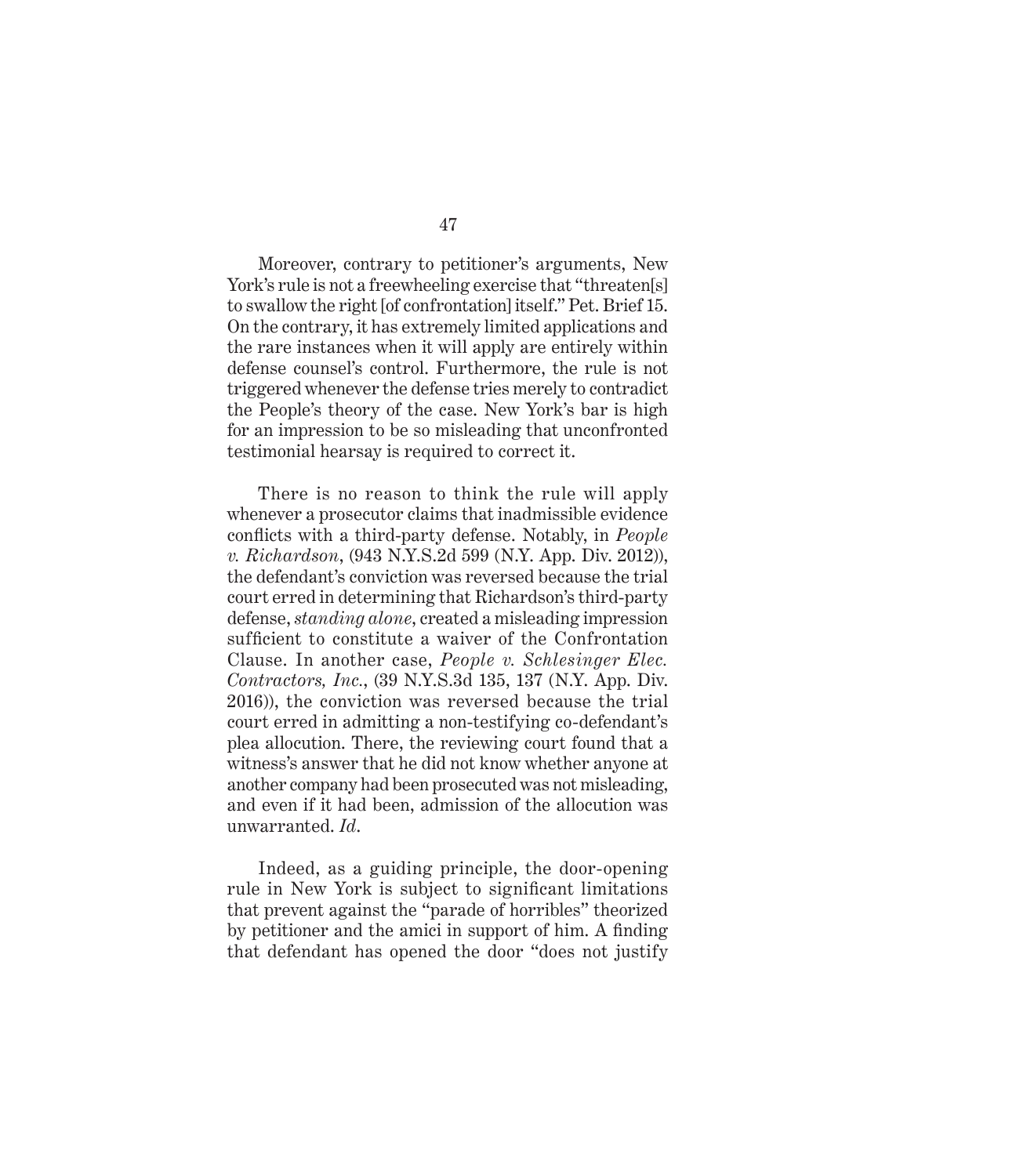Moreover, contrary to petitioner's arguments, New York's rule is not a freewheeling exercise that "threaten[s] to swallow the right [of confrontation] itself." Pet. Brief 15. On the contrary, it has extremely limited applications and the rare instances when it will apply are entirely within defense counsel's control. Furthermore, the rule is not triggered whenever the defense tries merely to contradict the People's theory of the case. New York's bar is high for an impression to be so misleading that unconfronted testimonial hearsay is required to correct it.

There is no reason to think the rule will apply whenever a prosecutor claims that inadmissible evidence conflicts with a third-party defense. Notably, in *People v. Richardson*, (943 N.Y.S.2d 599 (N.Y. App. Div. 2012)), the defendant's conviction was reversed because the trial court erred in determining that Richardson's third-party defense, *standing alone*, created a misleading impression sufficient to constitute a waiver of the Confrontation Clause. In another case, *People v. Schlesinger Elec. Contractors, Inc.*, (39 N.Y.S.3d 135, 137 (N.Y. App. Div. 2016)), the conviction was reversed because the trial court erred in admitting a non-testifying co-defendant's plea allocution. There, the reviewing court found that a witness's answer that he did not know whether anyone at another company had been prosecuted was not misleading, and even if it had been, admission of the allocution was unwarranted. *Id*.

Indeed, as a guiding principle, the door-opening rule in New York is subject to significant limitations that prevent against the "parade of horribles" theorized by petitioner and the amici in support of him. A finding that defendant has opened the door "does not justify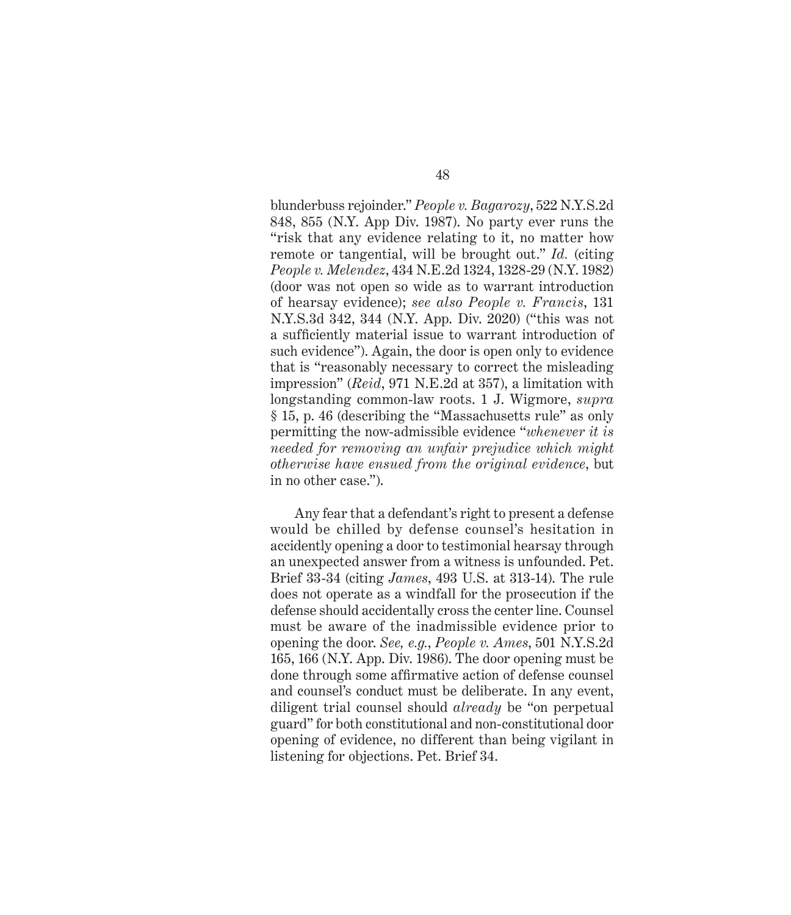blunderbuss rejoinder." *People v. Bagarozy*, 522 N.Y.S.2d 848, 855 (N.Y. App Div. 1987). No party ever runs the "risk that any evidence relating to it, no matter how remote or tangential, will be brought out." *Id.* (citing *People v. Melendez*, 434 N.E.2d 1324, 1328-29 (N.Y. 1982) (door was not open so wide as to warrant introduction of hearsay evidence); *see also People v. Francis*, 131 N.Y.S.3d 342, 344 (N.Y. App. Div. 2020) ("this was not a sufficiently material issue to warrant introduction of such evidence"). Again, the door is open only to evidence that is "reasonably necessary to correct the misleading impression" (*Reid*, 971 N.E.2d at 357), a limitation with longstanding common-law roots. 1 J. Wigmore, *supra* § 15, p. 46 (describing the "Massachusetts rule" as only permitting the now-admissible evidence "*whenever it is needed for removing an unfair prejudice which might otherwise have ensued from the original evidence*, but in no other case.").

Any fear that a defendant's right to present a defense would be chilled by defense counsel's hesitation in accidently opening a door to testimonial hearsay through an unexpected answer from a witness is unfounded. Pet. Brief 33-34 (citing *James*, 493 U.S. at 313-14). The rule does not operate as a windfall for the prosecution if the defense should accidentally cross the center line. Counsel must be aware of the inadmissible evidence prior to opening the door. *See, e.g.*, *People v. Ames*, 501 N.Y.S.2d 165, 166 (N.Y. App. Div. 1986). The door opening must be done through some affirmative action of defense counsel and counsel's conduct must be deliberate. In any event, diligent trial counsel should *already* be "on perpetual guard" for both constitutional and non-constitutional door opening of evidence, no different than being vigilant in listening for objections. Pet. Brief 34.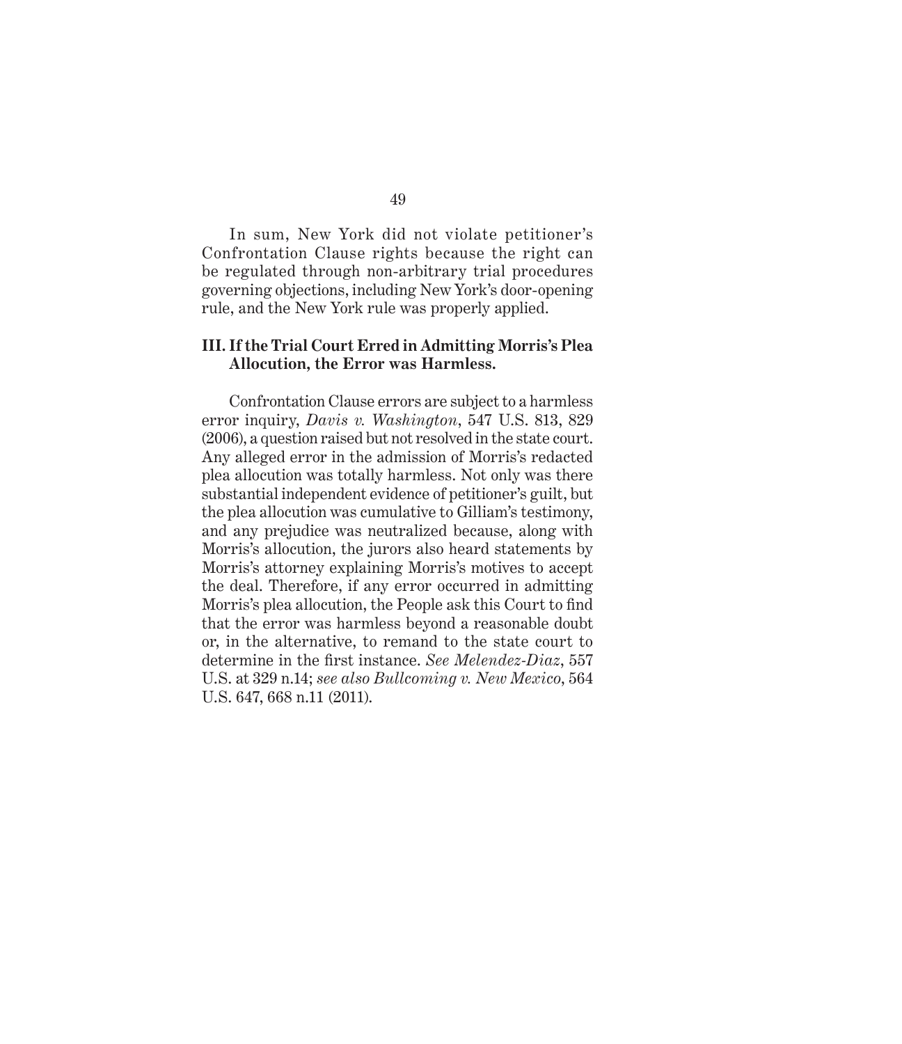In sum, New York did not violate petitioner's Confrontation Clause rights because the right can be regulated through non-arbitrary trial procedures governing objections, including New York's door-opening rule, and the New York rule was properly applied.

## III. If the Trial Court Erred in Admitting Morris's Plea Allocution, the Error was Harmless.

Confrontation Clause errors are subject to a harmless error inquiry, *Davis v. Washington*, 547 U.S. 813, 829 (2006), a question raised but not resolved in the state court. Any alleged error in the admission of Morris's redacted plea allocution was totally harmless. Not only was there substantial independent evidence of petitioner's guilt, but the plea allocution was cumulative to Gilliam's testimony, and any prejudice was neutralized because, along with Morris's allocution, the jurors also heard statements by Morris's attorney explaining Morris's motives to accept the deal. Therefore, if any error occurred in admitting Morris's plea allocution, the People ask this Court to find that the error was harmless beyond a reasonable doubt or, in the alternative, to remand to the state court to determine in the first instance. *See Melendez-Diaz*, 557 U.S. at 329 n.14; *see also Bullcoming v. New Mexico*, 564 U.S. 647, 668 n.11 (2011).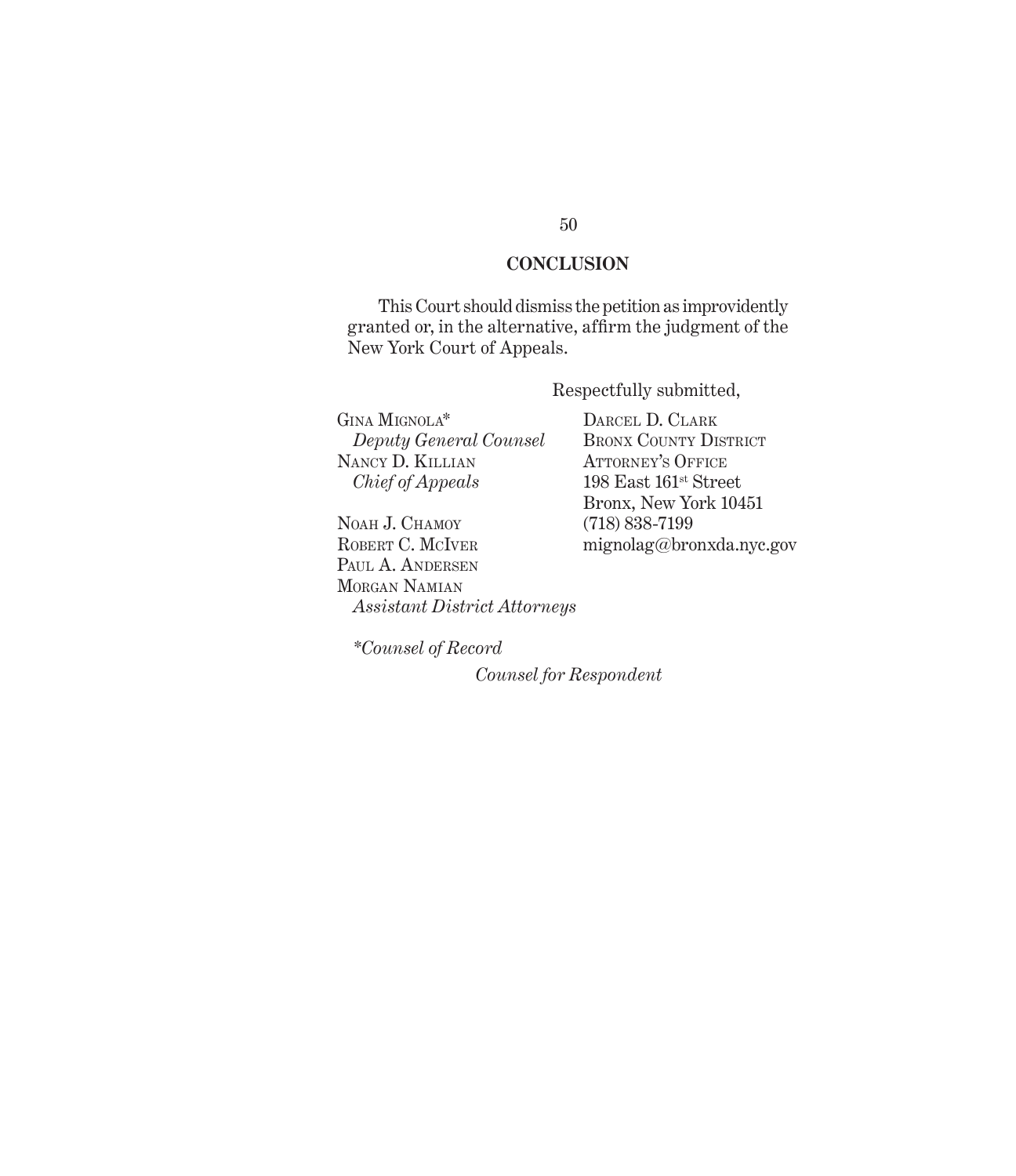## CONCLUSION

This Court should dismiss the petition as improvidently granted or, in the alternative, affirm the judgment of the New York Court of Appeals.

Respectfully submitted,

Gina Mignola*
*Deputy General Counsel*
Nancy D. Killian
*Chief of Appeals*

Noah J. Chamoy
Robert C. McIver
Paul A. Andersen
Morgan Namian
*Assistant District Attorneys*

Darcel D. Clark
Bronx County District Attorney's Office
198 East 161st Street
Bronx, New York 10451
(718) 838-7199
mignolag@bronxda.nyc.gov

*\*Counsel of Record*

*Counsel for Respondent*